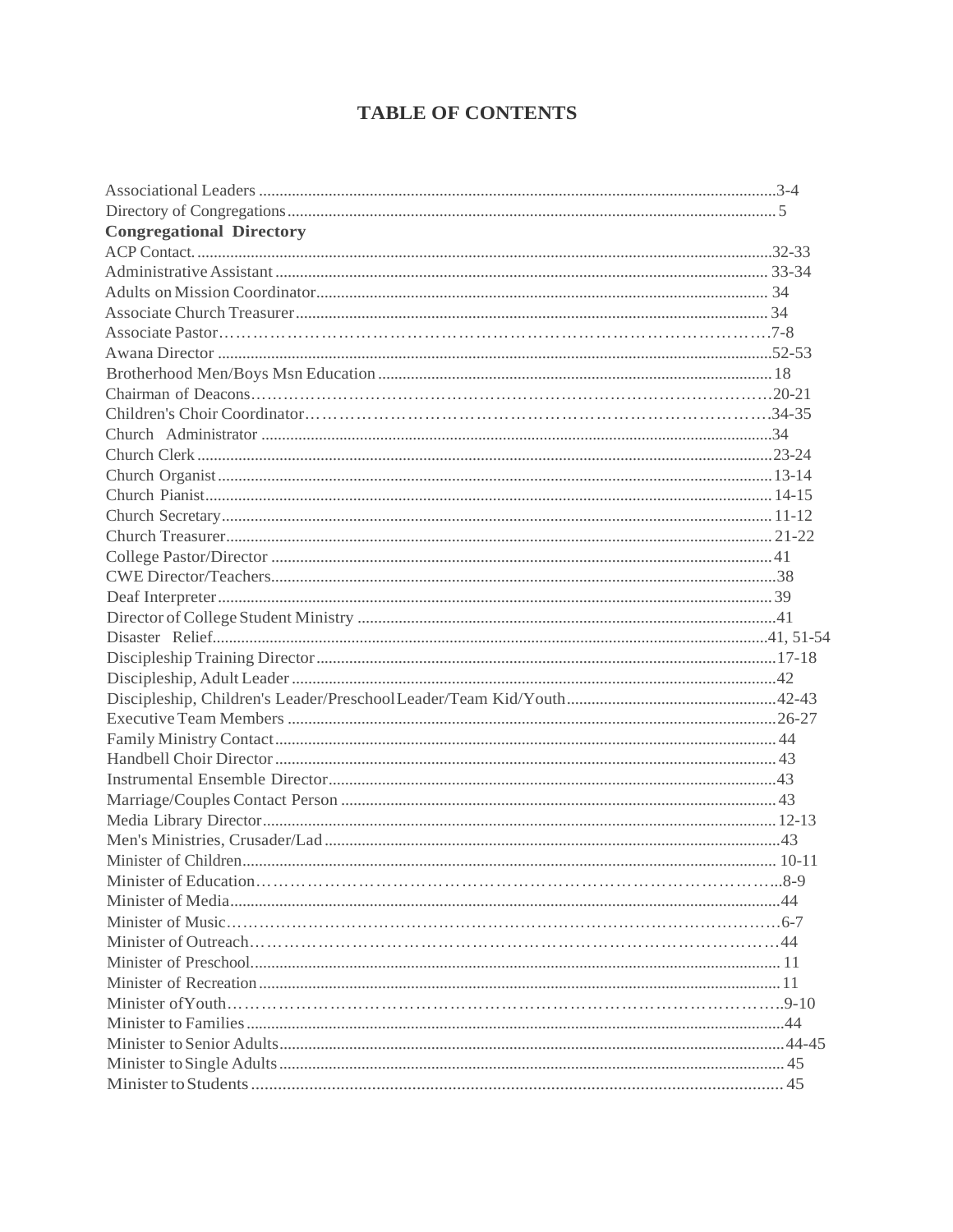# TABLE OF CONTENTS

Associational Leaders .......... 3-4
Directory of Congregations .......... 5

**Congregational Directory**

ACP Contact. .......... 32-33
Administrative Assistant .......... 33-34
Adults on Mission Coordinator .......... 34
Associate Church Treasurer .......... 34
Associate Pastor .......... 7-8
Awana Director .......... 52-53
Brotherhood Men/Boys Msn Education .......... 18
Chairman of Deacons .......... 20-21
Children's Choir Coordinator .......... 34-35
Church Administrator .......... 34
Church Clerk .......... 23-24
Church Organist .......... 13-14
Church Pianist .......... 14-15
Church Secretary .......... 11-12
Church Treasurer .......... 21-22
College Pastor/Director .......... 41
CWE Director/Teachers .......... 38
Deaf Interpreter .......... 39
Director of College Student Ministry .......... 41
Disaster Relief .......... 41, 51-54
Discipleship Training Director .......... 17-18
Discipleship, Adult Leader .......... 42
Discipleship, Children's Leader/Preschool Leader/Team Kid/Youth .......... 42-43
Executive Team Members .......... 26-27
Family Ministry Contact .......... 44
Handbell Choir Director .......... 43
Instrumental Ensemble Director .......... 43
Marriage/Couples Contact Person .......... 43
Media Library Director .......... 12-13
Men's Ministries, Crusader/Lad .......... 43
Minister of Children .......... 10-11
Minister of Education .......... 8-9
Minister of Media .......... 44
Minister of Music .......... 6-7
Minister of Outreach .......... 44
Minister of Preschool .......... 11
Minister of Recreation .......... 11
Minister of Youth .......... 9-10
Minister to Families .......... 44
Minister to Senior Adults .......... 44-45
Minister to Single Adults .......... 45
Minister to Students .......... 45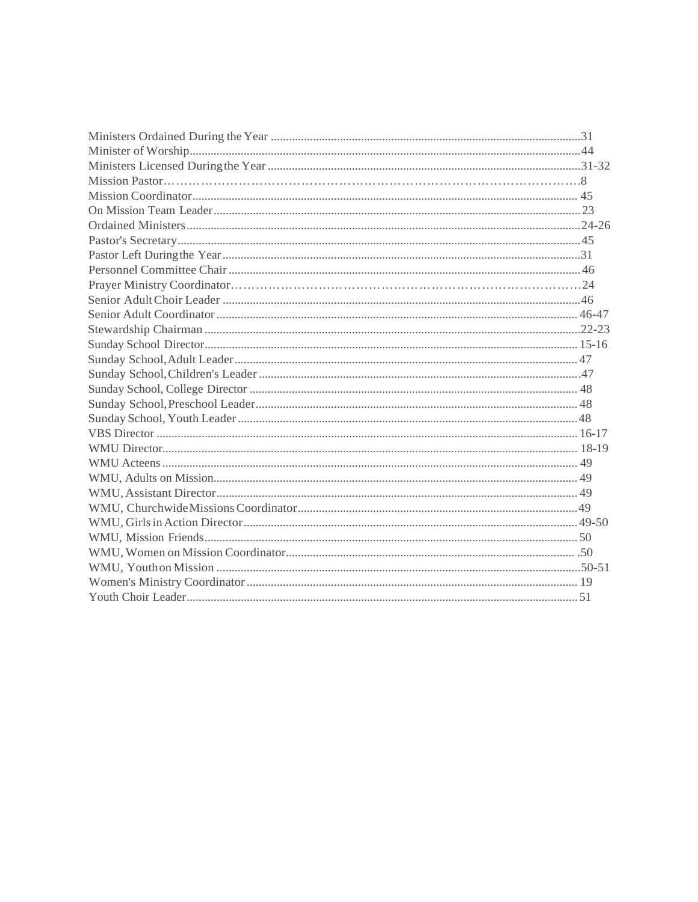Ministers Ordained During the Year ....................................................................................................31
Minister of Worship...............................................................................................................................44
Ministers Licensed During the Year .....................................................................................................31-32
Mission Pastor………………………………………………………………………………………….8
Mission Coordinator............................................................................................................................. 45
On Mission Team Leader......................................................................................................................23
Ordained Ministers................................................................................................................................24-26
Pastor's Secretary...................................................................................................................................45
Pastor Left During the Year....................................................................................................................31
Personnel Committee Chair ...................................................................................................................46
Prayer Ministry Coordinator…………………………………………………………………………24
Senior Adult Choir Leader .....................................................................................................................46
Senior Adult Coordinator ...................................................................................................................... 46-47
Stewardship Chairman ..........................................................................................................................22-23
Sunday School Director......................................................................................................................... 15-16
Sunday School, Adult Leader................................................................................................................ 47
Sunday School, Children's Leader .........................................................................................................47
Sunday School, College Director .......................................................................................................... 48
Sunday School, Preschool Leader.......................................................................................................... 48
Sunday School, Youth Leader ...............................................................................................................48
VBS Director ......................................................................................................................................... 16-17
WMU Director....................................................................................................................................... 18-19
WMU Acteens ....................................................................................................................................... 49
WMU, Adults on Mission...................................................................................................................... 49
WMU, Assistant Director...................................................................................................................... 49
WMU, Churchwide Missions Coordinator............................................................................................49
WMU, Girls in Action Director.............................................................................................................49-50
WMU, Mission Friends.......................................................................................................................... 50
WMU, Women on Mission Coordinator.............................................................................................. .50
WMU, Youth on Mission ......................................................................................................................50-51
Women's Ministry Coordinator ............................................................................................................ 19
Youth Choir Leader...............................................................................................................................51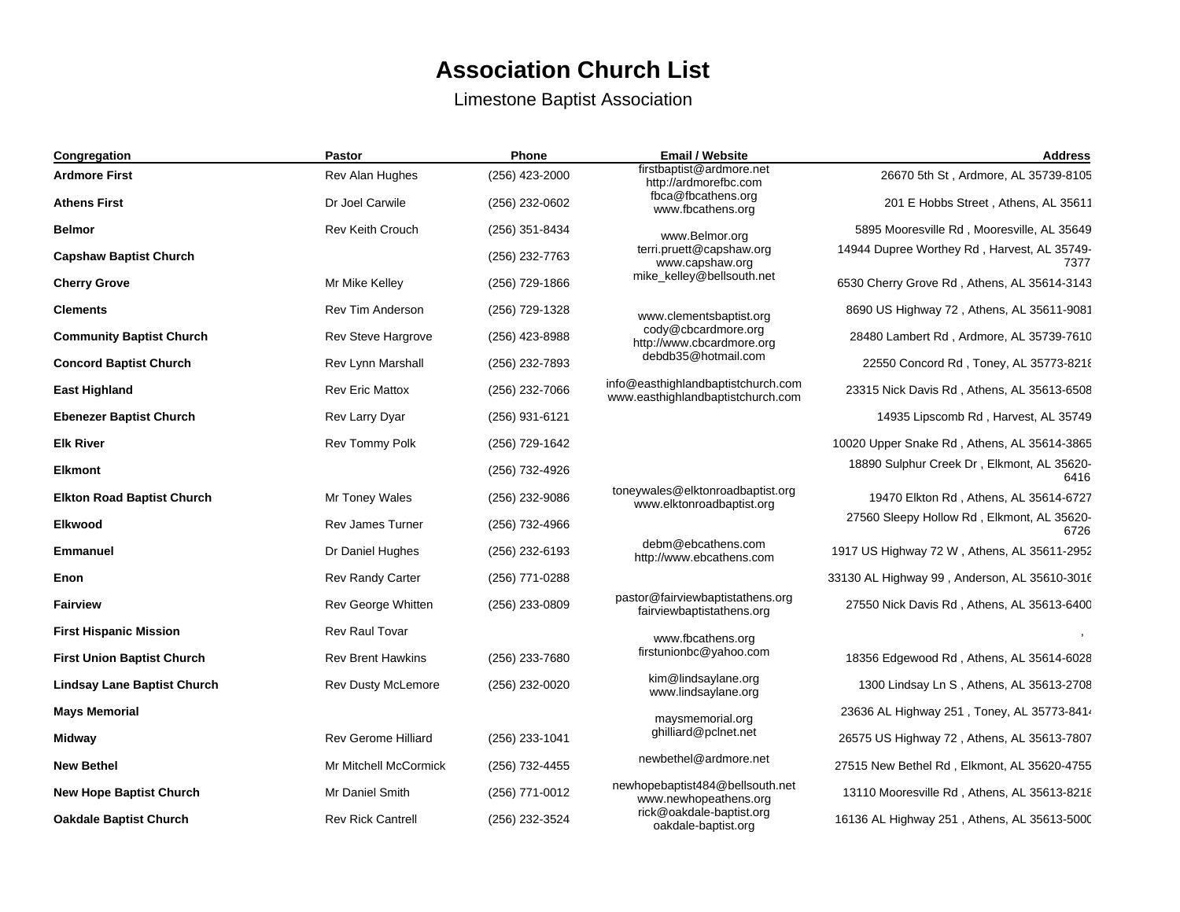# Association Church List

Limestone Baptist Association

| Congregation | Pastor | Phone | Email / Website | Address |
|---|---|---|---|---|
| **Ardmore First** | Rev Alan Hughes | (256) 423-2000 | firstbaptist@ardmore.net http://ardmorefbc.com | 26670 5th St , Ardmore, AL 35739-8105 |
| **Athens First** | Dr Joel Carwile | (256) 232-0602 | fbca@fbcathens.org www.fbcathens.org | 201 E Hobbs Street , Athens, AL 35611 |
| **Belmor** | Rev Keith Crouch | (256) 351-8434 | www.Belmor.org | 5895 Mooresville Rd , Mooresville, AL 35649 |
| **Capshaw Baptist Church** | | (256) 232-7763 | terri.pruett@capshaw.org www.capshaw.org | 14944 Dupree Worthey Rd , Harvest, AL 35749-7377 |
| **Cherry Grove** | Mr Mike Kelley | (256) 729-1866 | mike_kelley@bellsouth.net | 6530 Cherry Grove Rd , Athens, AL 35614-3143 |
| **Clements** | Rev Tim Anderson | (256) 729-1328 | www.clementsbaptist.org | 8690 US Highway 72 , Athens, AL 35611-9081 |
| **Community Baptist Church** | Rev Steve Hargrove | (256) 423-8988 | cody@cbcardmore.org http://www.cbcardmore.org | 28480 Lambert Rd , Ardmore, AL 35739-7610 |
| **Concord Baptist Church** | Rev Lynn Marshall | (256) 232-7893 | debdb35@hotmail.com | 22550 Concord Rd , Toney, AL 35773-8218 |
| **East Highland** | Rev Eric Mattox | (256) 232-7066 | info@easthighlandbaptistchurch.com www.easthighlandbaptistchurch.com | 23315 Nick Davis Rd , Athens, AL 35613-6508 |
| **Ebenezer Baptist Church** | Rev Larry Dyar | (256) 931-6121 | | 14935 Lipscomb Rd , Harvest, AL 35749 |
| **Elk River** | Rev Tommy Polk | (256) 729-1642 | | 10020 Upper Snake Rd , Athens, AL 35614-3865 |
| **Elkmont** | | (256) 732-4926 | | 18890 Sulphur Creek Dr , Elkmont, AL 35620-6416 |
| **Elkton Road Baptist Church** | Mr Toney Wales | (256) 232-9086 | toneywales@elktonroadbaptist.org www.elktonroadbaptist.org | 19470 Elkton Rd , Athens, AL 35614-6727 |
| **Elkwood** | Rev James Turner | (256) 732-4966 | | 27560 Sleepy Hollow Rd , Elkmont, AL 35620-6726 |
| **Emmanuel** | Dr Daniel Hughes | (256) 232-6193 | debm@ebcathens.com http://www.ebcathens.com | 1917 US Highway 72 W , Athens, AL 35611-2952 |
| **Enon** | Rev Randy Carter | (256) 771-0288 | | 33130 AL Highway 99 , Anderson, AL 35610-3016 |
| **Fairview** | Rev George Whitten | (256) 233-0809 | pastor@fairviewbaptistathens.org fairviewbaptistathens.org | 27550 Nick Davis Rd , Athens, AL 35613-6400 |
| **First Hispanic Mission** | Rev Raul Tovar | | www.fbcathens.org | , |
| **First Union Baptist Church** | Rev Brent Hawkins | (256) 233-7680 | firstunionbc@yahoo.com | 18356 Edgewood Rd , Athens, AL 35614-6028 |
| **Lindsay Lane Baptist Church** | Rev Dusty McLemore | (256) 232-0020 | kim@lindsaylane.org www.lindsaylane.org | 1300 Lindsay Ln S , Athens, AL 35613-2708 |
| **Mays Memorial** | | | maysmemorial.org | 23636 AL Highway 251 , Toney, AL 35773-8414 |
| **Midway** | Rev Gerome Hilliard | (256) 233-1041 | ghilliard@pclnet.net | 26575 US Highway 72 , Athens, AL 35613-7807 |
| **New Bethel** | Mr Mitchell McCormick | (256) 732-4455 | newbethel@ardmore.net | 27515 New Bethel Rd , Elkmont, AL 35620-4755 |
| **New Hope Baptist Church** | Mr Daniel Smith | (256) 771-0012 | newhopebaptist484@bellsouth.net www.newhopeathens.org | 13110 Mooresville Rd , Athens, AL 35613-8218 |
| **Oakdale Baptist Church** | Rev Rick Cantrell | (256) 232-3524 | rick@oakdale-baptist.org oakdale-baptist.org | 16136 AL Highway 251 , Athens, AL 35613-5000 |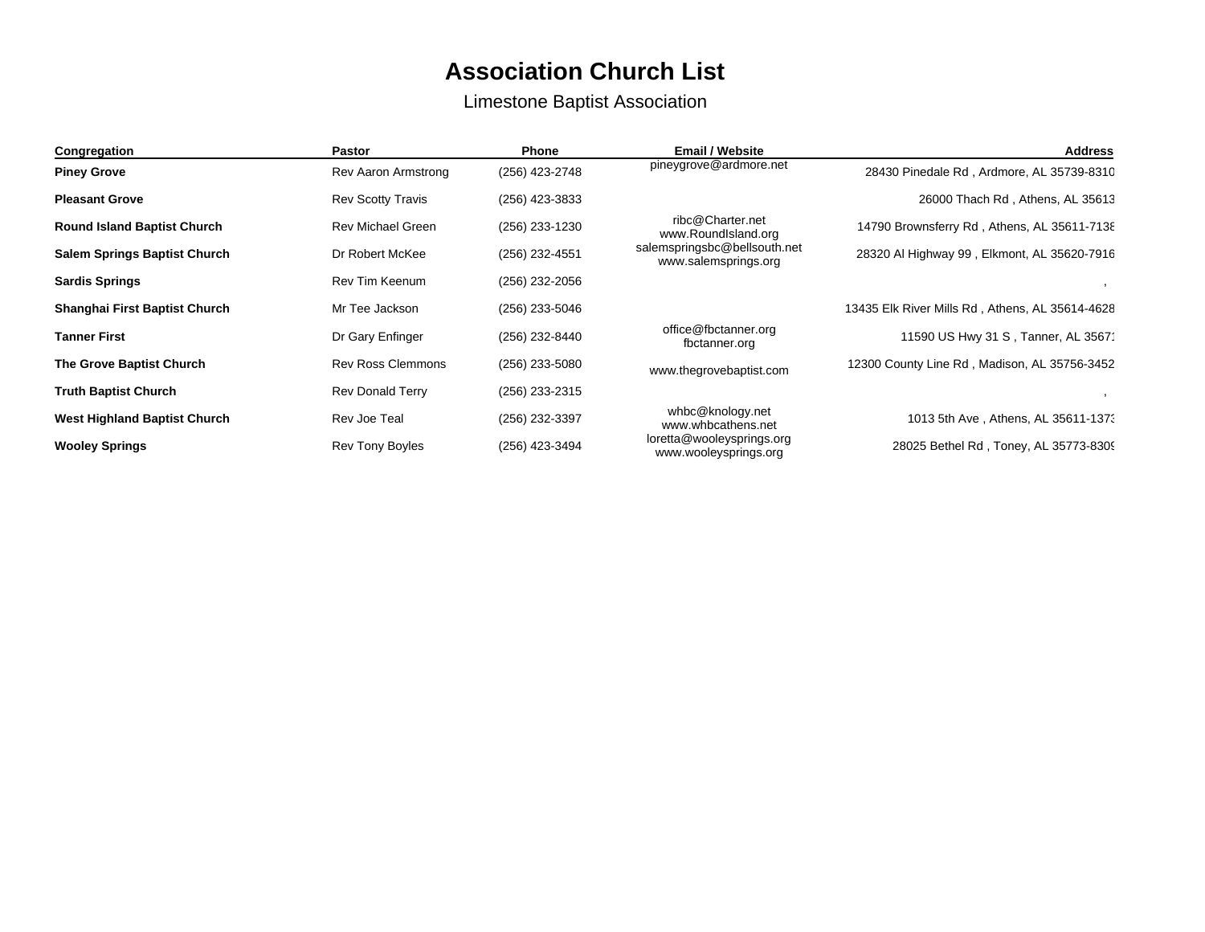# Association Church List

Limestone Baptist Association

| Congregation | Pastor | Phone | Email / Website | Address |
|---|---|---|---|---|
| **Piney Grove** | Rev Aaron Armstrong | (256) 423-2748 | pineygrove@ardmore.net | 28430 Pinedale Rd , Ardmore, AL 35739-8310 |
| **Pleasant Grove** | Rev Scotty Travis | (256) 423-3833 | | 26000 Thach Rd , Athens, AL 35613 |
| **Round Island Baptist Church** | Rev Michael Green | (256) 233-1230 | ribc@Charter.net<br>www.RoundIsland.org | 14790 Brownsferry Rd , Athens, AL 35611-7138 |
| **Salem Springs Baptist Church** | Dr Robert McKee | (256) 232-4551 | salemspringsbc@bellsouth.net<br>www.salemsprings.org | 28320 Al Highway 99 , Elkmont, AL 35620-7916 |
| **Sardis Springs** | Rev Tim Keenum | (256) 232-2056 | | , |
| **Shanghai First Baptist Church** | Mr Tee Jackson | (256) 233-5046 | | 13435 Elk River Mills Rd , Athens, AL 35614-4628 |
| **Tanner First** | Dr Gary Enfinger | (256) 232-8440 | office@fbctanner.org<br>fbctanner.org | 11590 US Hwy 31 S , Tanner, AL 35671 |
| **The Grove Baptist Church** | Rev Ross Clemmons | (256) 233-5080 | www.thegrovebaptist.com | 12300 County Line Rd , Madison, AL 35756-3452 |
| **Truth Baptist Church** | Rev Donald Terry | (256) 233-2315 | | , |
| **West Highland Baptist Church** | Rev Joe Teal | (256) 232-3397 | whbc@knology.net<br>www.whbcathens.net | 1013 5th Ave , Athens, AL 35611-1373 |
| **Wooley Springs** | Rev Tony Boyles | (256) 423-3494 | loretta@wooleysprings.org<br>www.wooleysprings.org | 28025 Bethel Rd , Toney, AL 35773-8309 |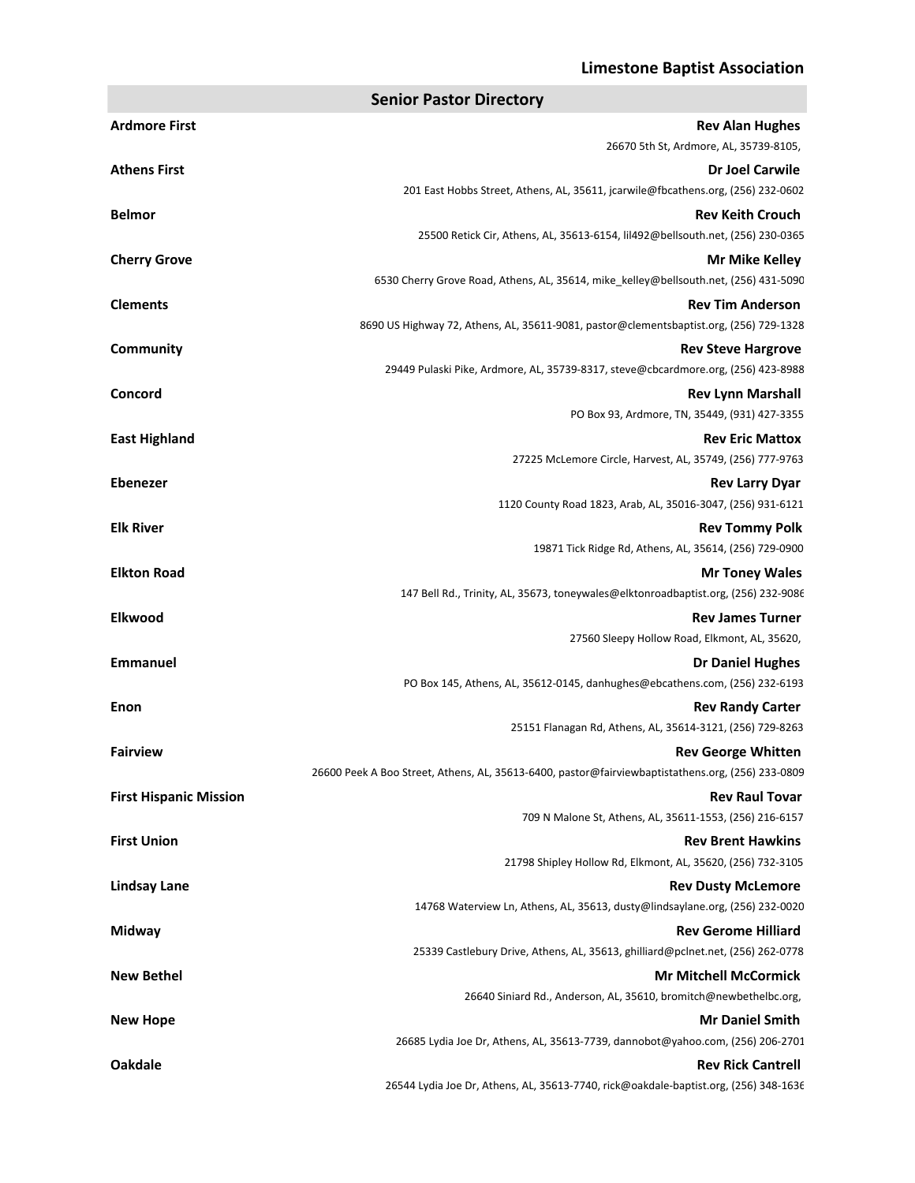# Limestone Baptist Association

## Senior Pastor Directory

**Ardmore First** — **Rev Alan Hughes**
26670 5th St, Ardmore, AL, 35739-8105,

**Athens First** — **Dr Joel Carwile**
201 East Hobbs Street, Athens, AL, 35611, jcarwile@fbcathens.org, (256) 232-0602

**Belmor** — **Rev Keith Crouch**
25500 Retick Cir, Athens, AL, 35613-6154, lil492@bellsouth.net, (256) 230-0365

**Cherry Grove** — **Mr Mike Kelley**
6530 Cherry Grove Road, Athens, AL, 35614, mike_kelley@bellsouth.net, (256) 431-5090

**Clements** — **Rev Tim Anderson**
8690 US Highway 72, Athens, AL, 35611-9081, pastor@clementsbaptist.org, (256) 729-1328

**Community** — **Rev Steve Hargrove**
29449 Pulaski Pike, Ardmore, AL, 35739-8317, steve@cbcardmore.org, (256) 423-8988

**Concord** — **Rev Lynn Marshall**
PO Box 93, Ardmore, TN, 35449, (931) 427-3355

**East Highland** — **Rev Eric Mattox**
27225 McLemore Circle, Harvest, AL, 35749, (256) 777-9763

**Ebenezer** — **Rev Larry Dyar**
1120 County Road 1823, Arab, AL, 35016-3047, (256) 931-6121

**Elk River** — **Rev Tommy Polk**
19871 Tick Ridge Rd, Athens, AL, 35614, (256) 729-0900

**Elkton Road** — **Mr Toney Wales**
147 Bell Rd., Trinity, AL, 35673, toneywales@elktonroadbaptist.org, (256) 232-9086

**Elkwood** — **Rev James Turner**
27560 Sleepy Hollow Road, Elkmont, AL, 35620,

**Emmanuel** — **Dr Daniel Hughes**
PO Box 145, Athens, AL, 35612-0145, danhughes@ebcathens.com, (256) 232-6193

**Enon** — **Rev Randy Carter**
25151 Flanagan Rd, Athens, AL, 35614-3121, (256) 729-8263

**Fairview** — **Rev George Whitten**
26600 Peek A Boo Street, Athens, AL, 35613-6400, pastor@fairviewbaptistathens.org, (256) 233-0809

**First Hispanic Mission** — **Rev Raul Tovar**
709 N Malone St, Athens, AL, 35611-1553, (256) 216-6157

**First Union** — **Rev Brent Hawkins**
21798 Shipley Hollow Rd, Elkmont, AL, 35620, (256) 732-3105

**Lindsay Lane** — **Rev Dusty McLemore**
14768 Waterview Ln, Athens, AL, 35613, dusty@lindsaylane.org, (256) 232-0020

**Midway** — **Rev Gerome Hilliard**
25339 Castlebury Drive, Athens, AL, 35613, ghilliard@pclnet.net, (256) 262-0778

**New Bethel** — **Mr Mitchell McCormick**
26640 Siniard Rd., Anderson, AL, 35610, bromitch@newbethelbc.org,

**New Hope** — **Mr Daniel Smith**
26685 Lydia Joe Dr, Athens, AL, 35613-7739, dannobot@yahoo.com, (256) 206-2701

**Oakdale** — **Rev Rick Cantrell**
26544 Lydia Joe Dr, Athens, AL, 35613-7740, rick@oakdale-baptist.org, (256) 348-1636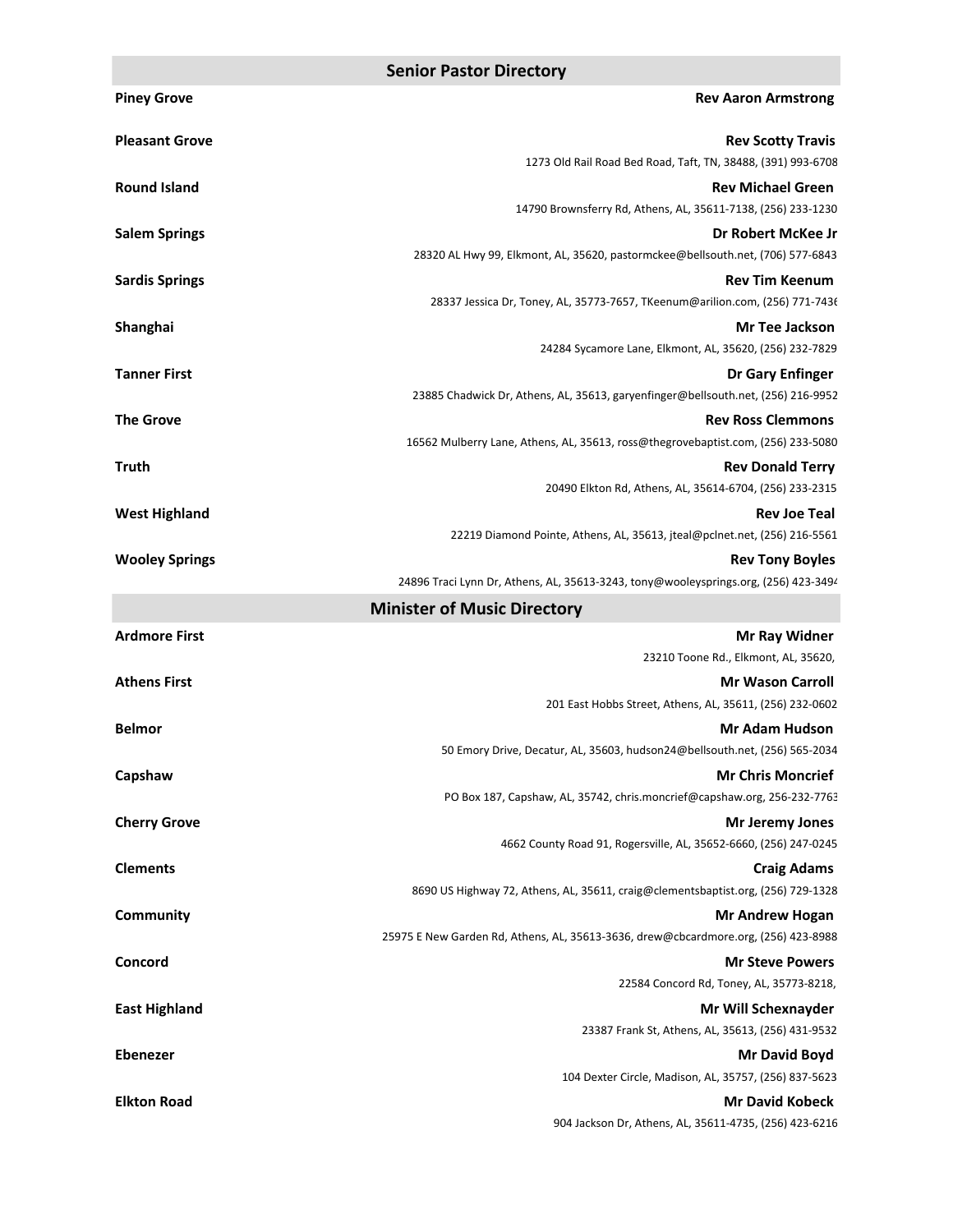## Senior Pastor Directory

**Piney Grove** — **Rev Aaron Armstrong**

**Pleasant Grove** — **Rev Scotty Travis**
1273 Old Rail Road Bed Road, Taft, TN, 38488, (391) 993-6708

**Round Island** — **Rev Michael Green**
14790 Brownsferry Rd, Athens, AL, 35611-7138, (256) 233-1230

**Salem Springs** — **Dr Robert McKee Jr**
28320 AL Hwy 99, Elkmont, AL, 35620, pastormckee@bellsouth.net, (706) 577-6843

**Sardis Springs** — **Rev Tim Keenum**
28337 Jessica Dr, Toney, AL, 35773-7657, TKeenum@arilion.com, (256) 771-7436

**Shanghai** — **Mr Tee Jackson**
24284 Sycamore Lane, Elkmont, AL, 35620, (256) 232-7829

**Tanner First** — **Dr Gary Enfinger**
23885 Chadwick Dr, Athens, AL, 35613, garyenfinger@bellsouth.net, (256) 216-9952

**The Grove** — **Rev Ross Clemmons**
16562 Mulberry Lane, Athens, AL, 35613, ross@thegrovebaptist.com, (256) 233-5080

**Truth** — **Rev Donald Terry**
20490 Elkton Rd, Athens, AL, 35614-6704, (256) 233-2315

**West Highland** — **Rev Joe Teal**
22219 Diamond Pointe, Athens, AL, 35613, jteal@pclnet.net, (256) 216-5561

**Wooley Springs** — **Rev Tony Boyles**
24896 Traci Lynn Dr, Athens, AL, 35613-3243, tony@wooleysprings.org, (256) 423-3494

## Minister of Music Directory

**Ardmore First** — **Mr Ray Widner**
23210 Toone Rd., Elkmont, AL, 35620,

**Athens First** — **Mr Wason Carroll**
201 East Hobbs Street, Athens, AL, 35611, (256) 232-0602

**Belmor** — **Mr Adam Hudson**
50 Emory Drive, Decatur, AL, 35603, hudson24@bellsouth.net, (256) 565-2034

**Capshaw** — **Mr Chris Moncrief**
PO Box 187, Capshaw, AL, 35742, chris.moncrief@capshaw.org, 256-232-7763

**Cherry Grove** — **Mr Jeremy Jones**
4662 County Road 91, Rogersville, AL, 35652-6660, (256) 247-0245

**Clements** — **Craig Adams**
8690 US Highway 72, Athens, AL, 35611, craig@clementsbaptist.org, (256) 729-1328

**Community** — **Mr Andrew Hogan**
25975 E New Garden Rd, Athens, AL, 35613-3636, drew@cbcardmore.org, (256) 423-8988

**Concord** — **Mr Steve Powers**
22584 Concord Rd, Toney, AL, 35773-8218,

**East Highland** — **Mr Will Schexnayder**
23387 Frank St, Athens, AL, 35613, (256) 431-9532

**Ebenezer** — **Mr David Boyd**
104 Dexter Circle, Madison, AL, 35757, (256) 837-5623

**Elkton Road** — **Mr David Kobeck**
904 Jackson Dr, Athens, AL, 35611-4735, (256) 423-6216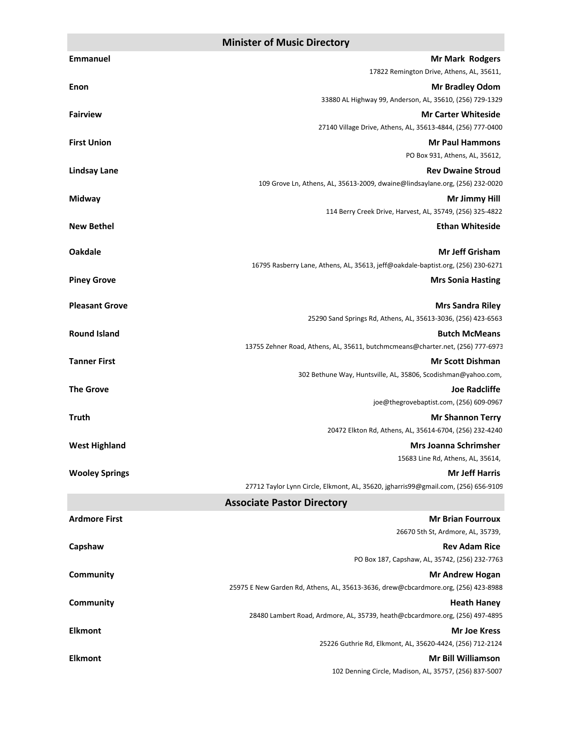## Minister of Music Directory

**Emmanuel** — **Mr Mark Rodgers**
17822 Remington Drive, Athens, AL, 35611,

**Enon** — **Mr Bradley Odom**
33880 AL Highway 99, Anderson, AL, 35610, (256) 729-1329

**Fairview** — **Mr Carter Whiteside**
27140 Village Drive, Athens, AL, 35613-4844, (256) 777-0400

**First Union** — **Mr Paul Hammons**
PO Box 931, Athens, AL, 35612,

**Lindsay Lane** — **Rev Dwaine Stroud**
109 Grove Ln, Athens, AL, 35613-2009, dwaine@lindsaylane.org, (256) 232-0020

**Midway** — **Mr Jimmy Hill**
114 Berry Creek Drive, Harvest, AL, 35749, (256) 325-4822

**New Bethel** — **Ethan Whiteside**

**Oakdale** — **Mr Jeff Grisham**
16795 Rasberry Lane, Athens, AL, 35613, jeff@oakdale-baptist.org, (256) 230-6271

**Piney Grove** — **Mrs Sonia Hasting**

**Pleasant Grove** — **Mrs Sandra Riley**
25290 Sand Springs Rd, Athens, AL, 35613-3036, (256) 423-6563

**Round Island** — **Butch McMeans**
13755 Zehner Road, Athens, AL, 35611, butchmcmeans@charter.net, (256) 777-6973

**Tanner First** — **Mr Scott Dishman**
302 Bethune Way, Huntsville, AL, 35806, Scodishman@yahoo.com,

**The Grove** — **Joe Radcliffe**
joe@thegrovebaptist.com, (256) 609-0967

**Truth** — **Mr Shannon Terry**
20472 Elkton Rd, Athens, AL, 35614-6704, (256) 232-4240

**West Highland** — **Mrs Joanna Schrimsher**
15683 Line Rd, Athens, AL, 35614,

**Wooley Springs** — **Mr Jeff Harris**
27712 Taylor Lynn Circle, Elkmont, AL, 35620, jgharris99@gmail.com, (256) 656-9109

## Associate Pastor Directory

**Ardmore First** — **Mr Brian Fourroux**
26670 5th St, Ardmore, AL, 35739,

**Capshaw** — **Rev Adam Rice**
PO Box 187, Capshaw, AL, 35742, (256) 232-7763

**Community** — **Mr Andrew Hogan**
25975 E New Garden Rd, Athens, AL, 35613-3636, drew@cbcardmore.org, (256) 423-8988

**Community** — **Heath Haney**
28480 Lambert Road, Ardmore, AL, 35739, heath@cbcardmore.org, (256) 497-4895

**Elkmont** — **Mr Joe Kress**
25226 Guthrie Rd, Elkmont, AL, 35620-4424, (256) 712-2124

**Elkmont** — **Mr Bill Williamson**
102 Denning Circle, Madison, AL, 35757, (256) 837-5007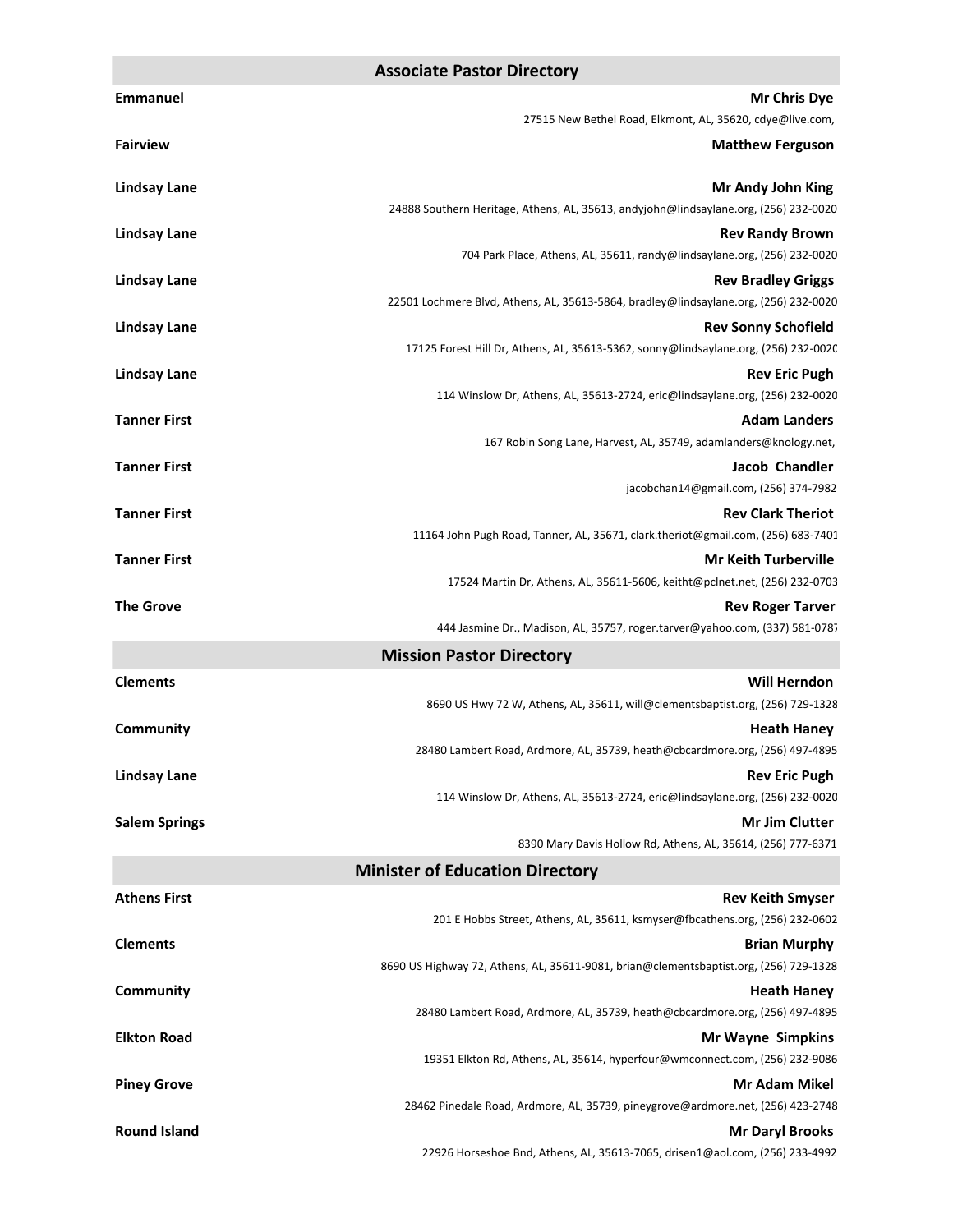## Associate Pastor Directory

**Emmanuel** — **Mr Chris Dye**
27515 New Bethel Road, Elkmont, AL, 35620, cdye@live.com,

**Fairview** — **Matthew Ferguson**

**Lindsay Lane** — **Mr Andy John King**
24888 Southern Heritage, Athens, AL, 35613, andyjohn@lindsaylane.org, (256) 232-0020

**Lindsay Lane** — **Rev Randy Brown**
704 Park Place, Athens, AL, 35611, randy@lindsaylane.org, (256) 232-0020

**Lindsay Lane** — **Rev Bradley Griggs**
22501 Lochmere Blvd, Athens, AL, 35613-5864, bradley@lindsaylane.org, (256) 232-0020

**Lindsay Lane** — **Rev Sonny Schofield**
17125 Forest Hill Dr, Athens, AL, 35613-5362, sonny@lindsaylane.org, (256) 232-0020

**Lindsay Lane** — **Rev Eric Pugh**
114 Winslow Dr, Athens, AL, 35613-2724, eric@lindsaylane.org, (256) 232-0020

**Tanner First** — **Adam Landers**
167 Robin Song Lane, Harvest, AL, 35749, adamlanders@knology.net,

**Tanner First** — **Jacob Chandler**
jacobchan14@gmail.com, (256) 374-7982

**Tanner First** — **Rev Clark Theriot**
11164 John Pugh Road, Tanner, AL, 35671, clark.theriot@gmail.com, (256) 683-7401

**Tanner First** — **Mr Keith Turberville**
17524 Martin Dr, Athens, AL, 35611-5606, keitht@pclnet.net, (256) 232-0703

**The Grove** — **Rev Roger Tarver**
444 Jasmine Dr., Madison, AL, 35757, roger.tarver@yahoo.com, (337) 581-0787

## Mission Pastor Directory

**Clements** — **Will Herndon**
8690 US Hwy 72 W, Athens, AL, 35611, will@clementsbaptist.org, (256) 729-1328

**Community** — **Heath Haney**
28480 Lambert Road, Ardmore, AL, 35739, heath@cbcardmore.org, (256) 497-4895

**Lindsay Lane** — **Rev Eric Pugh**
114 Winslow Dr, Athens, AL, 35613-2724, eric@lindsaylane.org, (256) 232-0020

**Salem Springs** — **Mr Jim Clutter**
8390 Mary Davis Hollow Rd, Athens, AL, 35614, (256) 777-6371

## Minister of Education Directory

**Athens First** — **Rev Keith Smyser**
201 E Hobbs Street, Athens, AL, 35611, ksmyser@fbcathens.org, (256) 232-0602

**Clements** — **Brian Murphy**
8690 US Highway 72, Athens, AL, 35611-9081, brian@clementsbaptist.org, (256) 729-1328

**Community** — **Heath Haney**
28480 Lambert Road, Ardmore, AL, 35739, heath@cbcardmore.org, (256) 497-4895

**Elkton Road** — **Mr Wayne Simpkins**
19351 Elkton Rd, Athens, AL, 35614, hyperfour@wmconnect.com, (256) 232-9086

**Piney Grove** — **Mr Adam Mikel**
28462 Pinedale Road, Ardmore, AL, 35739, pineygrove@ardmore.net, (256) 423-2748

**Round Island** — **Mr Daryl Brooks**
22926 Horseshoe Bnd, Athens, AL, 35613-7065, drisen1@aol.com, (256) 233-4992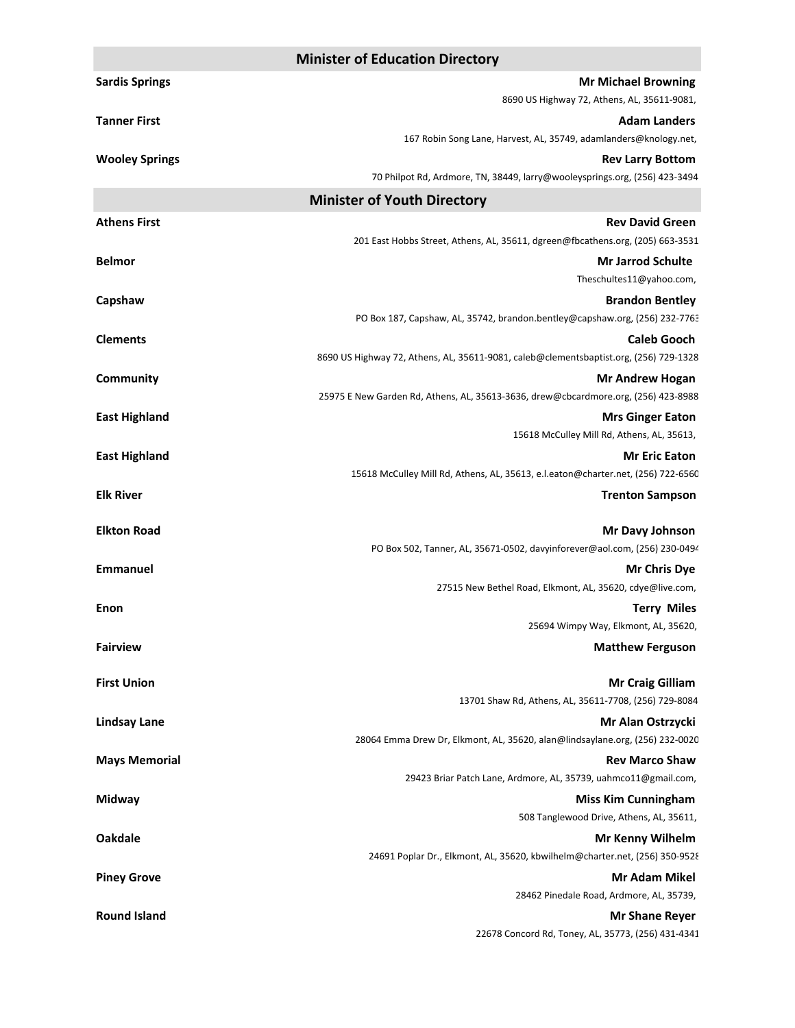## Minister of Education Directory

**Sardis Springs** — **Mr Michael Browning**
8690 US Highway 72, Athens, AL, 35611-9081,

**Tanner First** — **Adam Landers**
167 Robin Song Lane, Harvest, AL, 35749, adamlanders@knology.net,

**Wooley Springs** — **Rev Larry Bottom**
70 Philpot Rd, Ardmore, TN, 38449, larry@wooleysprings.org, (256) 423-3494

## Minister of Youth Directory

**Athens First** — **Rev David Green**
201 East Hobbs Street, Athens, AL, 35611, dgreen@fbcathens.org, (205) 663-3531

**Belmor** — **Mr Jarrod Schulte**
Theschultes11@yahoo.com,

**Capshaw** — **Brandon Bentley**
PO Box 187, Capshaw, AL, 35742, brandon.bentley@capshaw.org, (256) 232-7763

**Clements** — **Caleb Gooch**
8690 US Highway 72, Athens, AL, 35611-9081, caleb@clementsbaptist.org, (256) 729-1328

**Community** — **Mr Andrew Hogan**
25975 E New Garden Rd, Athens, AL, 35613-3636, drew@cbcardmore.org, (256) 423-8988

**East Highland** — **Mrs Ginger Eaton**
15618 McCulley Mill Rd, Athens, AL, 35613,

**East Highland** — **Mr Eric Eaton**
15618 McCulley Mill Rd, Athens, AL, 35613, e.l.eaton@charter.net, (256) 722-6560

**Elk River** — **Trenton Sampson**

**Elkton Road** — **Mr Davy Johnson**
PO Box 502, Tanner, AL, 35671-0502, davyinforever@aol.com, (256) 230-0494

**Emmanuel** — **Mr Chris Dye**
27515 New Bethel Road, Elkmont, AL, 35620, cdye@live.com,

**Enon** — **Terry Miles**
25694 Wimpy Way, Elkmont, AL, 35620,

**Fairview** — **Matthew Ferguson**

**First Union** — **Mr Craig Gilliam**
13701 Shaw Rd, Athens, AL, 35611-7708, (256) 729-8084

**Lindsay Lane** — **Mr Alan Ostrzycki**
28064 Emma Drew Dr, Elkmont, AL, 35620, alan@lindsaylane.org, (256) 232-0020

**Mays Memorial** — **Rev Marco Shaw**
29423 Briar Patch Lane, Ardmore, AL, 35739, uahmco11@gmail.com,

**Midway** — **Miss Kim Cunningham**
508 Tanglewood Drive, Athens, AL, 35611,

**Oakdale** — **Mr Kenny Wilhelm**
24691 Poplar Dr., Elkmont, AL, 35620, kbwilhelm@charter.net, (256) 350-9528

**Piney Grove** — **Mr Adam Mikel**
28462 Pinedale Road, Ardmore, AL, 35739,

**Round Island** — **Mr Shane Reyer**
22678 Concord Rd, Toney, AL, 35773, (256) 431-4341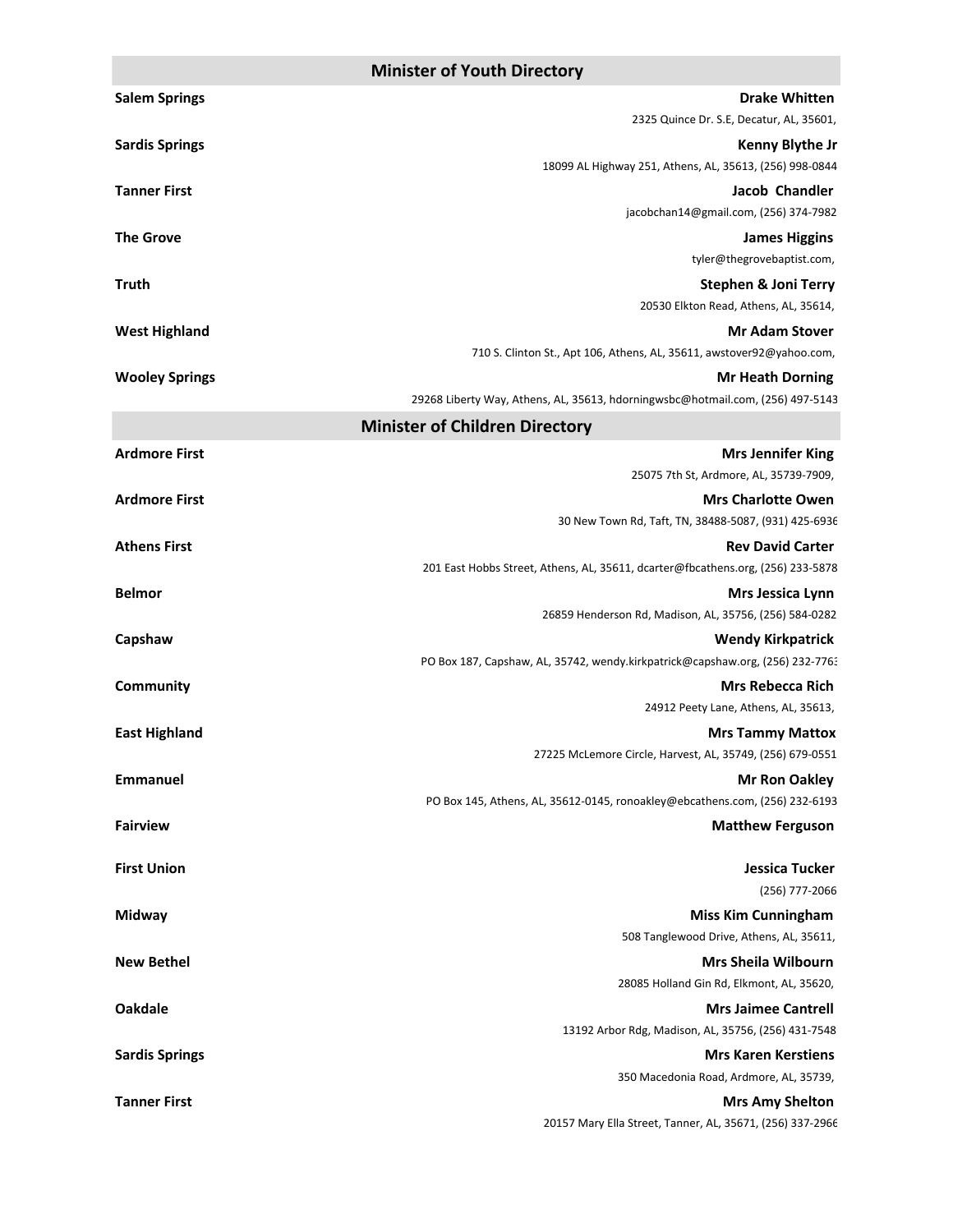## Minister of Youth Directory

**Salem Springs** — **Drake Whitten**
2325 Quince Dr. S.E, Decatur, AL, 35601,

**Sardis Springs** — **Kenny Blythe Jr**
18099 AL Highway 251, Athens, AL, 35613, (256) 998-0844

**Tanner First** — **Jacob Chandler**
jacobchan14@gmail.com, (256) 374-7982

**The Grove** — **James Higgins**
tyler@thegrovebaptist.com,

**Truth** — **Stephen & Joni Terry**
20530 Elkton Read, Athens, AL, 35614,

**West Highland** — **Mr Adam Stover**
710 S. Clinton St., Apt 106, Athens, AL, 35611, awstover92@yahoo.com,

**Wooley Springs** — **Mr Heath Dorning**
29268 Liberty Way, Athens, AL, 35613, hdorningwsbc@hotmail.com, (256) 497-5143

## Minister of Children Directory

**Ardmore First** — **Mrs Jennifer King**
25075 7th St, Ardmore, AL, 35739-7909,

**Ardmore First** — **Mrs Charlotte Owen**
30 New Town Rd, Taft, TN, 38488-5087, (931) 425-6936

**Athens First** — **Rev David Carter**
201 East Hobbs Street, Athens, AL, 35611, dcarter@fbcathens.org, (256) 233-5878

**Belmor** — **Mrs Jessica Lynn**
26859 Henderson Rd, Madison, AL, 35756, (256) 584-0282

**Capshaw** — **Wendy Kirkpatrick**
PO Box 187, Capshaw, AL, 35742, wendy.kirkpatrick@capshaw.org, (256) 232-7763

**Community** — **Mrs Rebecca Rich**
24912 Peety Lane, Athens, AL, 35613,

**East Highland** — **Mrs Tammy Mattox**
27225 McLemore Circle, Harvest, AL, 35749, (256) 679-0551

**Emmanuel** — **Mr Ron Oakley**
PO Box 145, Athens, AL, 35612-0145, ronoakley@ebcathens.com, (256) 232-6193

**Fairview** — **Matthew Ferguson**

**First Union** — **Jessica Tucker**
(256) 777-2066

**Midway** — **Miss Kim Cunningham**
508 Tanglewood Drive, Athens, AL, 35611,

**New Bethel** — **Mrs Sheila Wilbourn**
28085 Holland Gin Rd, Elkmont, AL, 35620,

**Oakdale** — **Mrs Jaimee Cantrell**
13192 Arbor Rdg, Madison, AL, 35756, (256) 431-7548

**Sardis Springs** — **Mrs Karen Kerstiens**
350 Macedonia Road, Ardmore, AL, 35739,

**Tanner First** — **Mrs Amy Shelton**
20157 Mary Ella Street, Tanner, AL, 35671, (256) 337-2966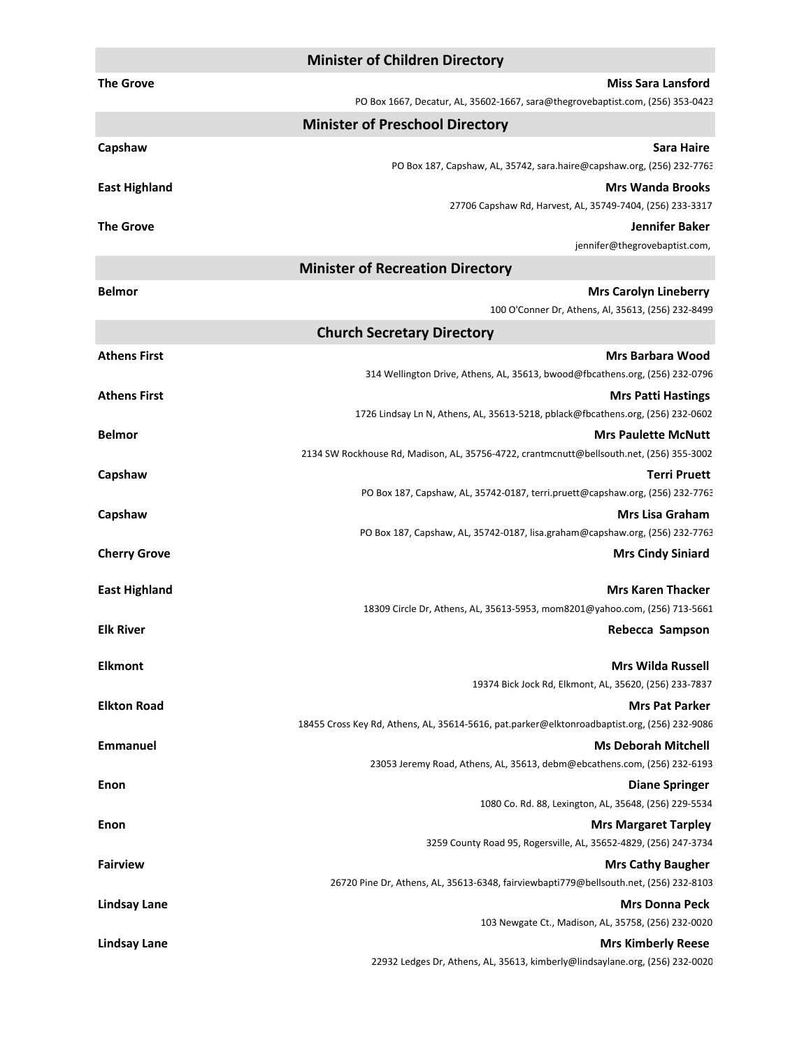## Minister of Children Directory

**The Grove** — **Miss Sara Lansford**
PO Box 1667, Decatur, AL, 35602-1667, sara@thegrovebaptist.com, (256) 353-0423

## Minister of Preschool Directory

**Capshaw** — **Sara Haire**
PO Box 187, Capshaw, AL, 35742, sara.haire@capshaw.org, (256) 232-7763

**East Highland** — **Mrs Wanda Brooks**
27706 Capshaw Rd, Harvest, AL, 35749-7404, (256) 233-3317

**The Grove** — **Jennifer Baker**
jennifer@thegrovebaptist.com,

## Minister of Recreation Directory

**Belmor** — **Mrs Carolyn Lineberry**
100 O'Conner Dr, Athens, Al, 35613, (256) 232-8499

## Church Secretary Directory

**Athens First** — **Mrs Barbara Wood**
314 Wellington Drive, Athens, AL, 35613, bwood@fbcathens.org, (256) 232-0796

**Athens First** — **Mrs Patti Hastings**
1726 Lindsay Ln N, Athens, AL, 35613-5218, pblack@fbcathens.org, (256) 232-0602

**Belmor** — **Mrs Paulette McNutt**
2134 SW Rockhouse Rd, Madison, AL, 35756-4722, crantmcnutt@bellsouth.net, (256) 355-3002

**Capshaw** — **Terri Pruett**
PO Box 187, Capshaw, AL, 35742-0187, terri.pruett@capshaw.org, (256) 232-7763

**Capshaw** — **Mrs Lisa Graham**
PO Box 187, Capshaw, AL, 35742-0187, lisa.graham@capshaw.org, (256) 232-7763

**Cherry Grove** — **Mrs Cindy Siniard**

**East Highland** — **Mrs Karen Thacker**
18309 Circle Dr, Athens, AL, 35613-5953, mom8201@yahoo.com, (256) 713-5661

**Elk River** — **Rebecca Sampson**

**Elkmont** — **Mrs Wilda Russell**
19374 Bick Jock Rd, Elkmont, AL, 35620, (256) 233-7837

**Elkton Road** — **Mrs Pat Parker**
18455 Cross Key Rd, Athens, AL, 35614-5616, pat.parker@elktonroadbaptist.org, (256) 232-9086

**Emmanuel** — **Ms Deborah Mitchell**
23053 Jeremy Road, Athens, AL, 35613, debm@ebcathens.com, (256) 232-6193

**Enon** — **Diane Springer**
1080 Co. Rd. 88, Lexington, AL, 35648, (256) 229-5534

**Enon** — **Mrs Margaret Tarpley**
3259 County Road 95, Rogersville, AL, 35652-4829, (256) 247-3734

**Fairview** — **Mrs Cathy Baugher**
26720 Pine Dr, Athens, AL, 35613-6348, fairviewbapti779@bellsouth.net, (256) 232-8103

**Lindsay Lane** — **Mrs Donna Peck**
103 Newgate Ct., Madison, AL, 35758, (256) 232-0020

**Lindsay Lane** — **Mrs Kimberly Reese**
22932 Ledges Dr, Athens, AL, 35613, kimberly@lindsaylane.org, (256) 232-0020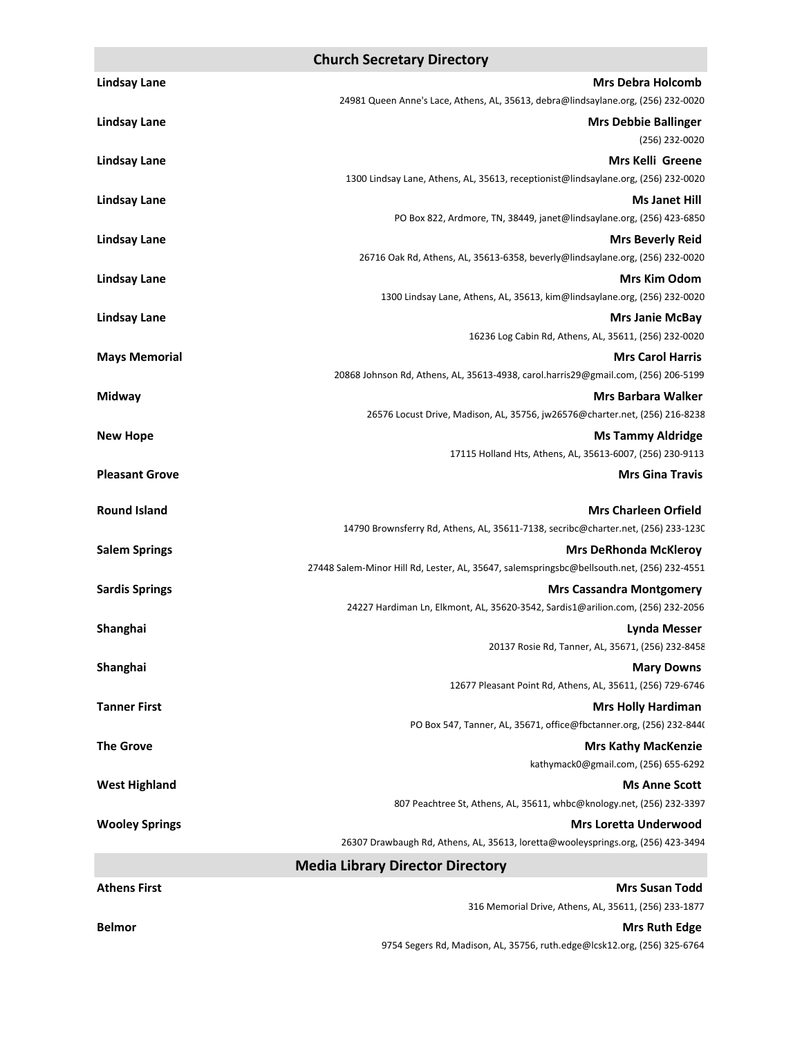## Church Secretary Directory

**Lindsay Lane** — **Mrs Debra Holcomb**
24981 Queen Anne's Lace, Athens, AL, 35613, debra@lindsaylane.org, (256) 232-0020

**Lindsay Lane** — **Mrs Debbie Ballinger**
(256) 232-0020

**Lindsay Lane** — **Mrs Kelli Greene**
1300 Lindsay Lane, Athens, AL, 35613, receptionist@lindsaylane.org, (256) 232-0020

**Lindsay Lane** — **Ms Janet Hill**
PO Box 822, Ardmore, TN, 38449, janet@lindsaylane.org, (256) 423-6850

**Lindsay Lane** — **Mrs Beverly Reid**
26716 Oak Rd, Athens, AL, 35613-6358, beverly@lindsaylane.org, (256) 232-0020

**Lindsay Lane** — **Mrs Kim Odom**
1300 Lindsay Lane, Athens, AL, 35613, kim@lindsaylane.org, (256) 232-0020

**Lindsay Lane** — **Mrs Janie McBay**
16236 Log Cabin Rd, Athens, AL, 35611, (256) 232-0020

**Mays Memorial** — **Mrs Carol Harris**
20868 Johnson Rd, Athens, AL, 35613-4938, carol.harris29@gmail.com, (256) 206-5199

**Midway** — **Mrs Barbara Walker**
26576 Locust Drive, Madison, AL, 35756, jw26576@charter.net, (256) 216-8238

**New Hope** — **Ms Tammy Aldridge**
17115 Holland Hts, Athens, AL, 35613-6007, (256) 230-9113

**Pleasant Grove** — **Mrs Gina Travis**

**Round Island** — **Mrs Charleen Orfield**
14790 Brownsferry Rd, Athens, AL, 35611-7138, secribc@charter.net, (256) 233-1230

**Salem Springs** — **Mrs DeRhonda McKleroy**
27448 Salem-Minor Hill Rd, Lester, AL, 35647, salemspringsbc@bellsouth.net, (256) 232-4551

**Sardis Springs** — **Mrs Cassandra Montgomery**
24227 Hardiman Ln, Elkmont, AL, 35620-3542, Sardis1@arilion.com, (256) 232-2056

**Shanghai** — **Lynda Messer**
20137 Rosie Rd, Tanner, AL, 35671, (256) 232-8458

**Shanghai** — **Mary Downs**
12677 Pleasant Point Rd, Athens, AL, 35611, (256) 729-6746

**Tanner First** — **Mrs Holly Hardiman**
PO Box 547, Tanner, AL, 35671, office@fbctanner.org, (256) 232-8440

**The Grove** — **Mrs Kathy MacKenzie**
kathymack0@gmail.com, (256) 655-6292

**West Highland** — **Ms Anne Scott**
807 Peachtree St, Athens, AL, 35611, whbc@knology.net, (256) 232-3397

**Wooley Springs** — **Mrs Loretta Underwood**
26307 Drawbaugh Rd, Athens, AL, 35613, loretta@wooleysprings.org, (256) 423-3494

## Media Library Director Directory

**Athens First** — **Mrs Susan Todd**
316 Memorial Drive, Athens, AL, 35611, (256) 233-1877

**Belmor** — **Mrs Ruth Edge**
9754 Segers Rd, Madison, AL, 35756, ruth.edge@lcsk12.org, (256) 325-6764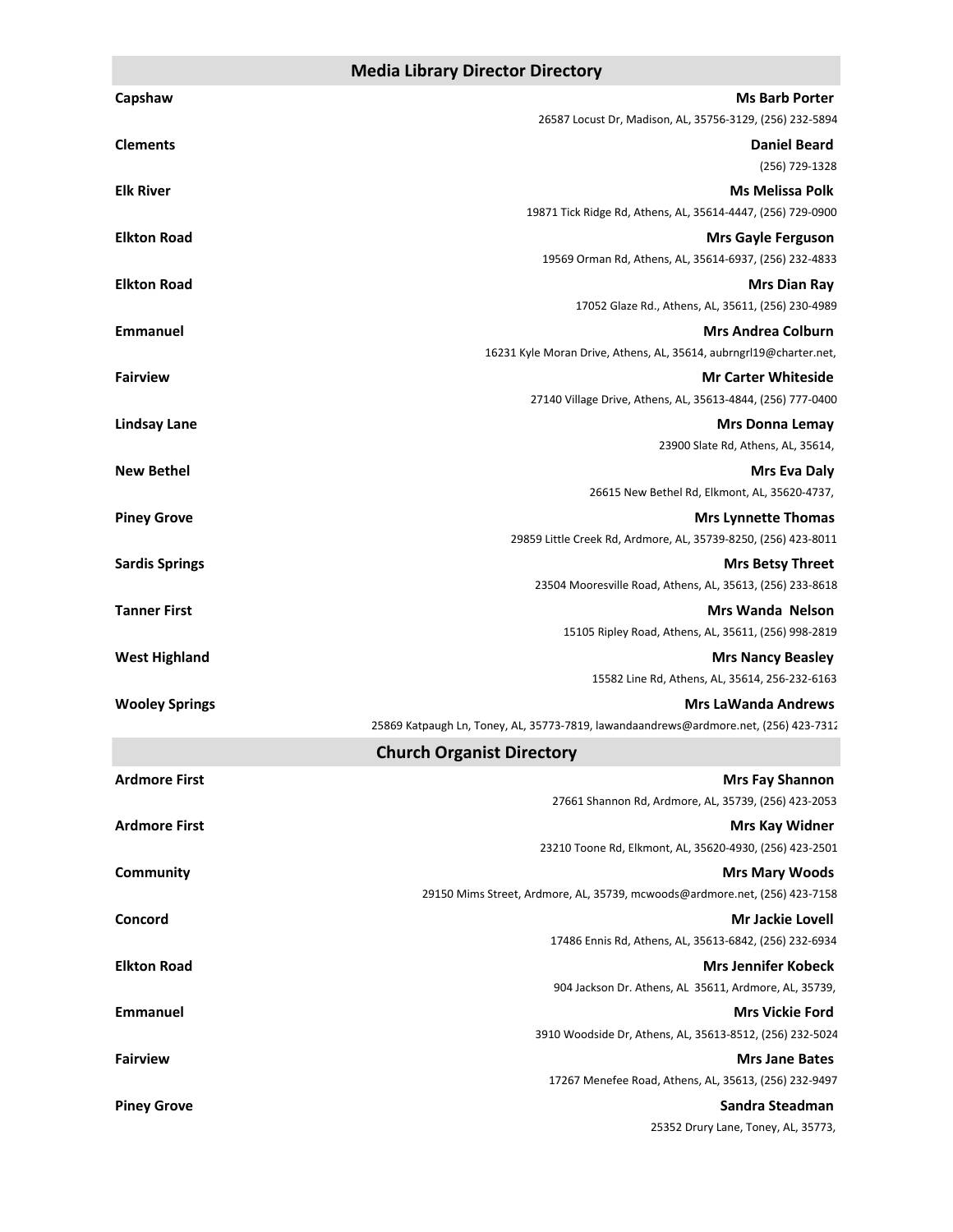## Media Library Director Directory

**Capshaw** — **Ms Barb Porter**
26587 Locust Dr, Madison, AL, 35756-3129, (256) 232-5894

**Clements** — **Daniel Beard**
(256) 729-1328

**Elk River** — **Ms Melissa Polk**
19871 Tick Ridge Rd, Athens, AL, 35614-4447, (256) 729-0900

**Elkton Road** — **Mrs Gayle Ferguson**
19569 Orman Rd, Athens, AL, 35614-6937, (256) 232-4833

**Elkton Road** — **Mrs Dian Ray**
17052 Glaze Rd., Athens, AL, 35611, (256) 230-4989

**Emmanuel** — **Mrs Andrea Colburn**
16231 Kyle Moran Drive, Athens, AL, 35614, aubrngrl19@charter.net,

**Fairview** — **Mr Carter Whiteside**
27140 Village Drive, Athens, AL, 35613-4844, (256) 777-0400

**Lindsay Lane** — **Mrs Donna Lemay**
23900 Slate Rd, Athens, AL, 35614,

**New Bethel** — **Mrs Eva Daly**
26615 New Bethel Rd, Elkmont, AL, 35620-4737,

**Piney Grove** — **Mrs Lynnette Thomas**
29859 Little Creek Rd, Ardmore, AL, 35739-8250, (256) 423-8011

**Sardis Springs** — **Mrs Betsy Threet**
23504 Mooresville Road, Athens, AL, 35613, (256) 233-8618

**Tanner First** — **Mrs Wanda Nelson**
15105 Ripley Road, Athens, AL, 35611, (256) 998-2819

**West Highland** — **Mrs Nancy Beasley**
15582 Line Rd, Athens, AL, 35614, 256-232-6163

**Wooley Springs** — **Mrs LaWanda Andrews**
25869 Katpaugh Ln, Toney, AL, 35773-7819, lawandaandrews@ardmore.net, (256) 423-7312

## Church Organist Directory

**Ardmore First** — **Mrs Fay Shannon**
27661 Shannon Rd, Ardmore, AL, 35739, (256) 423-2053

**Ardmore First** — **Mrs Kay Widner**
23210 Toone Rd, Elkmont, AL, 35620-4930, (256) 423-2501

**Community** — **Mrs Mary Woods**
29150 Mims Street, Ardmore, AL, 35739, mcwoods@ardmore.net, (256) 423-7158

**Concord** — **Mr Jackie Lovell**
17486 Ennis Rd, Athens, AL, 35613-6842, (256) 232-6934

**Elkton Road** — **Mrs Jennifer Kobeck**
904 Jackson Dr. Athens, AL 35611, Ardmore, AL, 35739,

**Emmanuel** — **Mrs Vickie Ford**
3910 Woodside Dr, Athens, AL, 35613-8512, (256) 232-5024

**Fairview** — **Mrs Jane Bates**
17267 Menefee Road, Athens, AL, 35613, (256) 232-9497

**Piney Grove** — **Sandra Steadman**
25352 Drury Lane, Toney, AL, 35773,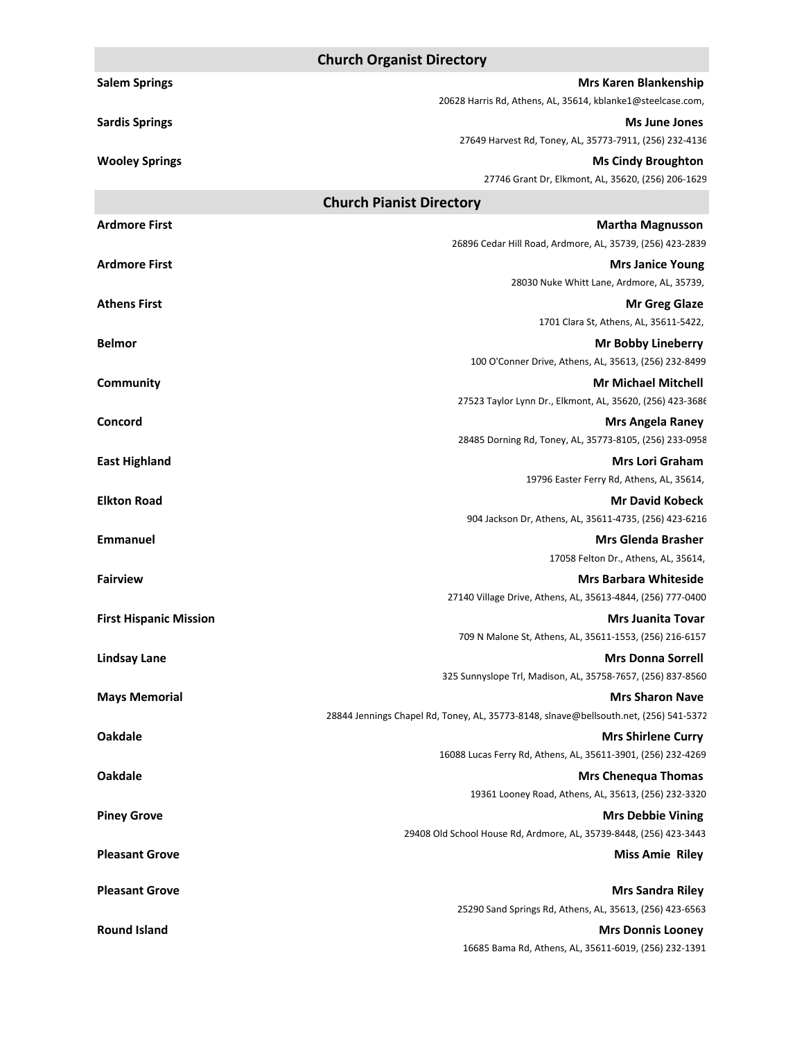## Church Organist Directory

**Salem Springs** — **Mrs Karen Blankenship**
20628 Harris Rd, Athens, AL, 35614, kblanke1@steelcase.com,

**Sardis Springs** — **Ms June Jones**
27649 Harvest Rd, Toney, AL, 35773-7911, (256) 232-4136

**Wooley Springs** — **Ms Cindy Broughton**
27746 Grant Dr, Elkmont, AL, 35620, (256) 206-1629

## Church Pianist Directory

**Ardmore First** — **Martha Magnusson**
26896 Cedar Hill Road, Ardmore, AL, 35739, (256) 423-2839

**Ardmore First** — **Mrs Janice Young**
28030 Nuke Whitt Lane, Ardmore, AL, 35739,

**Athens First** — **Mr Greg Glaze**
1701 Clara St, Athens, AL, 35611-5422,

**Belmor** — **Mr Bobby Lineberry**
100 O'Conner Drive, Athens, AL, 35613, (256) 232-8499

**Community** — **Mr Michael Mitchell**
27523 Taylor Lynn Dr., Elkmont, AL, 35620, (256) 423-3686

**Concord** — **Mrs Angela Raney**
28485 Dorning Rd, Toney, AL, 35773-8105, (256) 233-0958

**East Highland** — **Mrs Lori Graham**
19796 Easter Ferry Rd, Athens, AL, 35614,

**Elkton Road** — **Mr David Kobeck**
904 Jackson Dr, Athens, AL, 35611-4735, (256) 423-6216

**Emmanuel** — **Mrs Glenda Brasher**
17058 Felton Dr., Athens, AL, 35614,

**Fairview** — **Mrs Barbara Whiteside**
27140 Village Drive, Athens, AL, 35613-4844, (256) 777-0400

**First Hispanic Mission** — **Mrs Juanita Tovar**
709 N Malone St, Athens, AL, 35611-1553, (256) 216-6157

**Lindsay Lane** — **Mrs Donna Sorrell**
325 Sunnyslope Trl, Madison, AL, 35758-7657, (256) 837-8560

**Mays Memorial** — **Mrs Sharon Nave**
28844 Jennings Chapel Rd, Toney, AL, 35773-8148, slnave@bellsouth.net, (256) 541-5372

**Oakdale** — **Mrs Shirlene Curry**
16088 Lucas Ferry Rd, Athens, AL, 35611-3901, (256) 232-4269

**Oakdale** — **Mrs Chenequa Thomas**
19361 Looney Road, Athens, AL, 35613, (256) 232-3320

**Piney Grove** — **Mrs Debbie Vining**
29408 Old School House Rd, Ardmore, AL, 35739-8448, (256) 423-3443

**Pleasant Grove** — **Miss Amie Riley**

**Pleasant Grove** — **Mrs Sandra Riley**
25290 Sand Springs Rd, Athens, AL, 35613, (256) 423-6563

**Round Island** — **Mrs Donnis Looney**
16685 Bama Rd, Athens, AL, 35611-6019, (256) 232-1391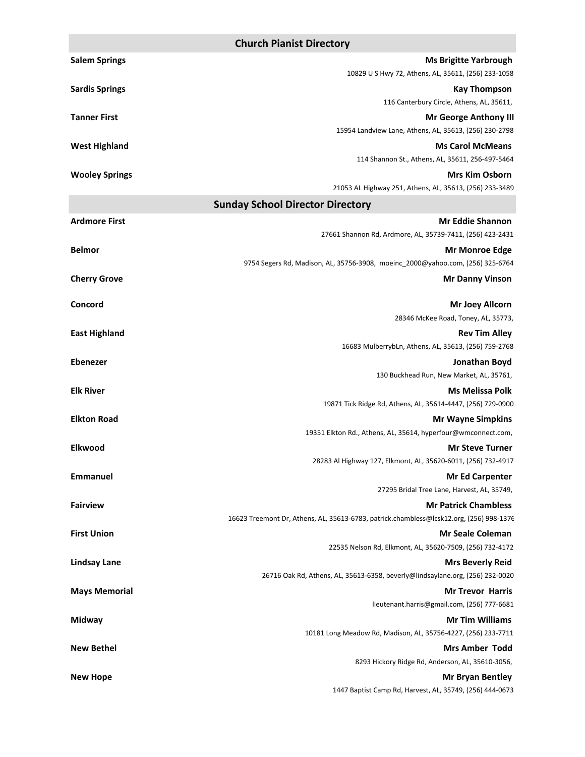## Church Pianist Directory

**Salem Springs** — **Ms Brigitte Yarbrough**
10829 U S Hwy 72, Athens, AL, 35611, (256) 233-1058

**Sardis Springs** — **Kay Thompson**
116 Canterbury Circle, Athens, AL, 35611,

**Tanner First** — **Mr George Anthony III**
15954 Landview Lane, Athens, AL, 35613, (256) 230-2798

**West Highland** — **Ms Carol McMeans**
114 Shannon St., Athens, AL, 35611, 256-497-5464

**Wooley Springs** — **Mrs Kim Osborn**
21053 AL Highway 251, Athens, AL, 35613, (256) 233-3489

## Sunday School Director Directory

**Ardmore First** — **Mr Eddie Shannon**
27661 Shannon Rd, Ardmore, AL, 35739-7411, (256) 423-2431

**Belmor** — **Mr Monroe Edge**
9754 Segers Rd, Madison, AL, 35756-3908, moeinc_2000@yahoo.com, (256) 325-6764

**Cherry Grove** — **Mr Danny Vinson**

**Concord** — **Mr Joey Allcorn**
28346 McKee Road, Toney, AL, 35773,

**East Highland** — **Rev Tim Alley**
16683 MulberrybLn, Athens, AL, 35613, (256) 759-2768

**Ebenezer** — **Jonathan Boyd**
130 Buckhead Run, New Market, AL, 35761,

**Elk River** — **Ms Melissa Polk**
19871 Tick Ridge Rd, Athens, AL, 35614-4447, (256) 729-0900

**Elkton Road** — **Mr Wayne Simpkins**
19351 Elkton Rd., Athens, AL, 35614, hyperfour@wmconnect.com,

**Elkwood** — **Mr Steve Turner**
28283 Al Highway 127, Elkmont, AL, 35620-6011, (256) 732-4917

**Emmanuel** — **Mr Ed Carpenter**
27295 Bridal Tree Lane, Harvest, AL, 35749,

**Fairview** — **Mr Patrick Chambless**
16623 Treemont Dr, Athens, AL, 35613-6783, patrick.chambless@lcsk12.org, (256) 998-1376

**First Union** — **Mr Seale Coleman**
22535 Nelson Rd, Elkmont, AL, 35620-7509, (256) 732-4172

**Lindsay Lane** — **Mrs Beverly Reid**
26716 Oak Rd, Athens, AL, 35613-6358, beverly@lindsaylane.org, (256) 232-0020

**Mays Memorial** — **Mr Trevor Harris**
lieutenant.harris@gmail.com, (256) 777-6681

**Midway** — **Mr Tim Williams**
10181 Long Meadow Rd, Madison, AL, 35756-4227, (256) 233-7711

**New Bethel** — **Mrs Amber Todd**
8293 Hickory Ridge Rd, Anderson, AL, 35610-3056,

**New Hope** — **Mr Bryan Bentley**
1447 Baptist Camp Rd, Harvest, AL, 35749, (256) 444-0673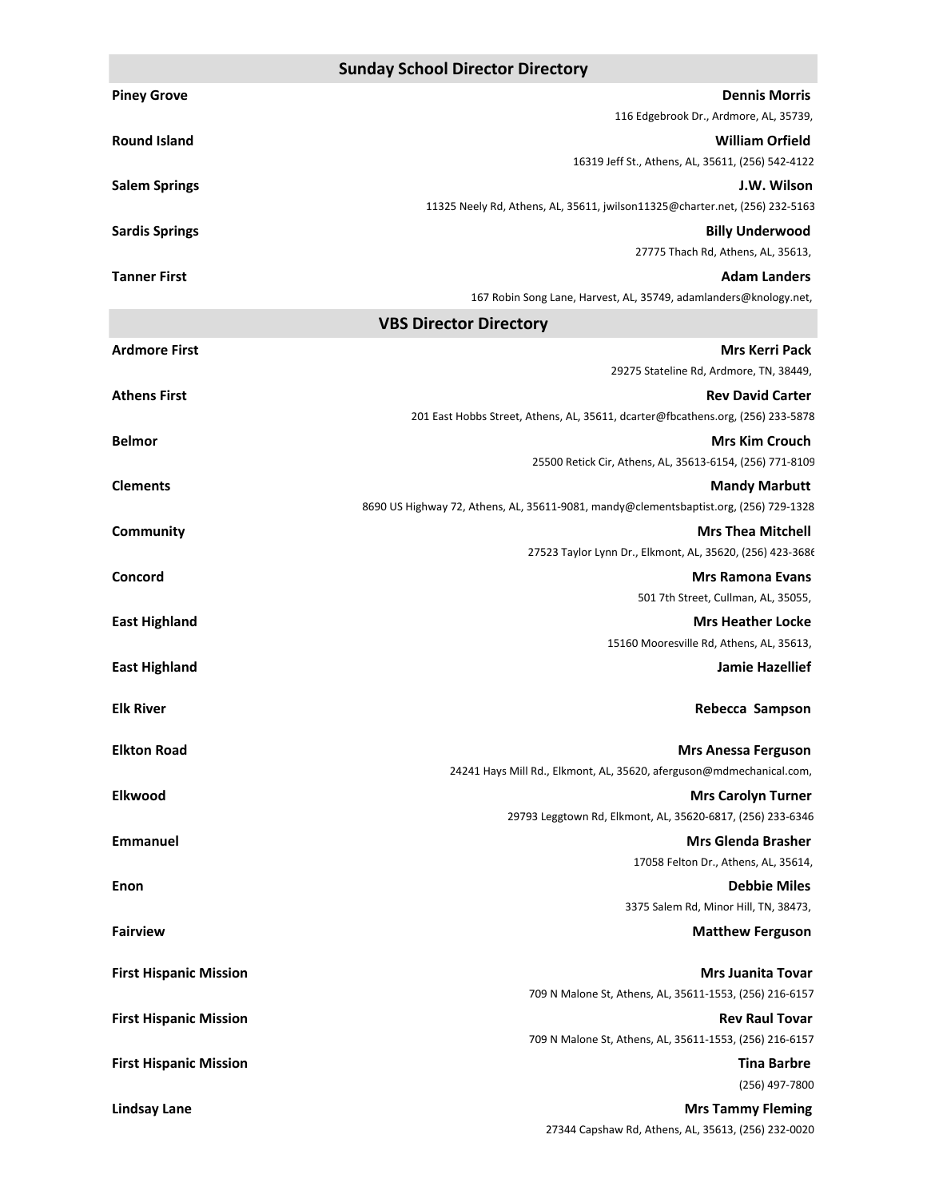## Sunday School Director Directory

**Piney Grove** — **Dennis Morris**
116 Edgebrook Dr., Ardmore, AL, 35739,

**Round Island** — **William Orfield**
16319 Jeff St., Athens, AL, 35611, (256) 542-4122

**Salem Springs** — **J.W. Wilson**
11325 Neely Rd, Athens, AL, 35611, jwilson11325@charter.net, (256) 232-5163

**Sardis Springs** — **Billy Underwood**
27775 Thach Rd, Athens, AL, 35613,

**Tanner First** — **Adam Landers**
167 Robin Song Lane, Harvest, AL, 35749, adamlanders@knology.net,

## VBS Director Directory

**Ardmore First** — **Mrs Kerri Pack**
29275 Stateline Rd, Ardmore, TN, 38449,

**Athens First** — **Rev David Carter**
201 East Hobbs Street, Athens, AL, 35611, dcarter@fbcathens.org, (256) 233-5878

**Belmor** — **Mrs Kim Crouch**
25500 Retick Cir, Athens, AL, 35613-6154, (256) 771-8109

**Clements** — **Mandy Marbutt**
8690 US Highway 72, Athens, AL, 35611-9081, mandy@clementsbaptist.org, (256) 729-1328

**Community** — **Mrs Thea Mitchell**
27523 Taylor Lynn Dr., Elkmont, AL, 35620, (256) 423-3686

**Concord** — **Mrs Ramona Evans**
501 7th Street, Cullman, AL, 35055,

**East Highland** — **Mrs Heather Locke**
15160 Mooresville Rd, Athens, AL, 35613,

**East Highland** — **Jamie Hazellief**

**Elk River** — **Rebecca Sampson**

**Elkton Road** — **Mrs Anessa Ferguson**
24241 Hays Mill Rd., Elkmont, AL, 35620, aferguson@mdmechanical.com,

**Elkwood** — **Mrs Carolyn Turner**
29793 Leggtown Rd, Elkmont, AL, 35620-6817, (256) 233-6346

**Emmanuel** — **Mrs Glenda Brasher**
17058 Felton Dr., Athens, AL, 35614,

**Enon** — **Debbie Miles**
3375 Salem Rd, Minor Hill, TN, 38473,

**Fairview** — **Matthew Ferguson**

**First Hispanic Mission** — **Mrs Juanita Tovar**
709 N Malone St, Athens, AL, 35611-1553, (256) 216-6157

**First Hispanic Mission** — **Rev Raul Tovar**
709 N Malone St, Athens, AL, 35611-1553, (256) 216-6157

**First Hispanic Mission** — **Tina Barbre**
(256) 497-7800

**Lindsay Lane** — **Mrs Tammy Fleming**
27344 Capshaw Rd, Athens, AL, 35613, (256) 232-0020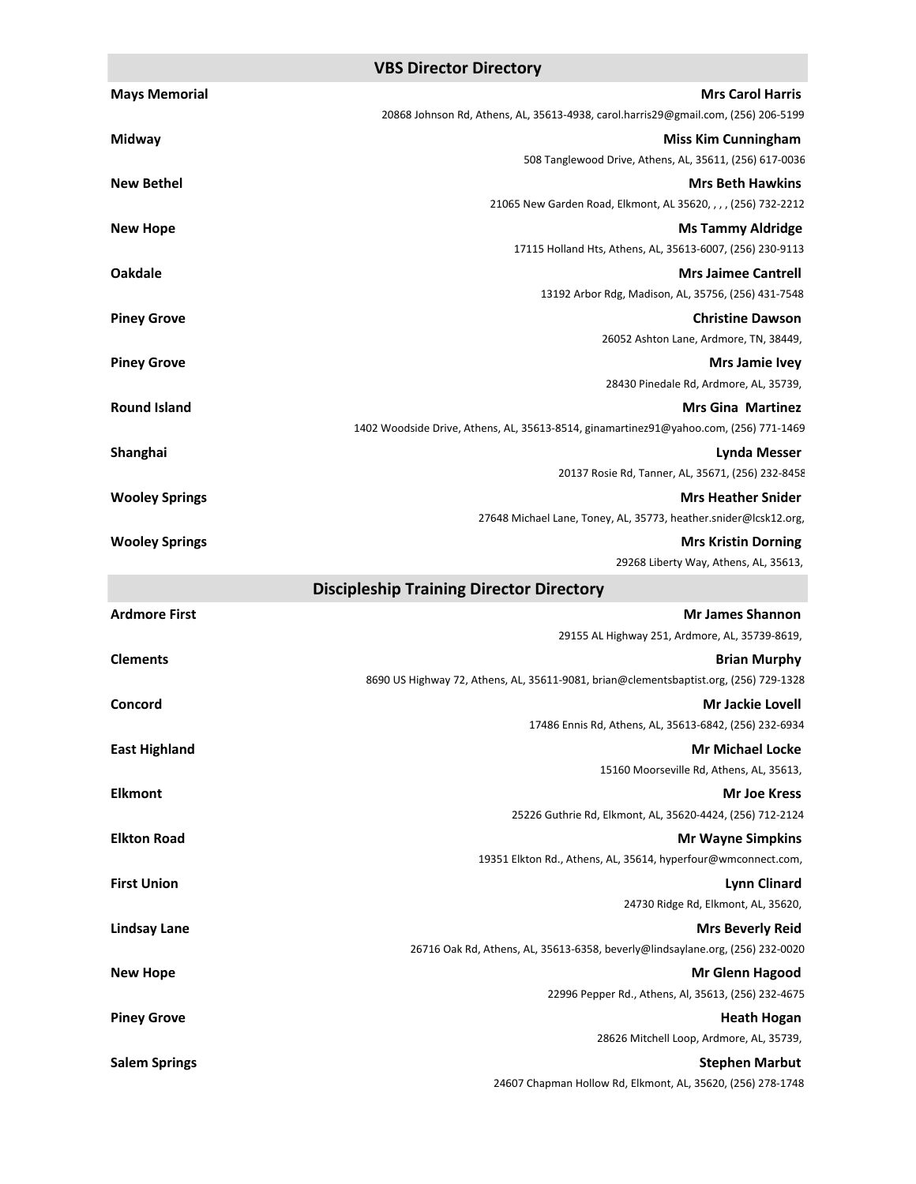## VBS Director Directory

**Mays Memorial** — **Mrs Carol Harris**
20868 Johnson Rd, Athens, AL, 35613-4938, carol.harris29@gmail.com, (256) 206-5199

**Midway** — **Miss Kim Cunningham**
508 Tanglewood Drive, Athens, AL, 35611, (256) 617-0036

**New Bethel** — **Mrs Beth Hawkins**
21065 New Garden Road, Elkmont, AL 35620, , , , (256) 732-2212

**New Hope** — **Ms Tammy Aldridge**
17115 Holland Hts, Athens, AL, 35613-6007, (256) 230-9113

**Oakdale** — **Mrs Jaimee Cantrell**
13192 Arbor Rdg, Madison, AL, 35756, (256) 431-7548

**Piney Grove** — **Christine Dawson**
26052 Ashton Lane, Ardmore, TN, 38449,

**Piney Grove** — **Mrs Jamie Ivey**
28430 Pinedale Rd, Ardmore, AL, 35739,

**Round Island** — **Mrs Gina Martinez**
1402 Woodside Drive, Athens, AL, 35613-8514, ginamartinez91@yahoo.com, (256) 771-1469

**Shanghai** — **Lynda Messer**
20137 Rosie Rd, Tanner, AL, 35671, (256) 232-8458

**Wooley Springs** — **Mrs Heather Snider**
27648 Michael Lane, Toney, AL, 35773, heather.snider@lcsk12.org,

**Wooley Springs** — **Mrs Kristin Dorning**
29268 Liberty Way, Athens, AL, 35613,

## Discipleship Training Director Directory

**Ardmore First** — **Mr James Shannon**
29155 AL Highway 251, Ardmore, AL, 35739-8619,

**Clements** — **Brian Murphy**
8690 US Highway 72, Athens, AL, 35611-9081, brian@clementsbaptist.org, (256) 729-1328

**Concord** — **Mr Jackie Lovell**
17486 Ennis Rd, Athens, AL, 35613-6842, (256) 232-6934

**East Highland** — **Mr Michael Locke**
15160 Moorseville Rd, Athens, AL, 35613,

**Elkmont** — **Mr Joe Kress**
25226 Guthrie Rd, Elkmont, AL, 35620-4424, (256) 712-2124

**Elkton Road** — **Mr Wayne Simpkins**
19351 Elkton Rd., Athens, AL, 35614, hyperfour@wmconnect.com,

**First Union** — **Lynn Clinard**
24730 Ridge Rd, Elkmont, AL, 35620,

**Lindsay Lane** — **Mrs Beverly Reid**
26716 Oak Rd, Athens, AL, 35613-6358, beverly@lindsaylane.org, (256) 232-0020

**New Hope** — **Mr Glenn Hagood**
22996 Pepper Rd., Athens, Al, 35613, (256) 232-4675

**Piney Grove** — **Heath Hogan**
28626 Mitchell Loop, Ardmore, AL, 35739,

**Salem Springs** — **Stephen Marbut**
24607 Chapman Hollow Rd, Elkmont, AL, 35620, (256) 278-1748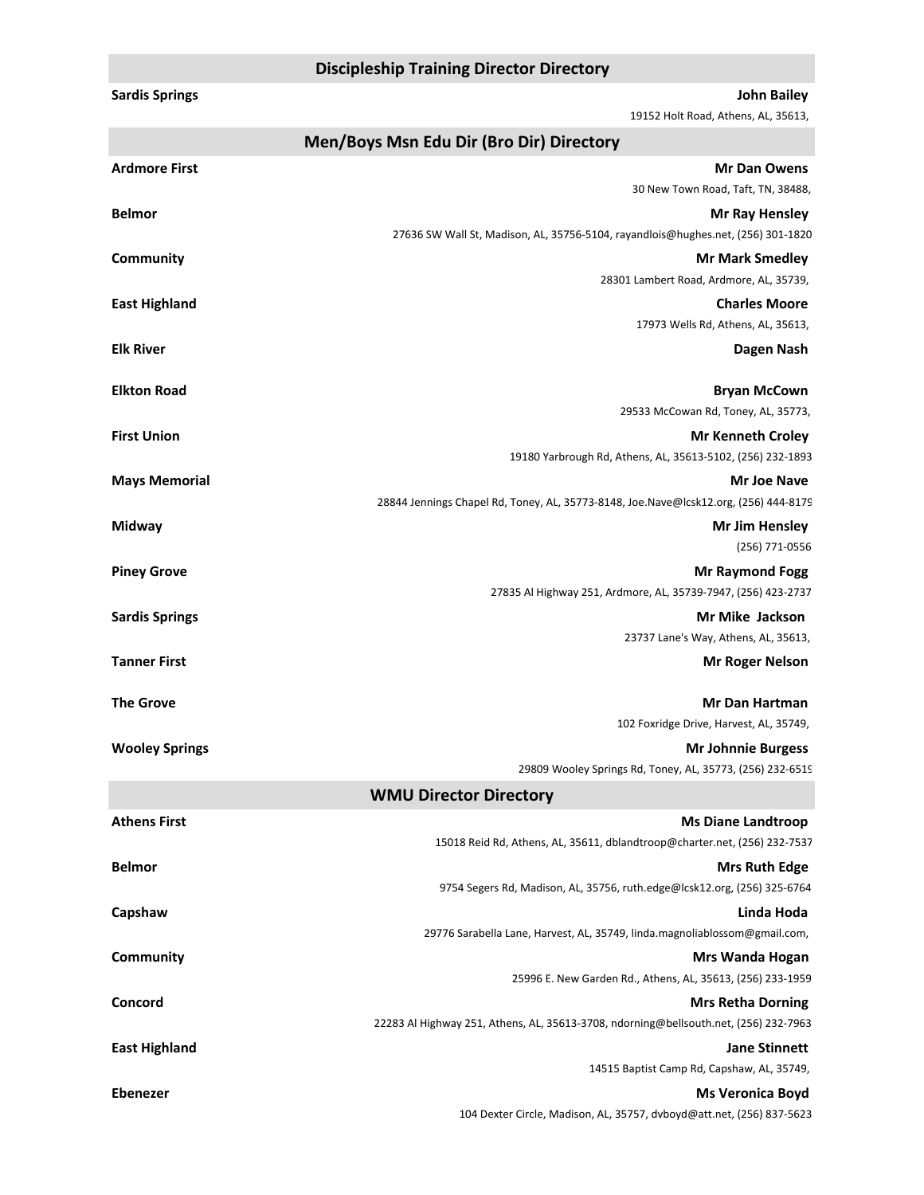## Discipleship Training Director Directory

**Sardis Springs** — **John Bailey**
19152 Holt Road, Athens, AL, 35613,

## Men/Boys Msn Edu Dir (Bro Dir) Directory

**Ardmore First** — **Mr Dan Owens**
30 New Town Road, Taft, TN, 38488,

**Belmor** — **Mr Ray Hensley**
27636 SW Wall St, Madison, AL, 35756-5104, rayandlois@hughes.net, (256) 301-1820

**Community** — **Mr Mark Smedley**
28301 Lambert Road, Ardmore, AL, 35739,

**East Highland** — **Charles Moore**
17973 Wells Rd, Athens, AL, 35613,

**Elk River** — **Dagen Nash**

**Elkton Road** — **Bryan McCown**
29533 McCowan Rd, Toney, AL, 35773,

**First Union** — **Mr Kenneth Croley**
19180 Yarbrough Rd, Athens, AL, 35613-5102, (256) 232-1893

**Mays Memorial** — **Mr Joe Nave**
28844 Jennings Chapel Rd, Toney, AL, 35773-8148, Joe.Nave@lcsk12.org, (256) 444-8179

**Midway** — **Mr Jim Hensley**
(256) 771-0556

**Piney Grove** — **Mr Raymond Fogg**
27835 Al Highway 251, Ardmore, AL, 35739-7947, (256) 423-2737

**Sardis Springs** — **Mr Mike Jackson**
23737 Lane's Way, Athens, AL, 35613,

**Tanner First** — **Mr Roger Nelson**

**The Grove** — **Mr Dan Hartman**
102 Foxridge Drive, Harvest, AL, 35749,

**Wooley Springs** — **Mr Johnnie Burgess**
29809 Wooley Springs Rd, Toney, AL, 35773, (256) 232-6519

## WMU Director Directory

**Athens First** — **Ms Diane Landtroop**
15018 Reid Rd, Athens, AL, 35611, dblandtroop@charter.net, (256) 232-7537

**Belmor** — **Mrs Ruth Edge**
9754 Segers Rd, Madison, AL, 35756, ruth.edge@lcsk12.org, (256) 325-6764

**Capshaw** — **Linda Hoda**
29776 Sarabella Lane, Harvest, AL, 35749, linda.magnoliablossom@gmail.com,

**Community** — **Mrs Wanda Hogan**
25996 E. New Garden Rd., Athens, AL, 35613, (256) 233-1959

**Concord** — **Mrs Retha Dorning**
22283 Al Highway 251, Athens, AL, 35613-3708, ndorning@bellsouth.net, (256) 232-7963

**East Highland** — **Jane Stinnett**
14515 Baptist Camp Rd, Capshaw, AL, 35749,

**Ebenezer** — **Ms Veronica Boyd**
104 Dexter Circle, Madison, AL, 35757, dvboyd@att.net, (256) 837-5623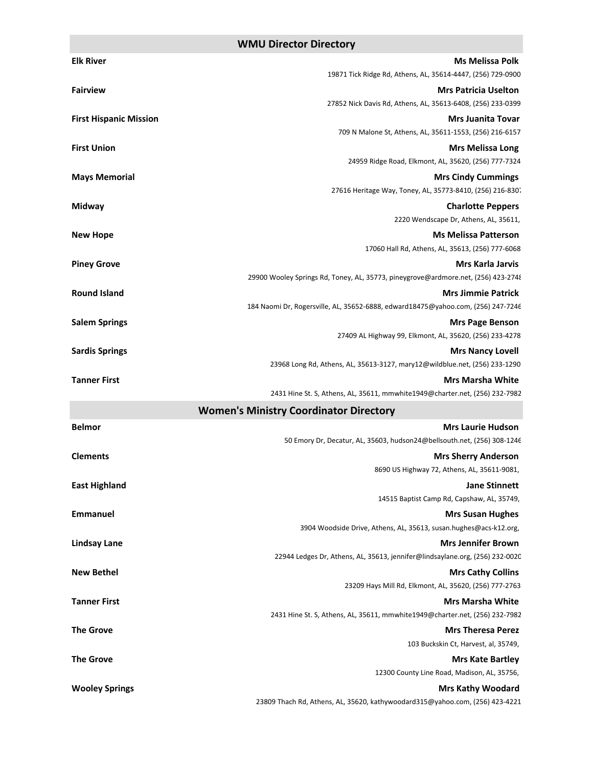## WMU Director Directory

**Elk River** — **Ms Melissa Polk**
19871 Tick Ridge Rd, Athens, AL, 35614-4447, (256) 729-0900

**Fairview** — **Mrs Patricia Uselton**
27852 Nick Davis Rd, Athens, AL, 35613-6408, (256) 233-0399

**First Hispanic Mission** — **Mrs Juanita Tovar**
709 N Malone St, Athens, AL, 35611-1553, (256) 216-6157

**First Union** — **Mrs Melissa Long**
24959 Ridge Road, Elkmont, AL, 35620, (256) 777-7324

**Mays Memorial** — **Mrs Cindy Cummings**
27616 Heritage Way, Toney, AL, 35773-8410, (256) 216-8307

**Midway** — **Charlotte Peppers**
2220 Wendscape Dr, Athens, AL, 35611,

**New Hope** — **Ms Melissa Patterson**
17060 Hall Rd, Athens, AL, 35613, (256) 777-6068

**Piney Grove** — **Mrs Karla Jarvis**
29900 Wooley Springs Rd, Toney, AL, 35773, pineygrove@ardmore.net, (256) 423-2748

**Round Island** — **Mrs Jimmie Patrick**
184 Naomi Dr, Rogersville, AL, 35652-6888, edward18475@yahoo.com, (256) 247-7246

**Salem Springs** — **Mrs Page Benson**
27409 AL Highway 99, Elkmont, AL, 35620, (256) 233-4278

**Sardis Springs** — **Mrs Nancy Lovell**
23968 Long Rd, Athens, AL, 35613-3127, mary12@wildblue.net, (256) 233-1290

**Tanner First** — **Mrs Marsha White**
2431 Hine St. S, Athens, AL, 35611, mmwhite1949@charter.net, (256) 232-7982

## Women's Ministry Coordinator Directory

**Belmor** — **Mrs Laurie Hudson**
50 Emory Dr, Decatur, AL, 35603, hudson24@bellsouth.net, (256) 308-1246

**Clements** — **Mrs Sherry Anderson**
8690 US Highway 72, Athens, AL, 35611-9081,

**East Highland** — **Jane Stinnett**
14515 Baptist Camp Rd, Capshaw, AL, 35749,

**Emmanuel** — **Mrs Susan Hughes**
3904 Woodside Drive, Athens, AL, 35613, susan.hughes@acs-k12.org,

**Lindsay Lane** — **Mrs Jennifer Brown**
22944 Ledges Dr, Athens, AL, 35613, jennifer@lindsaylane.org, (256) 232-0020

**New Bethel** — **Mrs Cathy Collins**
23209 Hays Mill Rd, Elkmont, AL, 35620, (256) 777-2763

**Tanner First** — **Mrs Marsha White**
2431 Hine St. S, Athens, AL, 35611, mmwhite1949@charter.net, (256) 232-7982

**The Grove** — **Mrs Theresa Perez**
103 Buckskin Ct, Harvest, al, 35749,

**The Grove** — **Mrs Kate Bartley**
12300 County Line Road, Madison, AL, 35756,

**Wooley Springs** — **Mrs Kathy Woodard**
23809 Thach Rd, Athens, AL, 35620, kathywoodard315@yahoo.com, (256) 423-4221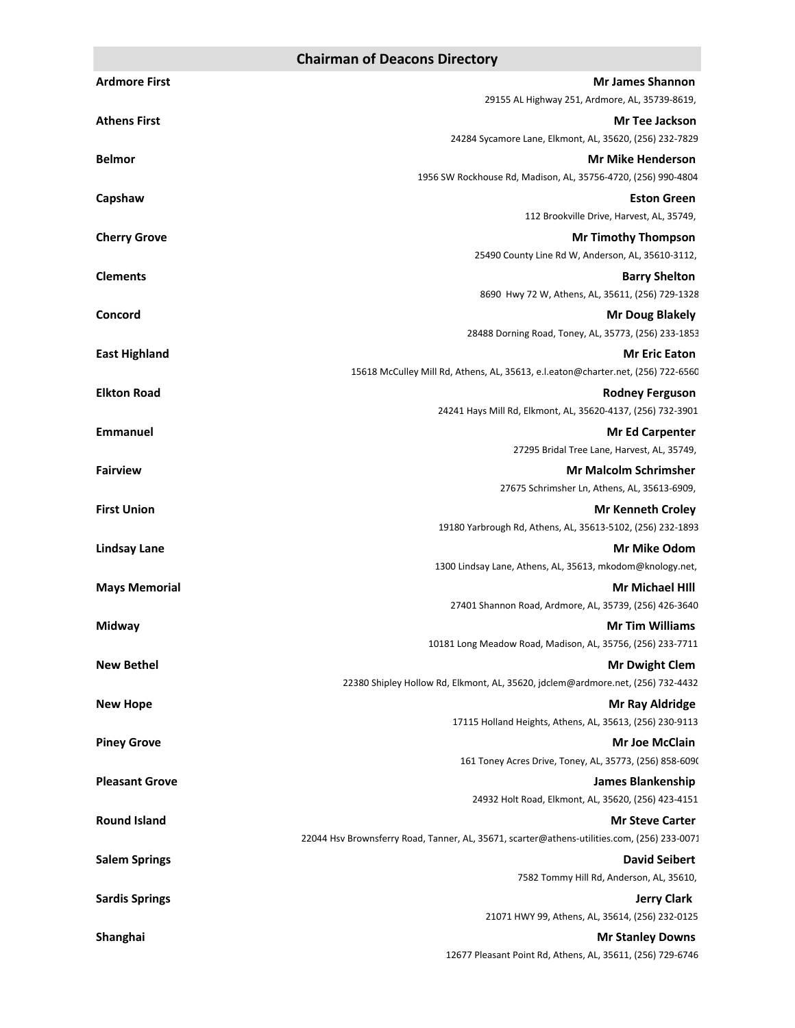## Chairman of Deacons Directory

**Ardmore First** — **Mr James Shannon**
29155 AL Highway 251, Ardmore, AL, 35739-8619,

**Athens First** — **Mr Tee Jackson**
24284 Sycamore Lane, Elkmont, AL, 35620, (256) 232-7829

**Belmor** — **Mr Mike Henderson**
1956 SW Rockhouse Rd, Madison, AL, 35756-4720, (256) 990-4804

**Capshaw** — **Eston Green**
112 Brookville Drive, Harvest, AL, 35749,

**Cherry Grove** — **Mr Timothy Thompson**
25490 County Line Rd W, Anderson, AL, 35610-3112,

**Clements** — **Barry Shelton**
8690 Hwy 72 W, Athens, AL, 35611, (256) 729-1328

**Concord** — **Mr Doug Blakely**
28488 Dorning Road, Toney, AL, 35773, (256) 233-1853

**East Highland** — **Mr Eric Eaton**
15618 McCulley Mill Rd, Athens, AL, 35613, e.l.eaton@charter.net, (256) 722-6560

**Elkton Road** — **Rodney Ferguson**
24241 Hays Mill Rd, Elkmont, AL, 35620-4137, (256) 732-3901

**Emmanuel** — **Mr Ed Carpenter**
27295 Bridal Tree Lane, Harvest, AL, 35749,

**Fairview** — **Mr Malcolm Schrimsher**
27675 Schrimsher Ln, Athens, AL, 35613-6909,

**First Union** — **Mr Kenneth Croley**
19180 Yarbrough Rd, Athens, AL, 35613-5102, (256) 232-1893

**Lindsay Lane** — **Mr Mike Odom**
1300 Lindsay Lane, Athens, AL, 35613, mkodom@knology.net,

**Mays Memorial** — **Mr Michael HIll**
27401 Shannon Road, Ardmore, AL, 35739, (256) 426-3640

**Midway** — **Mr Tim Williams**
10181 Long Meadow Road, Madison, AL, 35756, (256) 233-7711

**New Bethel** — **Mr Dwight Clem**
22380 Shipley Hollow Rd, Elkmont, AL, 35620, jdclem@ardmore.net, (256) 732-4432

**New Hope** — **Mr Ray Aldridge**
17115 Holland Heights, Athens, AL, 35613, (256) 230-9113

**Piney Grove** — **Mr Joe McClain**
161 Toney Acres Drive, Toney, AL, 35773, (256) 858-6090

**Pleasant Grove** — **James Blankenship**
24932 Holt Road, Elkmont, AL, 35620, (256) 423-4151

**Round Island** — **Mr Steve Carter**
22044 Hsv Brownsferry Road, Tanner, AL, 35671, scarter@athens-utilities.com, (256) 233-0071

**Salem Springs** — **David Seibert**
7582 Tommy Hill Rd, Anderson, AL, 35610,

**Sardis Springs** — **Jerry Clark**
21071 HWY 99, Athens, AL, 35614, (256) 232-0125

**Shanghai** — **Mr Stanley Downs**
12677 Pleasant Point Rd, Athens, AL, 35611, (256) 729-6746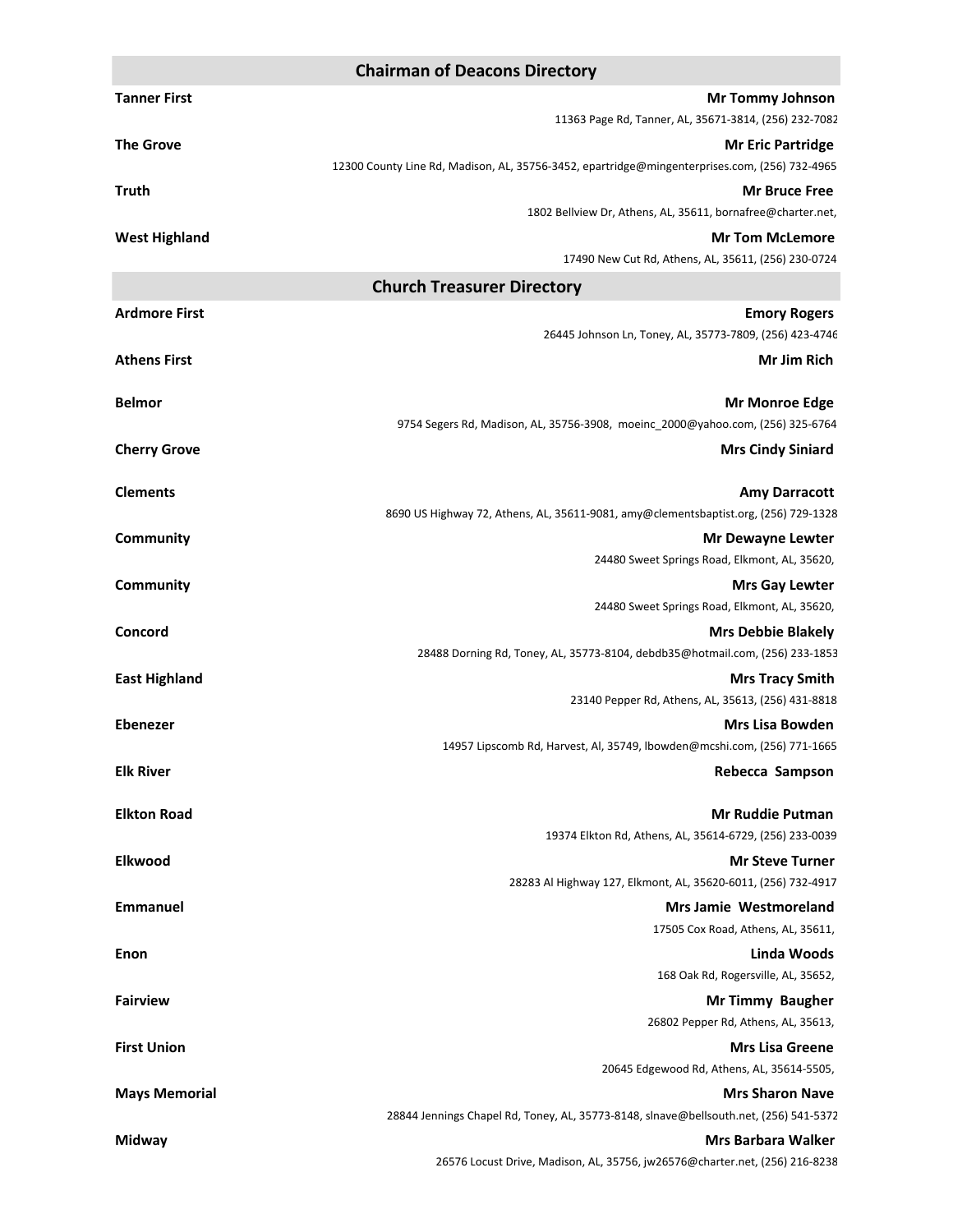## Chairman of Deacons Directory

**Tanner First** — **Mr Tommy Johnson**
11363 Page Rd, Tanner, AL, 35671-3814, (256) 232-7082

**The Grove** — **Mr Eric Partridge**
12300 County Line Rd, Madison, AL, 35756-3452, epartridge@mingenterprises.com, (256) 732-4965

**Truth** — **Mr Bruce Free**
1802 Bellview Dr, Athens, AL, 35611, bornafree@charter.net,

**West Highland** — **Mr Tom McLemore**
17490 New Cut Rd, Athens, AL, 35611, (256) 230-0724

## Church Treasurer Directory

**Ardmore First** — **Emory Rogers**
26445 Johnson Ln, Toney, AL, 35773-7809, (256) 423-4746

**Athens First** — **Mr Jim Rich**

**Belmor** — **Mr Monroe Edge**
9754 Segers Rd, Madison, AL, 35756-3908, moeinc_2000@yahoo.com, (256) 325-6764

**Cherry Grove** — **Mrs Cindy Siniard**

**Clements** — **Amy Darracott**
8690 US Highway 72, Athens, AL, 35611-9081, amy@clementsbaptist.org, (256) 729-1328

**Community** — **Mr Dewayne Lewter**
24480 Sweet Springs Road, Elkmont, AL, 35620,

**Community** — **Mrs Gay Lewter**
24480 Sweet Springs Road, Elkmont, AL, 35620,

**Concord** — **Mrs Debbie Blakely**
28488 Dorning Rd, Toney, AL, 35773-8104, debdb35@hotmail.com, (256) 233-1853

**East Highland** — **Mrs Tracy Smith**
23140 Pepper Rd, Athens, AL, 35613, (256) 431-8818

**Ebenezer** — **Mrs Lisa Bowden**
14957 Lipscomb Rd, Harvest, Al, 35749, lbowden@mcshi.com, (256) 771-1665

**Elk River** — **Rebecca Sampson**

**Elkton Road** — **Mr Ruddie Putman**
19374 Elkton Rd, Athens, AL, 35614-6729, (256) 233-0039

**Elkwood** — **Mr Steve Turner**
28283 Al Highway 127, Elkmont, AL, 35620-6011, (256) 732-4917

**Emmanuel** — **Mrs Jamie Westmoreland**
17505 Cox Road, Athens, AL, 35611,

**Enon** — **Linda Woods**
168 Oak Rd, Rogersville, AL, 35652,

**Fairview** — **Mr Timmy Baugher**
26802 Pepper Rd, Athens, AL, 35613,

**First Union** — **Mrs Lisa Greene**
20645 Edgewood Rd, Athens, AL, 35614-5505,

**Mays Memorial** — **Mrs Sharon Nave**
28844 Jennings Chapel Rd, Toney, AL, 35773-8148, slnave@bellsouth.net, (256) 541-5372

**Midway** — **Mrs Barbara Walker**
26576 Locust Drive, Madison, AL, 35756, jw26576@charter.net, (256) 216-8238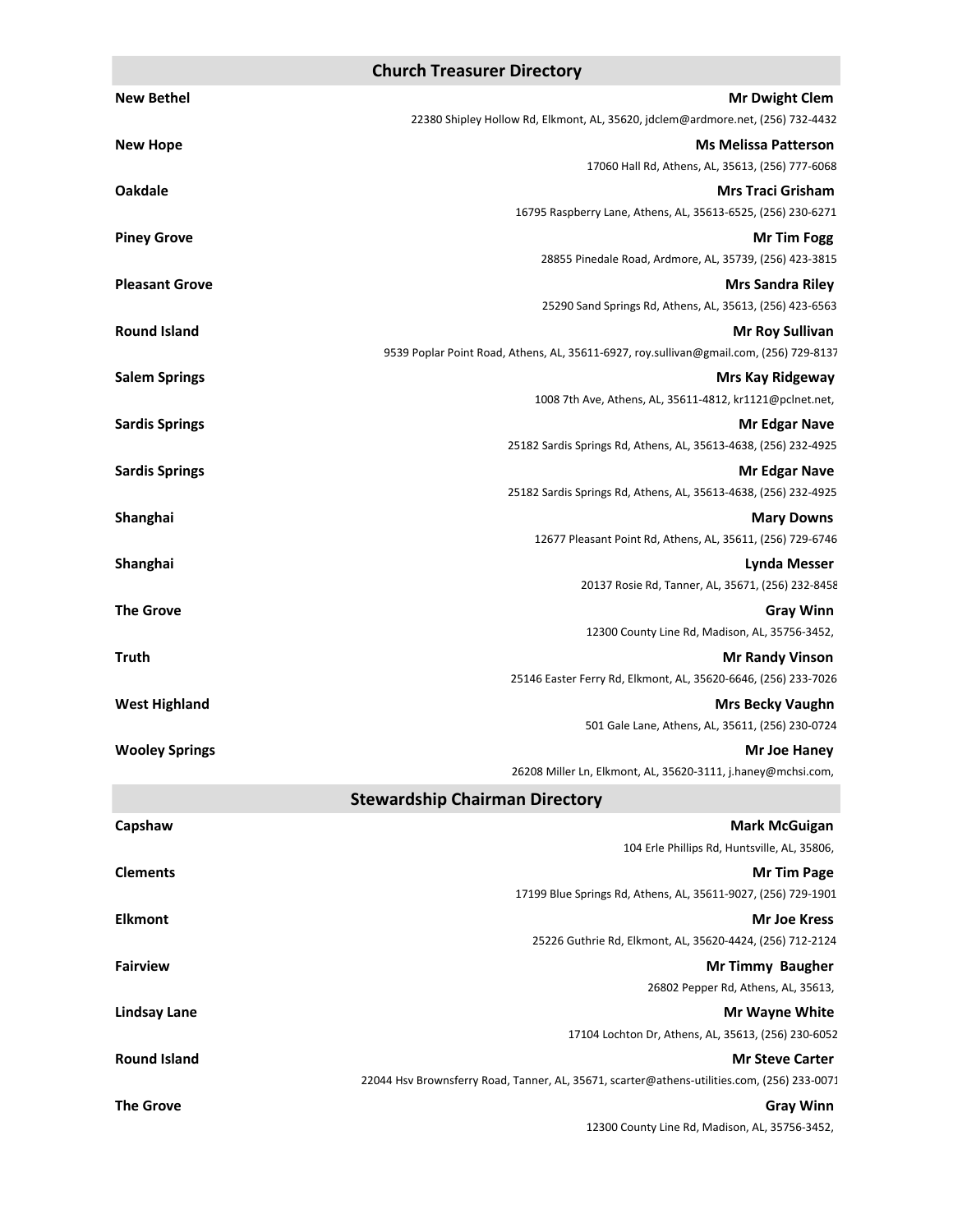## Church Treasurer Directory

**New Bethel** — **Mr Dwight Clem**
22380 Shipley Hollow Rd, Elkmont, AL, 35620, jdclem@ardmore.net, (256) 732-4432

**New Hope** — **Ms Melissa Patterson**
17060 Hall Rd, Athens, AL, 35613, (256) 777-6068

**Oakdale** — **Mrs Traci Grisham**
16795 Raspberry Lane, Athens, AL, 35613-6525, (256) 230-6271

**Piney Grove** — **Mr Tim Fogg**
28855 Pinedale Road, Ardmore, AL, 35739, (256) 423-3815

**Pleasant Grove** — **Mrs Sandra Riley**
25290 Sand Springs Rd, Athens, AL, 35613, (256) 423-6563

**Round Island** — **Mr Roy Sullivan**
9539 Poplar Point Road, Athens, AL, 35611-6927, roy.sullivan@gmail.com, (256) 729-8137

**Salem Springs** — **Mrs Kay Ridgeway**
1008 7th Ave, Athens, AL, 35611-4812, kr1121@pclnet.net,

**Sardis Springs** — **Mr Edgar Nave**
25182 Sardis Springs Rd, Athens, AL, 35613-4638, (256) 232-4925

**Sardis Springs** — **Mr Edgar Nave**
25182 Sardis Springs Rd, Athens, AL, 35613-4638, (256) 232-4925

**Shanghai** — **Mary Downs**
12677 Pleasant Point Rd, Athens, AL, 35611, (256) 729-6746

**Shanghai** — **Lynda Messer**
20137 Rosie Rd, Tanner, AL, 35671, (256) 232-8458

**The Grove** — **Gray Winn**
12300 County Line Rd, Madison, AL, 35756-3452,

**Truth** — **Mr Randy Vinson**
25146 Easter Ferry Rd, Elkmont, AL, 35620-6646, (256) 233-7026

**West Highland** — **Mrs Becky Vaughn**
501 Gale Lane, Athens, AL, 35611, (256) 230-0724

**Wooley Springs** — **Mr Joe Haney**
26208 Miller Ln, Elkmont, AL, 35620-3111, j.haney@mchsi.com,

## Stewardship Chairman Directory

**Capshaw** — **Mark McGuigan**
104 Erle Phillips Rd, Huntsville, AL, 35806,

**Clements** — **Mr Tim Page**
17199 Blue Springs Rd, Athens, AL, 35611-9027, (256) 729-1901

**Elkmont** — **Mr Joe Kress**
25226 Guthrie Rd, Elkmont, AL, 35620-4424, (256) 712-2124

**Fairview** — **Mr Timmy Baugher**
26802 Pepper Rd, Athens, AL, 35613,

**Lindsay Lane** — **Mr Wayne White**
17104 Lochton Dr, Athens, AL, 35613, (256) 230-6052

**Round Island** — **Mr Steve Carter**
22044 Hsv Brownsferry Road, Tanner, AL, 35671, scarter@athens-utilities.com, (256) 233-0071

**The Grove** — **Gray Winn**
12300 County Line Rd, Madison, AL, 35756-3452,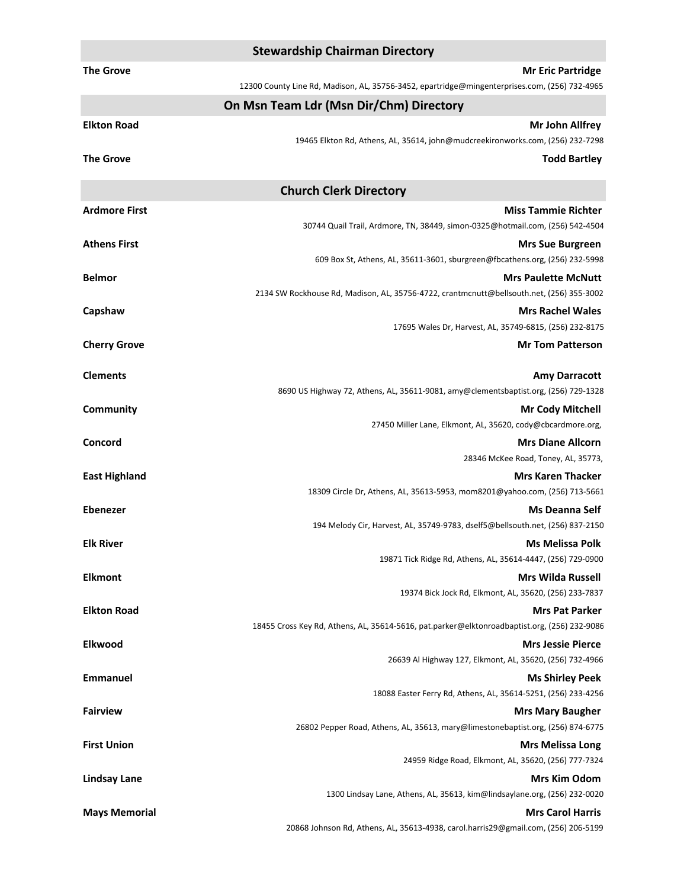## Stewardship Chairman Directory

**The Grove** — **Mr Eric Partridge**
12300 County Line Rd, Madison, AL, 35756-3452, epartridge@mingenterprises.com, (256) 732-4965

## On Msn Team Ldr (Msn Dir/Chm) Directory

**Elkton Road** — **Mr John Allfrey**
19465 Elkton Rd, Athens, AL, 35614, john@mudcreekironworks.com, (256) 232-7298

**The Grove** — **Todd Bartley**

## Church Clerk Directory

**Ardmore First** — **Miss Tammie Richter**
30744 Quail Trail, Ardmore, TN, 38449, simon-0325@hotmail.com, (256) 542-4504

**Athens First** — **Mrs Sue Burgreen**
609 Box St, Athens, AL, 35611-3601, sburgreen@fbcathens.org, (256) 232-5998

**Belmor** — **Mrs Paulette McNutt**
2134 SW Rockhouse Rd, Madison, AL, 35756-4722, crantmcnutt@bellsouth.net, (256) 355-3002

**Capshaw** — **Mrs Rachel Wales**
17695 Wales Dr, Harvest, AL, 35749-6815, (256) 232-8175

**Cherry Grove** — **Mr Tom Patterson**

**Clements** — **Amy Darracott**
8690 US Highway 72, Athens, AL, 35611-9081, amy@clementsbaptist.org, (256) 729-1328

**Community** — **Mr Cody Mitchell**
27450 Miller Lane, Elkmont, AL, 35620, cody@cbcardmore.org,

**Concord** — **Mrs Diane Allcorn**
28346 McKee Road, Toney, AL, 35773,

**East Highland** — **Mrs Karen Thacker**
18309 Circle Dr, Athens, AL, 35613-5953, mom8201@yahoo.com, (256) 713-5661

**Ebenezer** — **Ms Deanna Self**
194 Melody Cir, Harvest, AL, 35749-9783, dself5@bellsouth.net, (256) 837-2150

**Elk River** — **Ms Melissa Polk**
19871 Tick Ridge Rd, Athens, AL, 35614-4447, (256) 729-0900

**Elkmont** — **Mrs Wilda Russell**
19374 Bick Jock Rd, Elkmont, AL, 35620, (256) 233-7837

**Elkton Road** — **Mrs Pat Parker**
18455 Cross Key Rd, Athens, AL, 35614-5616, pat.parker@elktonroadbaptist.org, (256) 232-9086

**Elkwood** — **Mrs Jessie Pierce**
26639 Al Highway 127, Elkmont, AL, 35620, (256) 732-4966

**Emmanuel** — **Ms Shirley Peek**
18088 Easter Ferry Rd, Athens, AL, 35614-5251, (256) 233-4256

**Fairview** — **Mrs Mary Baugher**
26802 Pepper Road, Athens, AL, 35613, mary@limestonebaptist.org, (256) 874-6775

**First Union** — **Mrs Melissa Long**
24959 Ridge Road, Elkmont, AL, 35620, (256) 777-7324

**Lindsay Lane** — **Mrs Kim Odom**
1300 Lindsay Lane, Athens, AL, 35613, kim@lindsaylane.org, (256) 232-0020

**Mays Memorial** — **Mrs Carol Harris**
20868 Johnson Rd, Athens, AL, 35613-4938, carol.harris29@gmail.com, (256) 206-5199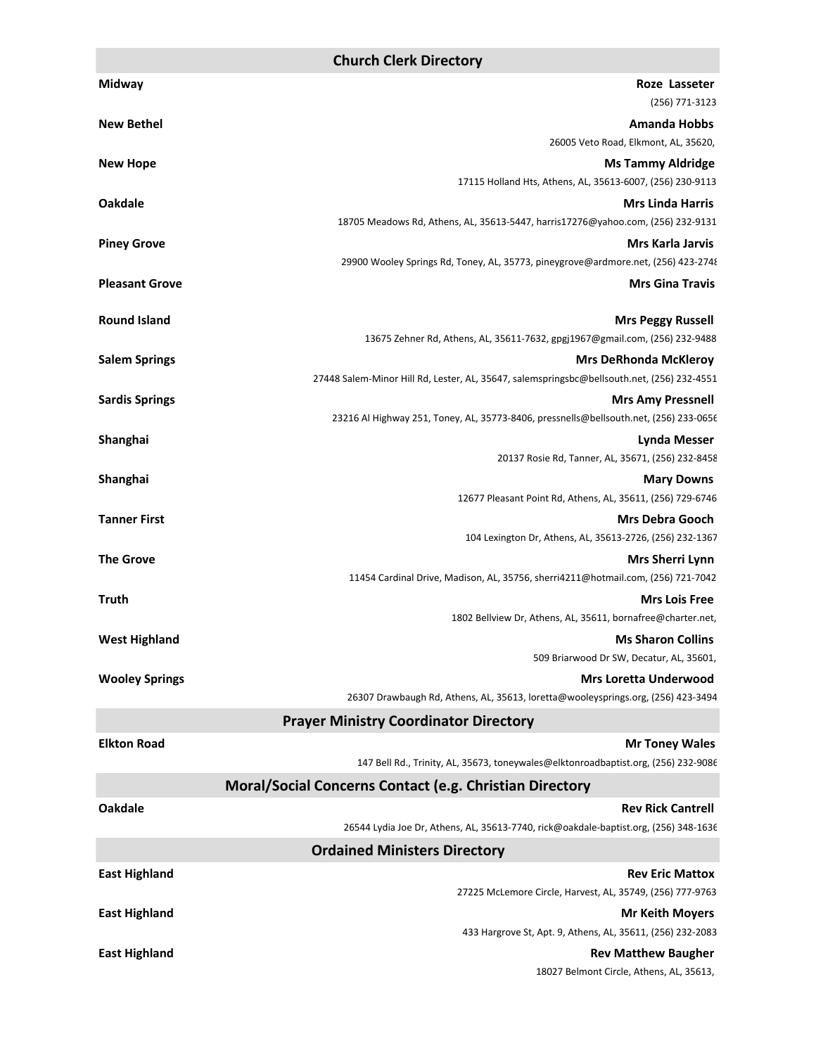## Church Clerk Directory

**Midway** — **Roze Lasseter**
(256) 771-3123

**New Bethel** — **Amanda Hobbs**
26005 Veto Road, Elkmont, AL, 35620,

**New Hope** — **Ms Tammy Aldridge**
17115 Holland Hts, Athens, AL, 35613-6007, (256) 230-9113

**Oakdale** — **Mrs Linda Harris**
18705 Meadows Rd, Athens, AL, 35613-5447, harris17276@yahoo.com, (256) 232-9131

**Piney Grove** — **Mrs Karla Jarvis**
29900 Wooley Springs Rd, Toney, AL, 35773, pineygrove@ardmore.net, (256) 423-2748

**Pleasant Grove** — **Mrs Gina Travis**

**Round Island** — **Mrs Peggy Russell**
13675 Zehner Rd, Athens, AL, 35611-7632, gpgj1967@gmail.com, (256) 232-9488

**Salem Springs** — **Mrs DeRhonda McKleroy**
27448 Salem-Minor Hill Rd, Lester, AL, 35647, salemspringsbc@bellsouth.net, (256) 232-4551

**Sardis Springs** — **Mrs Amy Pressnell**
23216 Al Highway 251, Toney, AL, 35773-8406, pressnells@bellsouth.net, (256) 233-0656

**Shanghai** — **Lynda Messer**
20137 Rosie Rd, Tanner, AL, 35671, (256) 232-8458

**Shanghai** — **Mary Downs**
12677 Pleasant Point Rd, Athens, AL, 35611, (256) 729-6746

**Tanner First** — **Mrs Debra Gooch**
104 Lexington Dr, Athens, AL, 35613-2726, (256) 232-1367

**The Grove** — **Mrs Sherri Lynn**
11454 Cardinal Drive, Madison, AL, 35756, sherri4211@hotmail.com, (256) 721-7042

**Truth** — **Mrs Lois Free**
1802 Bellview Dr, Athens, AL, 35611, bornafree@charter.net,

**West Highland** — **Ms Sharon Collins**
509 Briarwood Dr SW, Decatur, AL, 35601,

**Wooley Springs** — **Mrs Loretta Underwood**
26307 Drawbaugh Rd, Athens, AL, 35613, loretta@wooleysprings.org, (256) 423-3494

## Prayer Ministry Coordinator Directory

**Elkton Road** — **Mr Toney Wales**
147 Bell Rd., Trinity, AL, 35673, toneywales@elktonroadbaptist.org, (256) 232-9086

## Moral/Social Concerns Contact (e.g. Christian Directory

**Oakdale** — **Rev Rick Cantrell**
26544 Lydia Joe Dr, Athens, AL, 35613-7740, rick@oakdale-baptist.org, (256) 348-1636

## Ordained Ministers Directory

**East Highland** — **Rev Eric Mattox**
27225 McLemore Circle, Harvest, AL, 35749, (256) 777-9763

**East Highland** — **Mr Keith Moyers**
433 Hargrove St, Apt. 9, Athens, AL, 35611, (256) 232-2083

**East Highland** — **Rev Matthew Baugher**
18027 Belmont Circle, Athens, AL, 35613,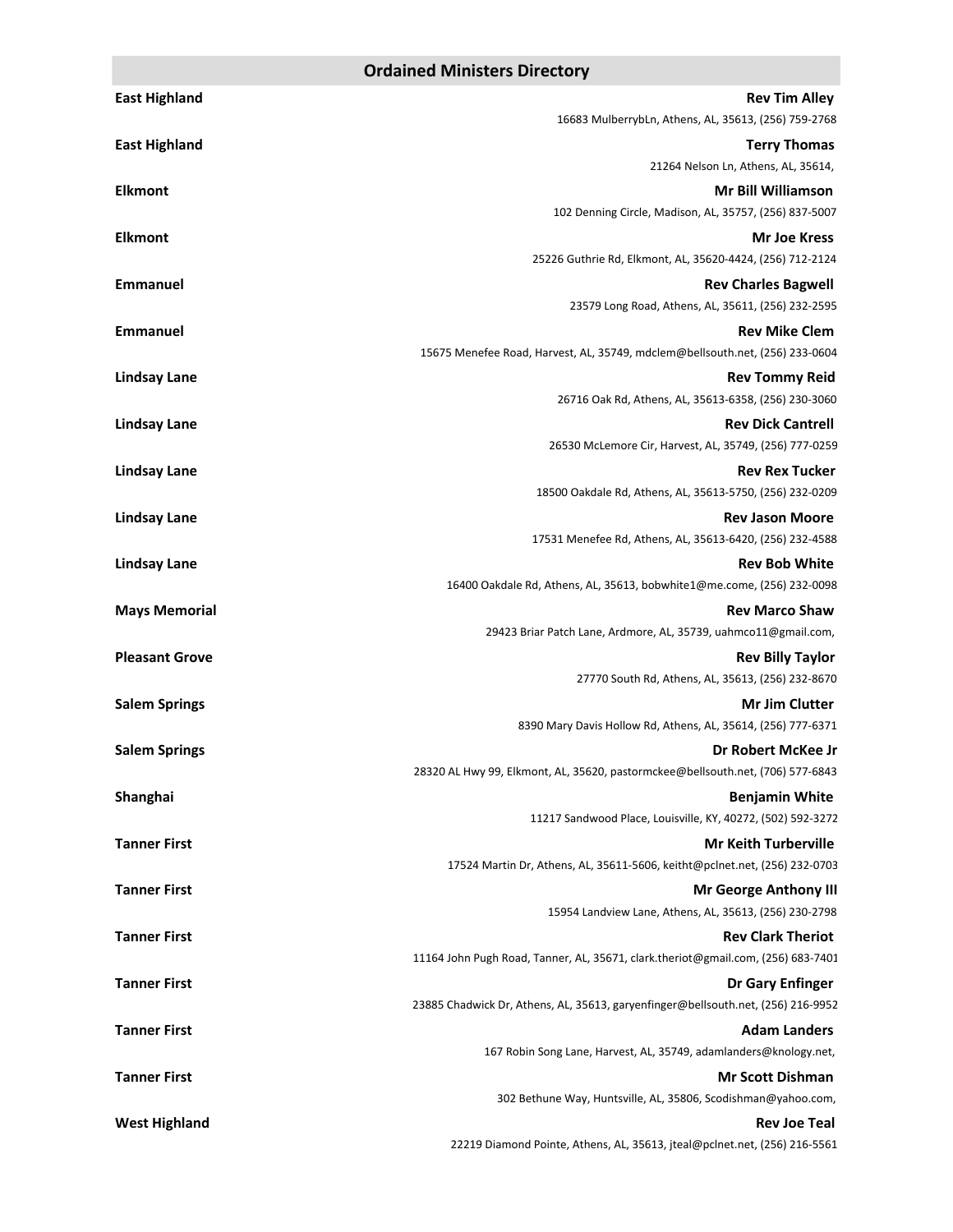## Ordained Ministers Directory

**East Highland** — **Rev Tim Alley**
16683 MulberrybLn, Athens, AL, 35613, (256) 759-2768

**East Highland** — **Terry Thomas**
21264 Nelson Ln, Athens, AL, 35614,

**Elkmont** — **Mr Bill Williamson**
102 Denning Circle, Madison, AL, 35757, (256) 837-5007

**Elkmont** — **Mr Joe Kress**
25226 Guthrie Rd, Elkmont, AL, 35620-4424, (256) 712-2124

**Emmanuel** — **Rev Charles Bagwell**
23579 Long Road, Athens, AL, 35611, (256) 232-2595

**Emmanuel** — **Rev Mike Clem**
15675 Menefee Road, Harvest, AL, 35749, mdclem@bellsouth.net, (256) 233-0604

**Lindsay Lane** — **Rev Tommy Reid**
26716 Oak Rd, Athens, AL, 35613-6358, (256) 230-3060

**Lindsay Lane** — **Rev Dick Cantrell**
26530 McLemore Cir, Harvest, AL, 35749, (256) 777-0259

**Lindsay Lane** — **Rev Rex Tucker**
18500 Oakdale Rd, Athens, AL, 35613-5750, (256) 232-0209

**Lindsay Lane** — **Rev Jason Moore**
17531 Menefee Rd, Athens, AL, 35613-6420, (256) 232-4588

**Lindsay Lane** — **Rev Bob White**
16400 Oakdale Rd, Athens, AL, 35613, bobwhite1@me.come, (256) 232-0098

**Mays Memorial** — **Rev Marco Shaw**
29423 Briar Patch Lane, Ardmore, AL, 35739, uahmco11@gmail.com,

**Pleasant Grove** — **Rev Billy Taylor**
27770 South Rd, Athens, AL, 35613, (256) 232-8670

**Salem Springs** — **Mr Jim Clutter**
8390 Mary Davis Hollow Rd, Athens, AL, 35614, (256) 777-6371

**Salem Springs** — **Dr Robert McKee Jr**
28320 AL Hwy 99, Elkmont, AL, 35620, pastormckee@bellsouth.net, (706) 577-6843

**Shanghai** — **Benjamin White**
11217 Sandwood Place, Louisville, KY, 40272, (502) 592-3272

**Tanner First** — **Mr Keith Turberville**
17524 Martin Dr, Athens, AL, 35611-5606, keitht@pclnet.net, (256) 232-0703

**Tanner First** — **Mr George Anthony III**
15954 Landview Lane, Athens, AL, 35613, (256) 230-2798

**Tanner First** — **Rev Clark Theriot**
11164 John Pugh Road, Tanner, AL, 35671, clark.theriot@gmail.com, (256) 683-7401

**Tanner First** — **Dr Gary Enfinger**
23885 Chadwick Dr, Athens, AL, 35613, garyenfinger@bellsouth.net, (256) 216-9952

**Tanner First** — **Adam Landers**
167 Robin Song Lane, Harvest, AL, 35749, adamlanders@knology.net,

**Tanner First** — **Mr Scott Dishman**
302 Bethune Way, Huntsville, AL, 35806, Scodishman@yahoo.com,

**West Highland** — **Rev Joe Teal**
22219 Diamond Pointe, Athens, AL, 35613, jteal@pclnet.net, (256) 216-5561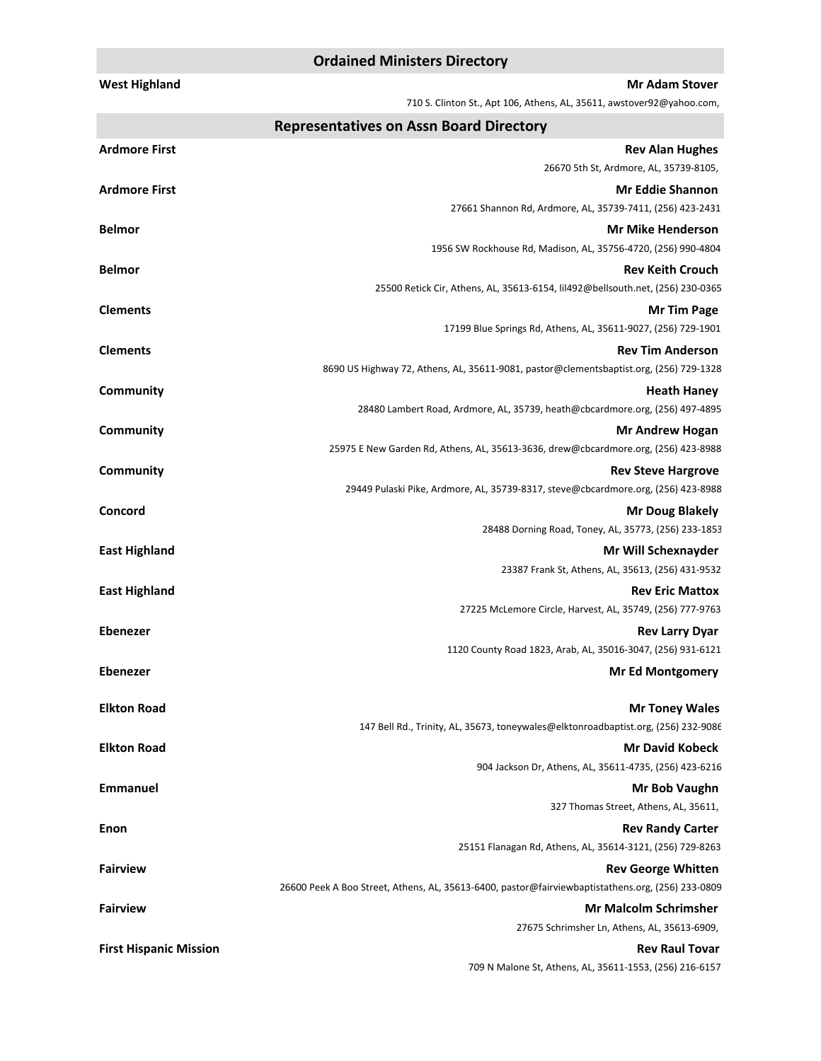## Ordained Ministers Directory

**West Highland** — **Mr Adam Stover**
710 S. Clinton St., Apt 106, Athens, AL, 35611, awstover92@yahoo.com,

## Representatives on Assn Board Directory

**Ardmore First** — **Rev Alan Hughes**
26670 5th St, Ardmore, AL, 35739-8105,

**Ardmore First** — **Mr Eddie Shannon**
27661 Shannon Rd, Ardmore, AL, 35739-7411, (256) 423-2431

**Belmor** — **Mr Mike Henderson**
1956 SW Rockhouse Rd, Madison, AL, 35756-4720, (256) 990-4804

**Belmor** — **Rev Keith Crouch**
25500 Retick Cir, Athens, AL, 35613-6154, lil492@bellsouth.net, (256) 230-0365

**Clements** — **Mr Tim Page**
17199 Blue Springs Rd, Athens, AL, 35611-9027, (256) 729-1901

**Clements** — **Rev Tim Anderson**
8690 US Highway 72, Athens, AL, 35611-9081, pastor@clementsbaptist.org, (256) 729-1328

**Community** — **Heath Haney**
28480 Lambert Road, Ardmore, AL, 35739, heath@cbcardmore.org, (256) 497-4895

**Community** — **Mr Andrew Hogan**
25975 E New Garden Rd, Athens, AL, 35613-3636, drew@cbcardmore.org, (256) 423-8988

**Community** — **Rev Steve Hargrove**
29449 Pulaski Pike, Ardmore, AL, 35739-8317, steve@cbcardmore.org, (256) 423-8988

**Concord** — **Mr Doug Blakely**
28488 Dorning Road, Toney, AL, 35773, (256) 233-1853

**East Highland** — **Mr Will Schexnayder**
23387 Frank St, Athens, AL, 35613, (256) 431-9532

**East Highland** — **Rev Eric Mattox**
27225 McLemore Circle, Harvest, AL, 35749, (256) 777-9763

**Ebenezer** — **Rev Larry Dyar**
1120 County Road 1823, Arab, AL, 35016-3047, (256) 931-6121

**Ebenezer** — **Mr Ed Montgomery**

**Elkton Road** — **Mr Toney Wales**
147 Bell Rd., Trinity, AL, 35673, toneywales@elktonroadbaptist.org, (256) 232-9086

**Elkton Road** — **Mr David Kobeck**
904 Jackson Dr, Athens, AL, 35611-4735, (256) 423-6216

**Emmanuel** — **Mr Bob Vaughn**
327 Thomas Street, Athens, AL, 35611,

**Enon** — **Rev Randy Carter**
25151 Flanagan Rd, Athens, AL, 35614-3121, (256) 729-8263

**Fairview** — **Rev George Whitten**
26600 Peek A Boo Street, Athens, AL, 35613-6400, pastor@fairviewbaptistathens.org, (256) 233-0809

**Fairview** — **Mr Malcolm Schrimsher**
27675 Schrimsher Ln, Athens, AL, 35613-6909,

**First Hispanic Mission** — **Rev Raul Tovar**
709 N Malone St, Athens, AL, 35611-1553, (256) 216-6157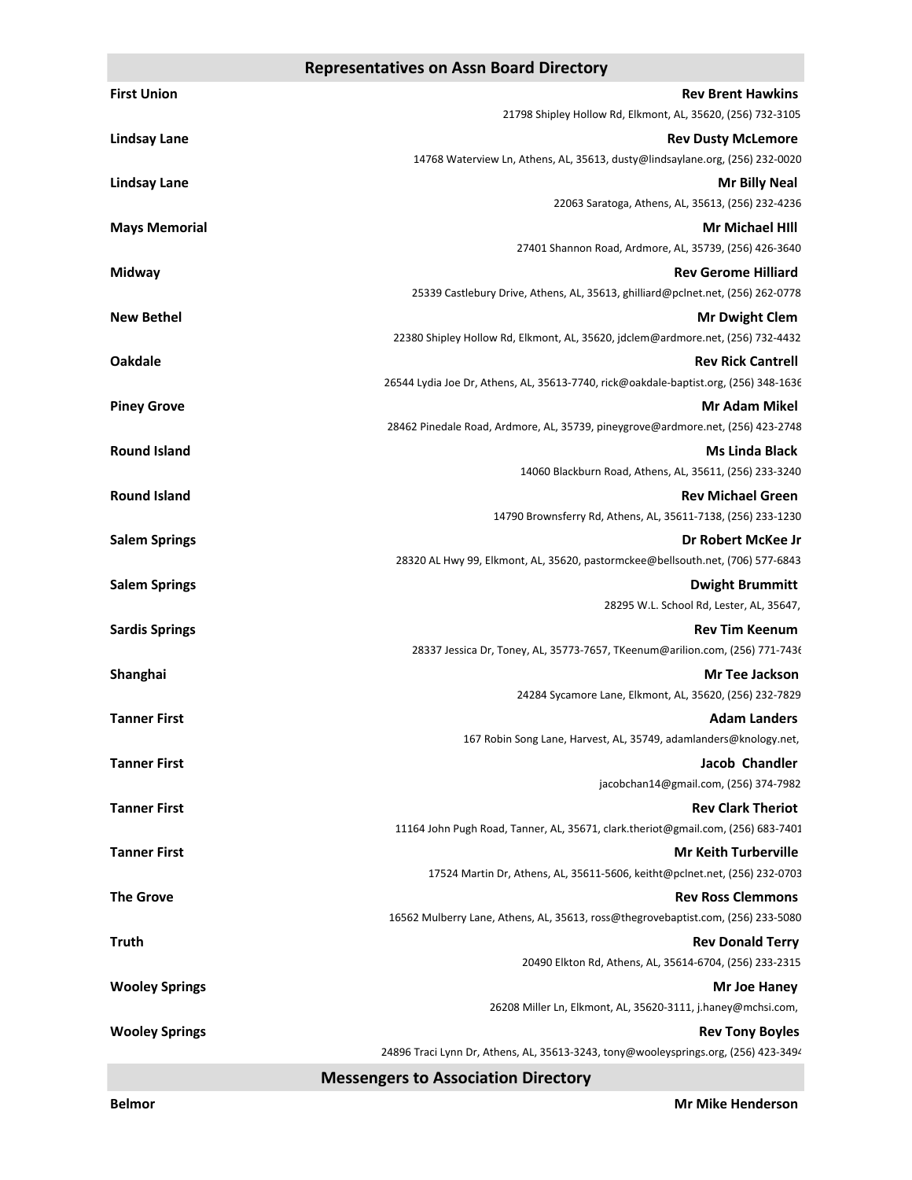## Representatives on Assn Board Directory

**First Union** — **Rev Brent Hawkins**
21798 Shipley Hollow Rd, Elkmont, AL, 35620, (256) 732-3105

**Lindsay Lane** — **Rev Dusty McLemore**
14768 Waterview Ln, Athens, AL, 35613, dusty@lindsaylane.org, (256) 232-0020

**Lindsay Lane** — **Mr Billy Neal**
22063 Saratoga, Athens, AL, 35613, (256) 232-4236

**Mays Memorial** — **Mr Michael HIll**
27401 Shannon Road, Ardmore, AL, 35739, (256) 426-3640

**Midway** — **Rev Gerome Hilliard**
25339 Castlebury Drive, Athens, AL, 35613, ghilliard@pclnet.net, (256) 262-0778

**New Bethel** — **Mr Dwight Clem**
22380 Shipley Hollow Rd, Elkmont, AL, 35620, jdclem@ardmore.net, (256) 732-4432

**Oakdale** — **Rev Rick Cantrell**
26544 Lydia Joe Dr, Athens, AL, 35613-7740, rick@oakdale-baptist.org, (256) 348-1636

**Piney Grove** — **Mr Adam Mikel**
28462 Pinedale Road, Ardmore, AL, 35739, pineygrove@ardmore.net, (256) 423-2748

**Round Island** — **Ms Linda Black**
14060 Blackburn Road, Athens, AL, 35611, (256) 233-3240

**Round Island** — **Rev Michael Green**
14790 Brownsferry Rd, Athens, AL, 35611-7138, (256) 233-1230

**Salem Springs** — **Dr Robert McKee Jr**
28320 AL Hwy 99, Elkmont, AL, 35620, pastormckee@bellsouth.net, (706) 577-6843

**Salem Springs** — **Dwight Brummitt**
28295 W.L. School Rd, Lester, AL, 35647,

**Sardis Springs** — **Rev Tim Keenum**
28337 Jessica Dr, Toney, AL, 35773-7657, TKeenum@arilion.com, (256) 771-7436

**Shanghai** — **Mr Tee Jackson**
24284 Sycamore Lane, Elkmont, AL, 35620, (256) 232-7829

**Tanner First** — **Adam Landers**
167 Robin Song Lane, Harvest, AL, 35749, adamlanders@knology.net,

**Tanner First** — **Jacob Chandler**
jacobchan14@gmail.com, (256) 374-7982

**Tanner First** — **Rev Clark Theriot**
11164 John Pugh Road, Tanner, AL, 35671, clark.theriot@gmail.com, (256) 683-7401

**Tanner First** — **Mr Keith Turberville**
17524 Martin Dr, Athens, AL, 35611-5606, keitht@pclnet.net, (256) 232-0703

**The Grove** — **Rev Ross Clemmons**
16562 Mulberry Lane, Athens, AL, 35613, ross@thegrovebaptist.com, (256) 233-5080

**Truth** — **Rev Donald Terry**
20490 Elkton Rd, Athens, AL, 35614-6704, (256) 233-2315

**Wooley Springs** — **Mr Joe Haney**
26208 Miller Ln, Elkmont, AL, 35620-3111, j.haney@mchsi.com,

**Wooley Springs** — **Rev Tony Boyles**
24896 Traci Lynn Dr, Athens, AL, 35613-3243, tony@wooleysprings.org, (256) 423-3494

## Messengers to Association Directory

**Belmor** — **Mr Mike Henderson**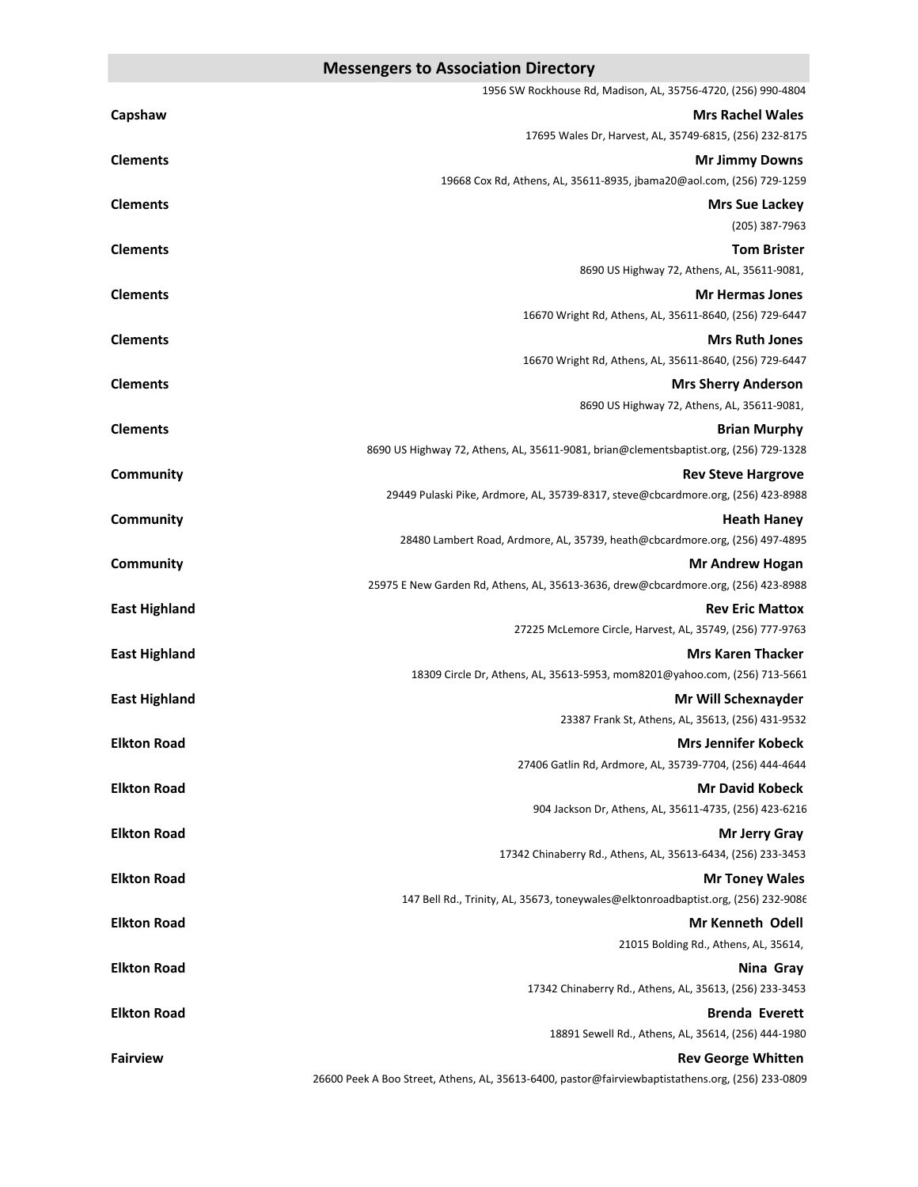## Messengers to Association Directory

1956 SW Rockhouse Rd, Madison, AL, 35756-4720, (256) 990-4804

**Capshaw** — **Mrs Rachel Wales**
17695 Wales Dr, Harvest, AL, 35749-6815, (256) 232-8175

**Clements** — **Mr Jimmy Downs**
19668 Cox Rd, Athens, AL, 35611-8935, jbama20@aol.com, (256) 729-1259

**Clements** — **Mrs Sue Lackey**
(205) 387-7963

**Clements** — **Tom Brister**
8690 US Highway 72, Athens, AL, 35611-9081,

**Clements** — **Mr Hermas Jones**
16670 Wright Rd, Athens, AL, 35611-8640, (256) 729-6447

**Clements** — **Mrs Ruth Jones**
16670 Wright Rd, Athens, AL, 35611-8640, (256) 729-6447

**Clements** — **Mrs Sherry Anderson**
8690 US Highway 72, Athens, AL, 35611-9081,

**Clements** — **Brian Murphy**
8690 US Highway 72, Athens, AL, 35611-9081, brian@clementsbaptist.org, (256) 729-1328

**Community** — **Rev Steve Hargrove**
29449 Pulaski Pike, Ardmore, AL, 35739-8317, steve@cbcardmore.org, (256) 423-8988

**Community** — **Heath Haney**
28480 Lambert Road, Ardmore, AL, 35739, heath@cbcardmore.org, (256) 497-4895

**Community** — **Mr Andrew Hogan**
25975 E New Garden Rd, Athens, AL, 35613-3636, drew@cbcardmore.org, (256) 423-8988

**East Highland** — **Rev Eric Mattox**
27225 McLemore Circle, Harvest, AL, 35749, (256) 777-9763

**East Highland** — **Mrs Karen Thacker**
18309 Circle Dr, Athens, AL, 35613-5953, mom8201@yahoo.com, (256) 713-5661

**East Highland** — **Mr Will Schexnayder**
23387 Frank St, Athens, AL, 35613, (256) 431-9532

**Elkton Road** — **Mrs Jennifer Kobeck**
27406 Gatlin Rd, Ardmore, AL, 35739-7704, (256) 444-4644

**Elkton Road** — **Mr David Kobeck**
904 Jackson Dr, Athens, AL, 35611-4735, (256) 423-6216

**Elkton Road** — **Mr Jerry Gray**
17342 Chinaberry Rd., Athens, AL, 35613-6434, (256) 233-3453

**Elkton Road** — **Mr Toney Wales**
147 Bell Rd., Trinity, AL, 35673, toneywales@elktonroadbaptist.org, (256) 232-9086

**Elkton Road** — **Mr Kenneth Odell**
21015 Bolding Rd., Athens, AL, 35614,

**Elkton Road** — **Nina Gray**
17342 Chinaberry Rd., Athens, AL, 35613, (256) 233-3453

**Elkton Road** — **Brenda Everett**
18891 Sewell Rd., Athens, AL, 35614, (256) 444-1980

**Fairview** — **Rev George Whitten**
26600 Peek A Boo Street, Athens, AL, 35613-6400, pastor@fairviewbaptistathens.org, (256) 233-0809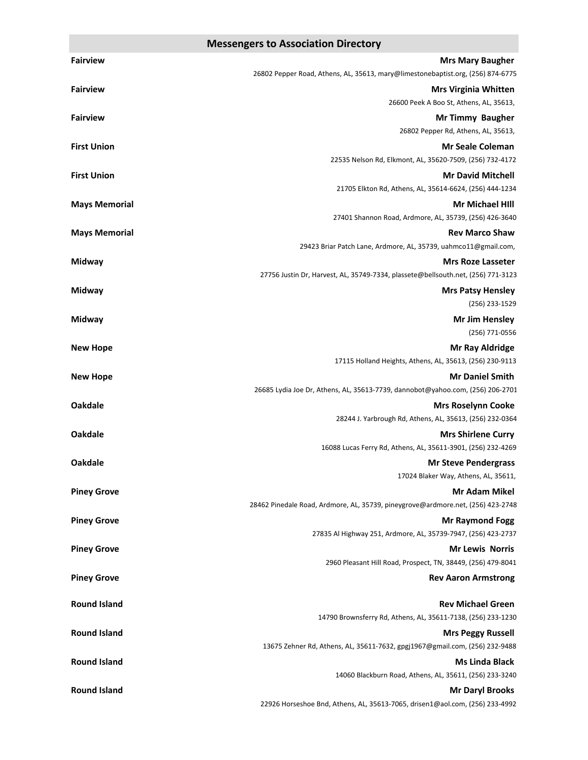## Messengers to Association Directory

**Fairview** — **Mrs Mary Baugher**
26802 Pepper Road, Athens, AL, 35613, mary@limestonebaptist.org, (256) 874-6775

**Fairview** — **Mrs Virginia Whitten**
26600 Peek A Boo St, Athens, AL, 35613,

**Fairview** — **Mr Timmy Baugher**
26802 Pepper Rd, Athens, AL, 35613,

**First Union** — **Mr Seale Coleman**
22535 Nelson Rd, Elkmont, AL, 35620-7509, (256) 732-4172

**First Union** — **Mr David Mitchell**
21705 Elkton Rd, Athens, AL, 35614-6624, (256) 444-1234

**Mays Memorial** — **Mr Michael HIll**
27401 Shannon Road, Ardmore, AL, 35739, (256) 426-3640

**Mays Memorial** — **Rev Marco Shaw**
29423 Briar Patch Lane, Ardmore, AL, 35739, uahmco11@gmail.com,

**Midway** — **Mrs Roze Lasseter**
27756 Justin Dr, Harvest, AL, 35749-7334, plassete@bellsouth.net, (256) 771-3123

**Midway** — **Mrs Patsy Hensley**
(256) 233-1529

**Midway** — **Mr Jim Hensley**
(256) 771-0556

**New Hope** — **Mr Ray Aldridge**
17115 Holland Heights, Athens, AL, 35613, (256) 230-9113

**New Hope** — **Mr Daniel Smith**
26685 Lydia Joe Dr, Athens, AL, 35613-7739, dannobot@yahoo.com, (256) 206-2701

**Oakdale** — **Mrs Roselynn Cooke**
28244 J. Yarbrough Rd, Athens, AL, 35613, (256) 232-0364

**Oakdale** — **Mrs Shirlene Curry**
16088 Lucas Ferry Rd, Athens, AL, 35611-3901, (256) 232-4269

**Oakdale** — **Mr Steve Pendergrass**
17024 Blaker Way, Athens, AL, 35611,

**Piney Grove** — **Mr Adam Mikel**
28462 Pinedale Road, Ardmore, AL, 35739, pineygrove@ardmore.net, (256) 423-2748

**Piney Grove** — **Mr Raymond Fogg**
27835 Al Highway 251, Ardmore, AL, 35739-7947, (256) 423-2737

**Piney Grove** — **Mr Lewis Norris**
2960 Pleasant Hill Road, Prospect, TN, 38449, (256) 479-8041

**Piney Grove** — **Rev Aaron Armstrong**

**Round Island** — **Rev Michael Green**
14790 Brownsferry Rd, Athens, AL, 35611-7138, (256) 233-1230

**Round Island** — **Mrs Peggy Russell**
13675 Zehner Rd, Athens, AL, 35611-7632, gpgj1967@gmail.com, (256) 232-9488

**Round Island** — **Ms Linda Black**
14060 Blackburn Road, Athens, AL, 35611, (256) 233-3240

**Round Island** — **Mr Daryl Brooks**
22926 Horseshoe Bnd, Athens, AL, 35613-7065, drisen1@aol.com, (256) 233-4992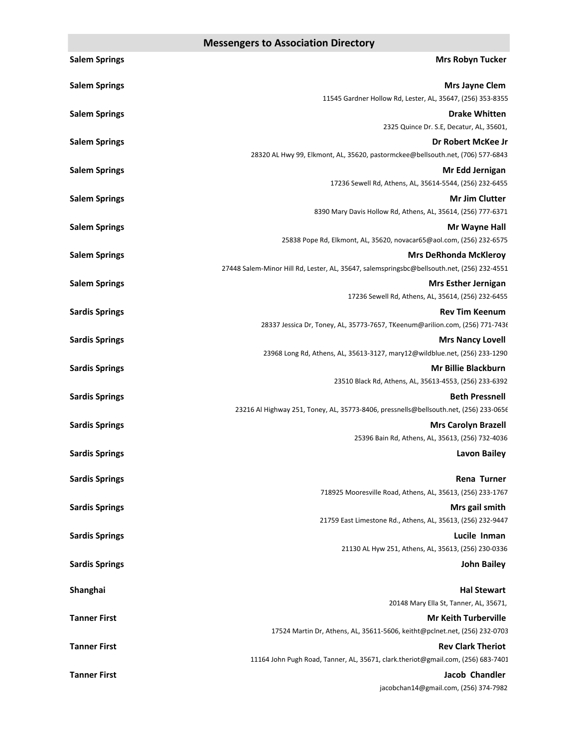## Messengers to Association Directory

**Salem Springs** — **Mrs Robyn Tucker**

**Salem Springs** — **Mrs Jayne Clem**
11545 Gardner Hollow Rd, Lester, AL, 35647, (256) 353-8355

**Salem Springs** — **Drake Whitten**
2325 Quince Dr. S.E, Decatur, AL, 35601,

**Salem Springs** — **Dr Robert McKee Jr**
28320 AL Hwy 99, Elkmont, AL, 35620, pastormckee@bellsouth.net, (706) 577-6843

**Salem Springs** — **Mr Edd Jernigan**
17236 Sewell Rd, Athens, AL, 35614-5544, (256) 232-6455

**Salem Springs** — **Mr Jim Clutter**
8390 Mary Davis Hollow Rd, Athens, AL, 35614, (256) 777-6371

**Salem Springs** — **Mr Wayne Hall**
25838 Pope Rd, Elkmont, AL, 35620, novacar65@aol.com, (256) 232-6575

**Salem Springs** — **Mrs DeRhonda McKleroy**
27448 Salem-Minor Hill Rd, Lester, AL, 35647, salemspringsbc@bellsouth.net, (256) 232-4551

**Salem Springs** — **Mrs Esther Jernigan**
17236 Sewell Rd, Athens, AL, 35614, (256) 232-6455

**Sardis Springs** — **Rev Tim Keenum**
28337 Jessica Dr, Toney, AL, 35773-7657, TKeenum@arilion.com, (256) 771-7436

**Sardis Springs** — **Mrs Nancy Lovell**
23968 Long Rd, Athens, AL, 35613-3127, mary12@wildblue.net, (256) 233-1290

**Sardis Springs** — **Mr Billie Blackburn**
23510 Black Rd, Athens, AL, 35613-4553, (256) 233-6392

**Sardis Springs** — **Beth Pressnell**
23216 Al Highway 251, Toney, AL, 35773-8406, pressnells@bellsouth.net, (256) 233-0656

**Sardis Springs** — **Mrs Carolyn Brazell**
25396 Bain Rd, Athens, AL, 35613, (256) 732-4036

**Sardis Springs** — **Lavon Bailey**

**Sardis Springs** — **Rena Turner**
718925 Mooresville Road, Athens, AL, 35613, (256) 233-1767

**Sardis Springs** — **Mrs gail smith**
21759 East Limestone Rd., Athens, AL, 35613, (256) 232-9447

**Sardis Springs** — **Lucile Inman**
21130 AL Hyw 251, Athens, AL, 35613, (256) 230-0336

**Sardis Springs** — **John Bailey**

**Shanghai** — **Hal Stewart**
20148 Mary Ella St, Tanner, AL, 35671,

**Tanner First** — **Mr Keith Turberville**
17524 Martin Dr, Athens, AL, 35611-5606, keitht@pclnet.net, (256) 232-0703

**Tanner First** — **Rev Clark Theriot**
11164 John Pugh Road, Tanner, AL, 35671, clark.theriot@gmail.com, (256) 683-7401

**Tanner First** — **Jacob Chandler**
jacobchan14@gmail.com, (256) 374-7982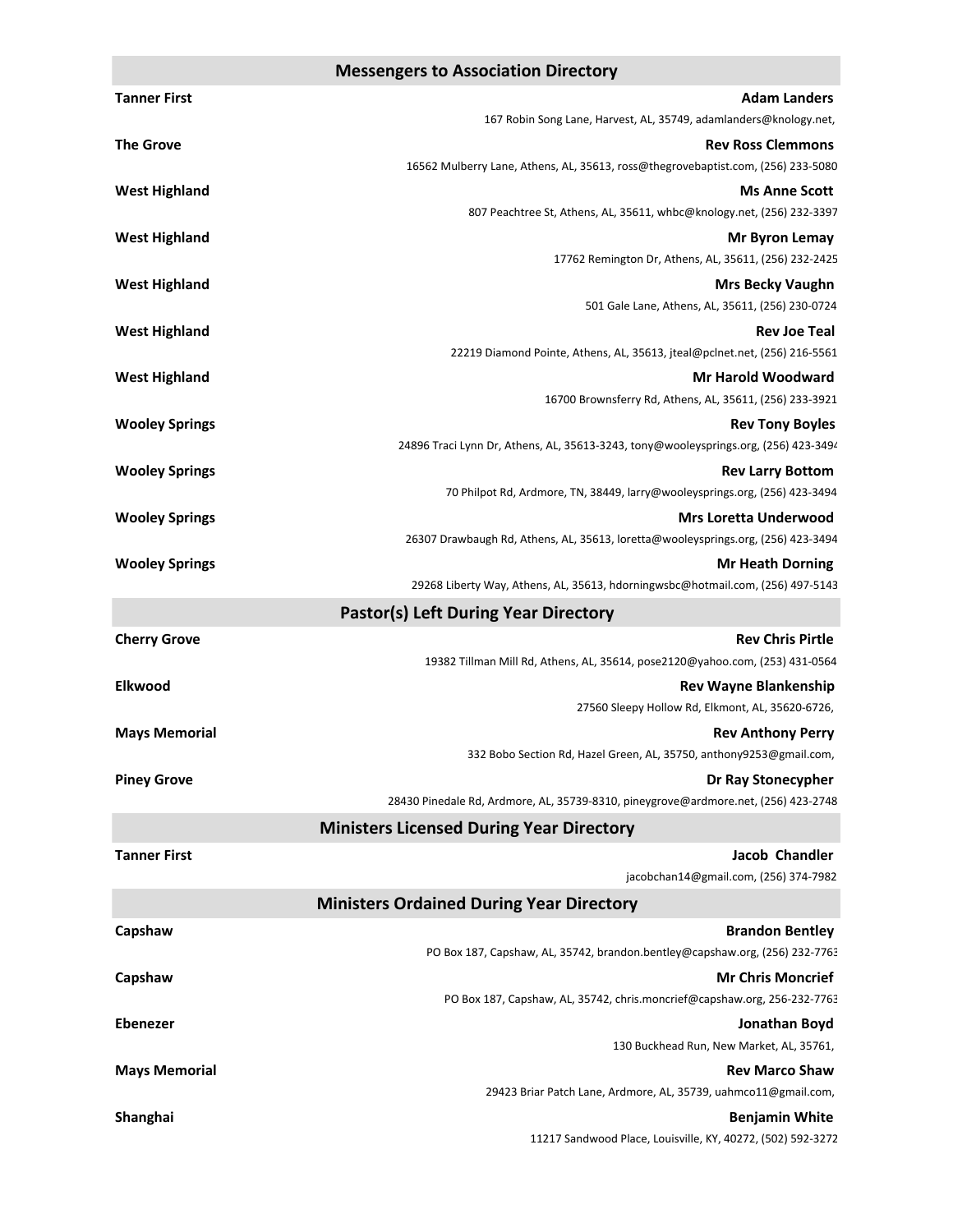## Messengers to Association Directory

**Tanner First** — **Adam Landers**
167 Robin Song Lane, Harvest, AL, 35749, adamlanders@knology.net,

**The Grove** — **Rev Ross Clemmons**
16562 Mulberry Lane, Athens, AL, 35613, ross@thegrovebaptist.com, (256) 233-5080

**West Highland** — **Ms Anne Scott**
807 Peachtree St, Athens, AL, 35611, whbc@knology.net, (256) 232-3397

**West Highland** — **Mr Byron Lemay**
17762 Remington Dr, Athens, AL, 35611, (256) 232-2425

**West Highland** — **Mrs Becky Vaughn**
501 Gale Lane, Athens, AL, 35611, (256) 230-0724

**West Highland** — **Rev Joe Teal**
22219 Diamond Pointe, Athens, AL, 35613, jteal@pclnet.net, (256) 216-5561

**West Highland** — **Mr Harold Woodward**
16700 Brownsferry Rd, Athens, AL, 35611, (256) 233-3921

**Wooley Springs** — **Rev Tony Boyles**
24896 Traci Lynn Dr, Athens, AL, 35613-3243, tony@wooleysprings.org, (256) 423-3494

**Wooley Springs** — **Rev Larry Bottom**
70 Philpot Rd, Ardmore, TN, 38449, larry@wooleysprings.org, (256) 423-3494

**Wooley Springs** — **Mrs Loretta Underwood**
26307 Drawbaugh Rd, Athens, AL, 35613, loretta@wooleysprings.org, (256) 423-3494

**Wooley Springs** — **Mr Heath Dorning**
29268 Liberty Way, Athens, AL, 35613, hdorningwsbc@hotmail.com, (256) 497-5143

## Pastor(s) Left During Year Directory

**Cherry Grove** — **Rev Chris Pirtle**
19382 Tillman Mill Rd, Athens, AL, 35614, pose2120@yahoo.com, (253) 431-0564

**Elkwood** — **Rev Wayne Blankenship**
27560 Sleepy Hollow Rd, Elkmont, AL, 35620-6726,

**Mays Memorial** — **Rev Anthony Perry**
332 Bobo Section Rd, Hazel Green, AL, 35750, anthony9253@gmail.com,

**Piney Grove** — **Dr Ray Stonecypher**
28430 Pinedale Rd, Ardmore, AL, 35739-8310, pineygrove@ardmore.net, (256) 423-2748

## Ministers Licensed During Year Directory

**Tanner First** — **Jacob Chandler**
jacobchan14@gmail.com, (256) 374-7982

## Ministers Ordained During Year Directory

**Capshaw** — **Brandon Bentley**
PO Box 187, Capshaw, AL, 35742, brandon.bentley@capshaw.org, (256) 232-7763

**Capshaw** — **Mr Chris Moncrief**
PO Box 187, Capshaw, AL, 35742, chris.moncrief@capshaw.org, 256-232-7763

**Ebenezer** — **Jonathan Boyd**
130 Buckhead Run, New Market, AL, 35761,

**Mays Memorial** — **Rev Marco Shaw**
29423 Briar Patch Lane, Ardmore, AL, 35739, uahmco11@gmail.com,

**Shanghai** — **Benjamin White**
11217 Sandwood Place, Louisville, KY, 40272, (502) 592-3272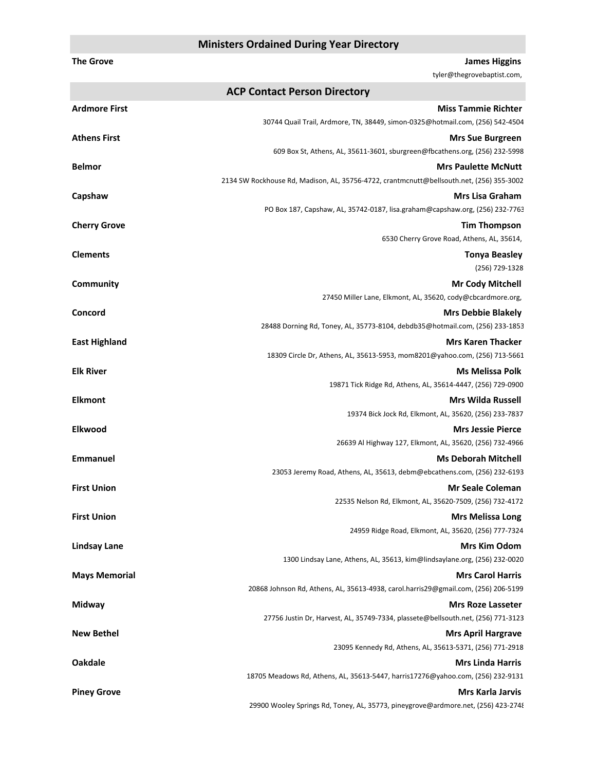## Ministers Ordained During Year Directory

**The Grove** — **James Higgins**
tyler@thegrovebaptist.com,

## ACP Contact Person Directory

**Ardmore First** — **Miss Tammie Richter**
30744 Quail Trail, Ardmore, TN, 38449, simon-0325@hotmail.com, (256) 542-4504

**Athens First** — **Mrs Sue Burgreen**
609 Box St, Athens, AL, 35611-3601, sburgreen@fbcathens.org, (256) 232-5998

**Belmor** — **Mrs Paulette McNutt**
2134 SW Rockhouse Rd, Madison, AL, 35756-4722, crantmcnutt@bellsouth.net, (256) 355-3002

**Capshaw** — **Mrs Lisa Graham**
PO Box 187, Capshaw, AL, 35742-0187, lisa.graham@capshaw.org, (256) 232-7763

**Cherry Grove** — **Tim Thompson**
6530 Cherry Grove Road, Athens, AL, 35614,

**Clements** — **Tonya Beasley**
(256) 729-1328

**Community** — **Mr Cody Mitchell**
27450 Miller Lane, Elkmont, AL, 35620, cody@cbcardmore.org,

**Concord** — **Mrs Debbie Blakely**
28488 Dorning Rd, Toney, AL, 35773-8104, debdb35@hotmail.com, (256) 233-1853

**East Highland** — **Mrs Karen Thacker**
18309 Circle Dr, Athens, AL, 35613-5953, mom8201@yahoo.com, (256) 713-5661

**Elk River** — **Ms Melissa Polk**
19871 Tick Ridge Rd, Athens, AL, 35614-4447, (256) 729-0900

**Elkmont** — **Mrs Wilda Russell**
19374 Bick Jock Rd, Elkmont, AL, 35620, (256) 233-7837

**Elkwood** — **Mrs Jessie Pierce**
26639 Al Highway 127, Elkmont, AL, 35620, (256) 732-4966

**Emmanuel** — **Ms Deborah Mitchell**
23053 Jeremy Road, Athens, AL, 35613, debm@ebcathens.com, (256) 232-6193

**First Union** — **Mr Seale Coleman**
22535 Nelson Rd, Elkmont, AL, 35620-7509, (256) 732-4172

**First Union** — **Mrs Melissa Long**
24959 Ridge Road, Elkmont, AL, 35620, (256) 777-7324

**Lindsay Lane** — **Mrs Kim Odom**
1300 Lindsay Lane, Athens, AL, 35613, kim@lindsaylane.org, (256) 232-0020

**Mays Memorial** — **Mrs Carol Harris**
20868 Johnson Rd, Athens, AL, 35613-4938, carol.harris29@gmail.com, (256) 206-5199

**Midway** — **Mrs Roze Lasseter**
27756 Justin Dr, Harvest, AL, 35749-7334, plassete@bellsouth.net, (256) 771-3123

**New Bethel** — **Mrs April Hargrave**
23095 Kennedy Rd, Athens, AL, 35613-5371, (256) 771-2918

**Oakdale** — **Mrs Linda Harris**
18705 Meadows Rd, Athens, AL, 35613-5447, harris17276@yahoo.com, (256) 232-9131

**Piney Grove** — **Mrs Karla Jarvis**
29900 Wooley Springs Rd, Toney, AL, 35773, pineygrove@ardmore.net, (256) 423-2748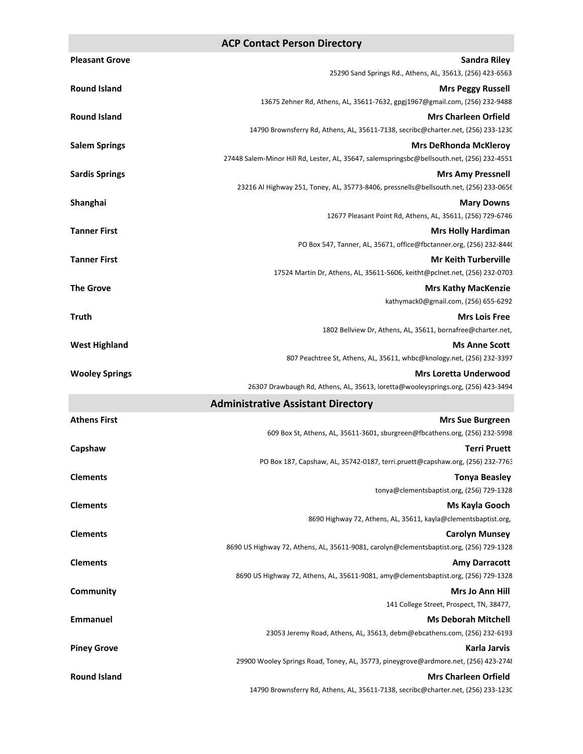## ACP Contact Person Directory

**Pleasant Grove** — **Sandra Riley**
25290 Sand Springs Rd., Athens, AL, 35613, (256) 423-6563

**Round Island** — **Mrs Peggy Russell**
13675 Zehner Rd, Athens, AL, 35611-7632, gpgj1967@gmail.com, (256) 232-9488

**Round Island** — **Mrs Charleen Orfield**
14790 Brownsferry Rd, Athens, AL, 35611-7138, secribc@charter.net, (256) 233-1230

**Salem Springs** — **Mrs DeRhonda McKleroy**
27448 Salem-Minor Hill Rd, Lester, AL, 35647, salemspringsbc@bellsouth.net, (256) 232-4551

**Sardis Springs** — **Mrs Amy Pressnell**
23216 Al Highway 251, Toney, AL, 35773-8406, pressnells@bellsouth.net, (256) 233-0656

**Shanghai** — **Mary Downs**
12677 Pleasant Point Rd, Athens, AL, 35611, (256) 729-6746

**Tanner First** — **Mrs Holly Hardiman**
PO Box 547, Tanner, AL, 35671, office@fbctanner.org, (256) 232-8440

**Tanner First** — **Mr Keith Turberville**
17524 Martin Dr, Athens, AL, 35611-5606, keitht@pclnet.net, (256) 232-0703

**The Grove** — **Mrs Kathy MacKenzie**
kathymack0@gmail.com, (256) 655-6292

**Truth** — **Mrs Lois Free**
1802 Bellview Dr, Athens, AL, 35611, bornafree@charter.net,

**West Highland** — **Ms Anne Scott**
807 Peachtree St, Athens, AL, 35611, whbc@knology.net, (256) 232-3397

**Wooley Springs** — **Mrs Loretta Underwood**
26307 Drawbaugh Rd, Athens, AL, 35613, loretta@wooleysprings.org, (256) 423-3494

## Administrative Assistant Directory

**Athens First** — **Mrs Sue Burgreen**
609 Box St, Athens, AL, 35611-3601, sburgreen@fbcathens.org, (256) 232-5998

**Capshaw** — **Terri Pruett**
PO Box 187, Capshaw, AL, 35742-0187, terri.pruett@capshaw.org, (256) 232-7763

**Clements** — **Tonya Beasley**
tonya@clementsbaptist.org, (256) 729-1328

**Clements** — **Ms Kayla Gooch**
8690 Highway 72, Athens, AL, 35611, kayla@clementsbaptist.org,

**Clements** — **Carolyn Munsey**
8690 US Highway 72, Athens, AL, 35611-9081, carolyn@clementsbaptist.org, (256) 729-1328

**Clements** — **Amy Darracott**
8690 US Highway 72, Athens, AL, 35611-9081, amy@clementsbaptist.org, (256) 729-1328

**Community** — **Mrs Jo Ann Hill**
141 College Street, Prospect, TN, 38477,

**Emmanuel** — **Ms Deborah Mitchell**
23053 Jeremy Road, Athens, AL, 35613, debm@ebcathens.com, (256) 232-6193

**Piney Grove** — **Karla Jarvis**
29900 Wooley Springs Road, Toney, AL, 35773, pineygrove@ardmore.net, (256) 423-2748

**Round Island** — **Mrs Charleen Orfield**
14790 Brownsferry Rd, Athens, AL, 35611-7138, secribc@charter.net, (256) 233-1230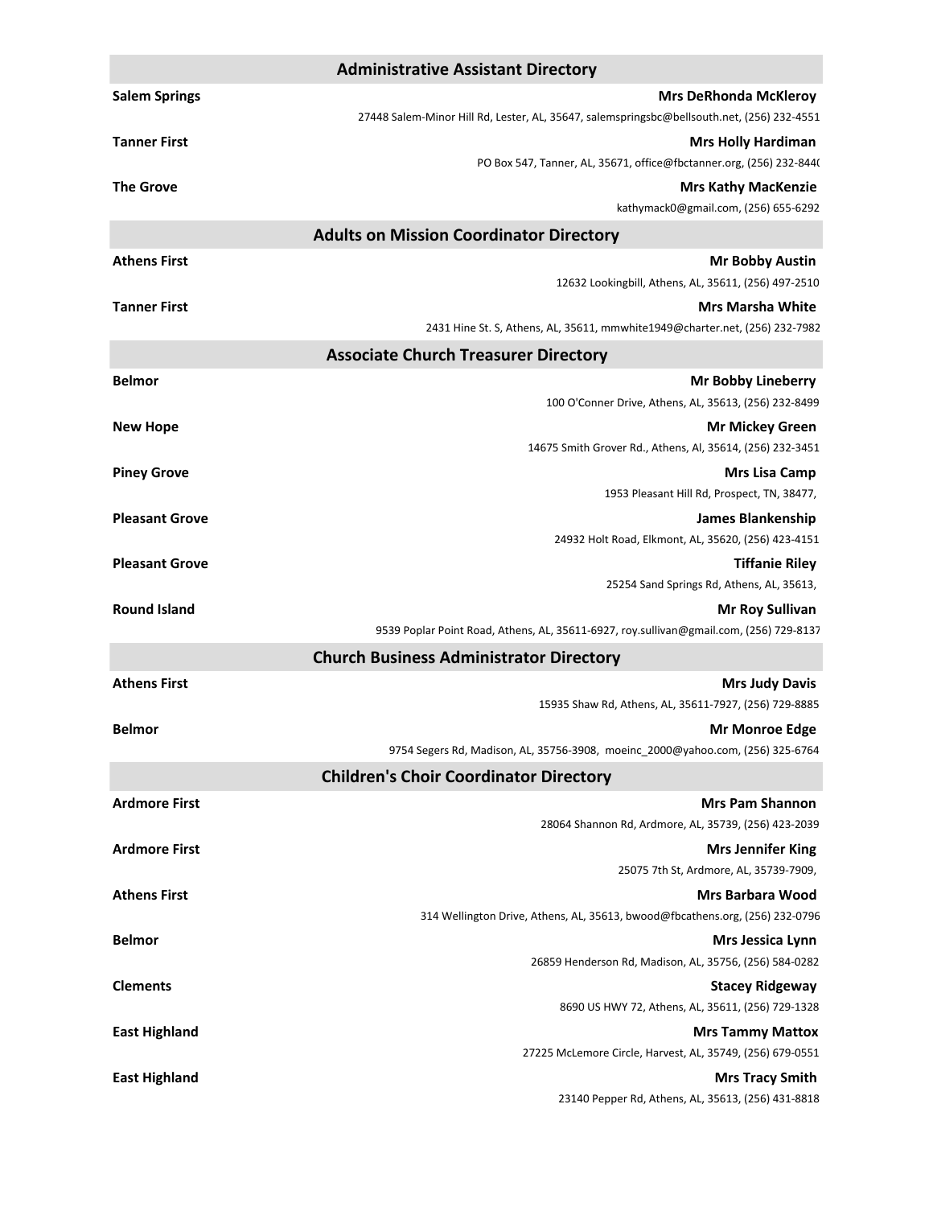## Administrative Assistant Directory

**Salem Springs** — **Mrs DeRhonda McKleroy**
27448 Salem-Minor Hill Rd, Lester, AL, 35647, salemspringsbc@bellsouth.net, (256) 232-4551

**Tanner First** — **Mrs Holly Hardiman**
PO Box 547, Tanner, AL, 35671, office@fbctanner.org, (256) 232-844(

**The Grove** — **Mrs Kathy MacKenzie**
kathymack0@gmail.com, (256) 655-6292

## Adults on Mission Coordinator Directory

**Athens First** — **Mr Bobby Austin**
12632 Lookingbill, Athens, AL, 35611, (256) 497-2510

**Tanner First** — **Mrs Marsha White**
2431 Hine St. S, Athens, AL, 35611, mmwhite1949@charter.net, (256) 232-7982

## Associate Church Treasurer Directory

**Belmor** — **Mr Bobby Lineberry**
100 O'Conner Drive, Athens, AL, 35613, (256) 232-8499

**New Hope** — **Mr Mickey Green**
14675 Smith Grover Rd., Athens, Al, 35614, (256) 232-3451

**Piney Grove** — **Mrs Lisa Camp**
1953 Pleasant Hill Rd, Prospect, TN, 38477,

**Pleasant Grove** — **James Blankenship**
24932 Holt Road, Elkmont, AL, 35620, (256) 423-4151

**Pleasant Grove** — **Tiffanie Riley**
25254 Sand Springs Rd, Athens, AL, 35613,

**Round Island** — **Mr Roy Sullivan**
9539 Poplar Point Road, Athens, AL, 35611-6927, roy.sullivan@gmail.com, (256) 729-8137

## Church Business Administrator Directory

**Athens First** — **Mrs Judy Davis**
15935 Shaw Rd, Athens, AL, 35611-7927, (256) 729-8885

**Belmor** — **Mr Monroe Edge**
9754 Segers Rd, Madison, AL, 35756-3908, moeinc_2000@yahoo.com, (256) 325-6764

## Children's Choir Coordinator Directory

**Ardmore First** — **Mrs Pam Shannon**
28064 Shannon Rd, Ardmore, AL, 35739, (256) 423-2039

**Ardmore First** — **Mrs Jennifer King**
25075 7th St, Ardmore, AL, 35739-7909,

**Athens First** — **Mrs Barbara Wood**
314 Wellington Drive, Athens, AL, 35613, bwood@fbcathens.org, (256) 232-0796

**Belmor** — **Mrs Jessica Lynn**
26859 Henderson Rd, Madison, AL, 35756, (256) 584-0282

**Clements** — **Stacey Ridgeway**
8690 US HWY 72, Athens, AL, 35611, (256) 729-1328

**East Highland** — **Mrs Tammy Mattox**
27225 McLemore Circle, Harvest, AL, 35749, (256) 679-0551

**East Highland** — **Mrs Tracy Smith**
23140 Pepper Rd, Athens, AL, 35613, (256) 431-8818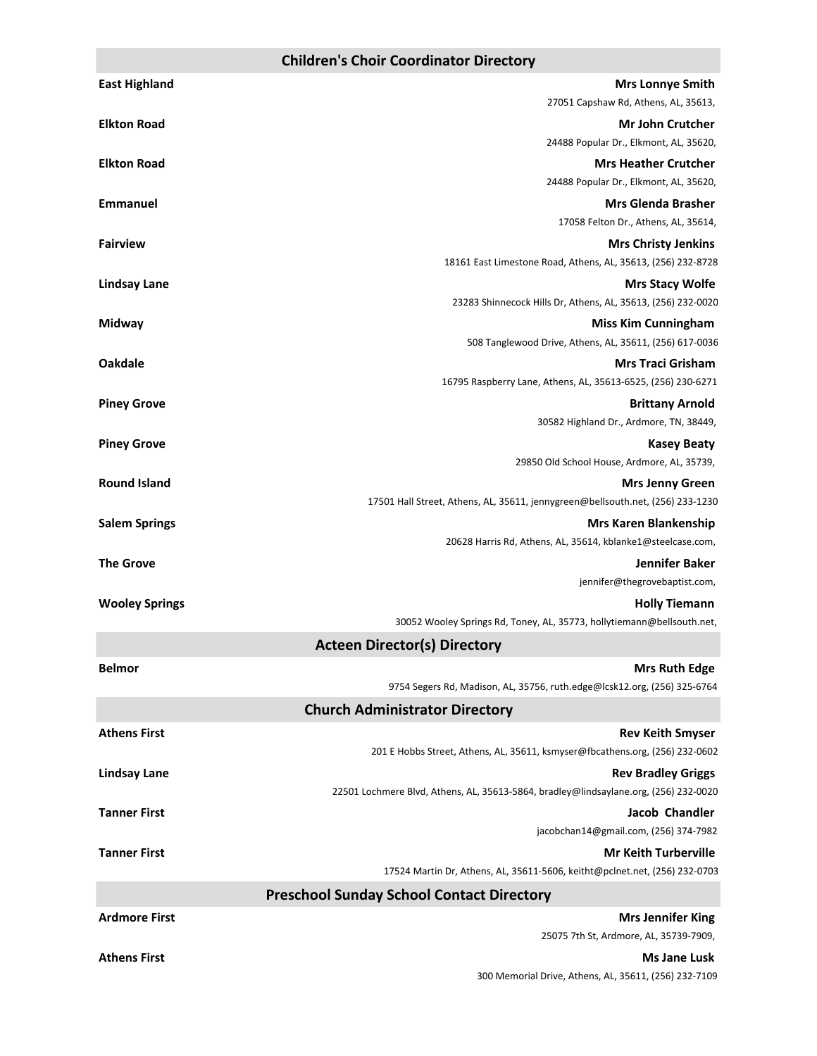## Children's Choir Coordinator Directory

**East Highland** — **Mrs Lonnye Smith**
27051 Capshaw Rd, Athens, AL, 35613,

**Elkton Road** — **Mr John Crutcher**
24488 Popular Dr., Elkmont, AL, 35620,

**Elkton Road** — **Mrs Heather Crutcher**
24488 Popular Dr., Elkmont, AL, 35620,

**Emmanuel** — **Mrs Glenda Brasher**
17058 Felton Dr., Athens, AL, 35614,

**Fairview** — **Mrs Christy Jenkins**
18161 East Limestone Road, Athens, AL, 35613, (256) 232-8728

**Lindsay Lane** — **Mrs Stacy Wolfe**
23283 Shinnecock Hills Dr, Athens, AL, 35613, (256) 232-0020

**Midway** — **Miss Kim Cunningham**
508 Tanglewood Drive, Athens, AL, 35611, (256) 617-0036

**Oakdale** — **Mrs Traci Grisham**
16795 Raspberry Lane, Athens, AL, 35613-6525, (256) 230-6271

**Piney Grove** — **Brittany Arnold**
30582 Highland Dr., Ardmore, TN, 38449,

**Piney Grove** — **Kasey Beaty**
29850 Old School House, Ardmore, AL, 35739,

**Round Island** — **Mrs Jenny Green**
17501 Hall Street, Athens, AL, 35611, jennygreen@bellsouth.net, (256) 233-1230

**Salem Springs** — **Mrs Karen Blankenship**
20628 Harris Rd, Athens, AL, 35614, kblanke1@steelcase.com,

**The Grove** — **Jennifer Baker**
jennifer@thegrovebaptist.com,

**Wooley Springs** — **Holly Tiemann**
30052 Wooley Springs Rd, Toney, AL, 35773, hollytiemann@bellsouth.net,

## Acteen Director(s) Directory

**Belmor** — **Mrs Ruth Edge**
9754 Segers Rd, Madison, AL, 35756, ruth.edge@lcsk12.org, (256) 325-6764

## Church Administrator Directory

**Athens First** — **Rev Keith Smyser**
201 E Hobbs Street, Athens, AL, 35611, ksmyser@fbcathens.org, (256) 232-0602

**Lindsay Lane** — **Rev Bradley Griggs**
22501 Lochmere Blvd, Athens, AL, 35613-5864, bradley@lindsaylane.org, (256) 232-0020

**Tanner First** — **Jacob Chandler**
jacobchan14@gmail.com, (256) 374-7982

**Tanner First** — **Mr Keith Turberville**
17524 Martin Dr, Athens, AL, 35611-5606, keitht@pclnet.net, (256) 232-0703

## Preschool Sunday School Contact Directory

**Ardmore First** — **Mrs Jennifer King**
25075 7th St, Ardmore, AL, 35739-7909,

**Athens First** — **Ms Jane Lusk**
300 Memorial Drive, Athens, AL, 35611, (256) 232-7109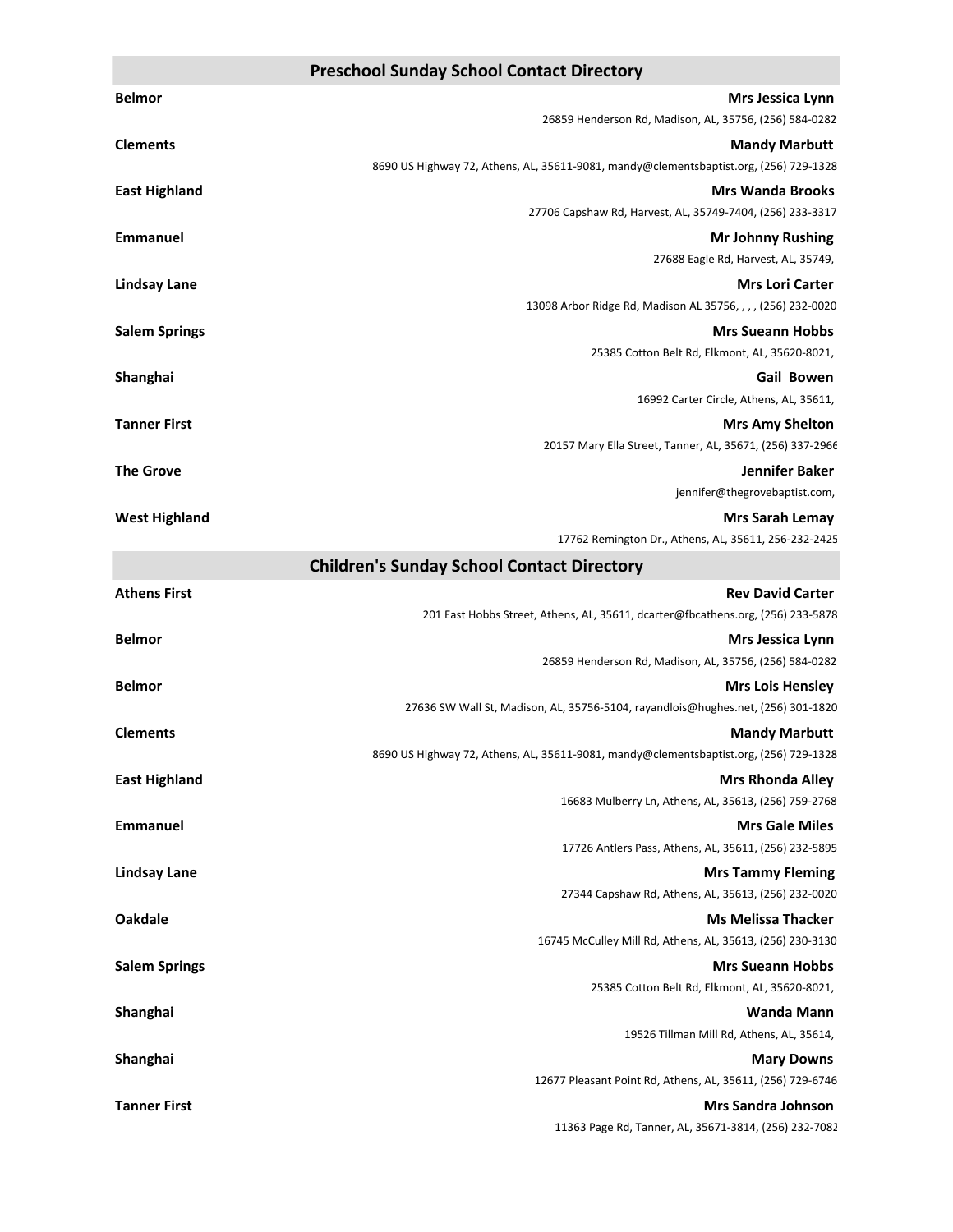## Preschool Sunday School Contact Directory

**Belmor** — **Mrs Jessica Lynn**
26859 Henderson Rd, Madison, AL, 35756, (256) 584-0282

**Clements** — **Mandy Marbutt**
8690 US Highway 72, Athens, AL, 35611-9081, mandy@clementsbaptist.org, (256) 729-1328

**East Highland** — **Mrs Wanda Brooks**
27706 Capshaw Rd, Harvest, AL, 35749-7404, (256) 233-3317

**Emmanuel** — **Mr Johnny Rushing**
27688 Eagle Rd, Harvest, AL, 35749,

**Lindsay Lane** — **Mrs Lori Carter**
13098 Arbor Ridge Rd, Madison AL 35756, , , , (256) 232-0020

**Salem Springs** — **Mrs Sueann Hobbs**
25385 Cotton Belt Rd, Elkmont, AL, 35620-8021,

**Shanghai** — **Gail Bowen**
16992 Carter Circle, Athens, AL, 35611,

**Tanner First** — **Mrs Amy Shelton**
20157 Mary Ella Street, Tanner, AL, 35671, (256) 337-2966

**The Grove** — **Jennifer Baker**
jennifer@thegrovebaptist.com,

**West Highland** — **Mrs Sarah Lemay**
17762 Remington Dr., Athens, AL, 35611, 256-232-2425

## Children's Sunday School Contact Directory

**Athens First** — **Rev David Carter**
201 East Hobbs Street, Athens, AL, 35611, dcarter@fbcathens.org, (256) 233-5878

**Belmor** — **Mrs Jessica Lynn**
26859 Henderson Rd, Madison, AL, 35756, (256) 584-0282

**Belmor** — **Mrs Lois Hensley**
27636 SW Wall St, Madison, AL, 35756-5104, rayandlois@hughes.net, (256) 301-1820

**Clements** — **Mandy Marbutt**
8690 US Highway 72, Athens, AL, 35611-9081, mandy@clementsbaptist.org, (256) 729-1328

**East Highland** — **Mrs Rhonda Alley**
16683 Mulberry Ln, Athens, AL, 35613, (256) 759-2768

**Emmanuel** — **Mrs Gale Miles**
17726 Antlers Pass, Athens, AL, 35611, (256) 232-5895

**Lindsay Lane** — **Mrs Tammy Fleming**
27344 Capshaw Rd, Athens, AL, 35613, (256) 232-0020

**Oakdale** — **Ms Melissa Thacker**
16745 McCulley Mill Rd, Athens, AL, 35613, (256) 230-3130

**Salem Springs** — **Mrs Sueann Hobbs**
25385 Cotton Belt Rd, Elkmont, AL, 35620-8021,

**Shanghai** — **Wanda Mann**
19526 Tillman Mill Rd, Athens, AL, 35614,

**Shanghai** — **Mary Downs**
12677 Pleasant Point Rd, Athens, AL, 35611, (256) 729-6746

**Tanner First** — **Mrs Sandra Johnson**
11363 Page Rd, Tanner, AL, 35671-3814, (256) 232-7082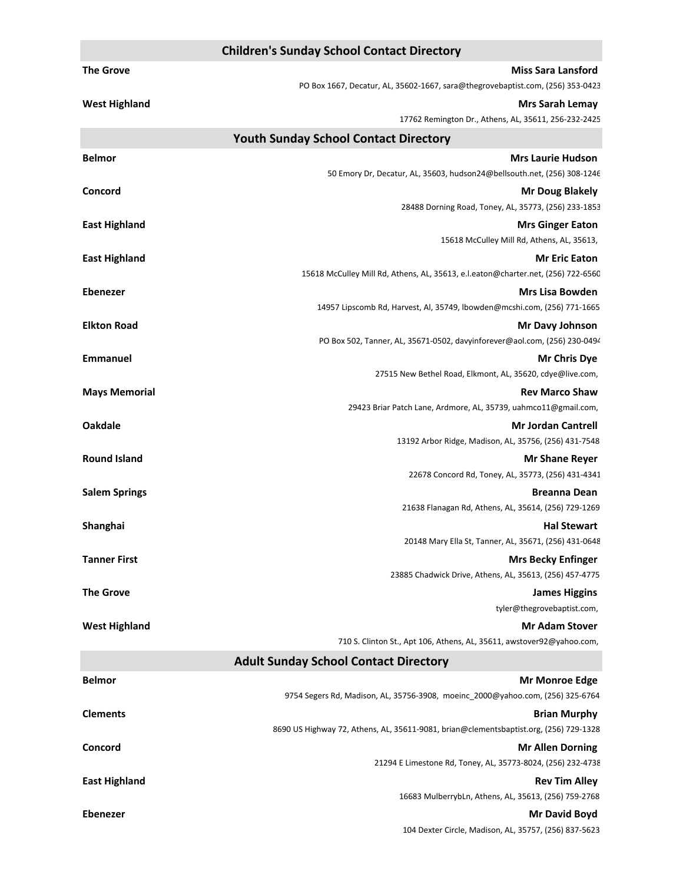## Children's Sunday School Contact Directory

**The Grove** — **Miss Sara Lansford**
PO Box 1667, Decatur, AL, 35602-1667, sara@thegrovebaptist.com, (256) 353-0423

**West Highland** — **Mrs Sarah Lemay**
17762 Remington Dr., Athens, AL, 35611, 256-232-2425

## Youth Sunday School Contact Directory

**Belmor** — **Mrs Laurie Hudson**
50 Emory Dr, Decatur, AL, 35603, hudson24@bellsouth.net, (256) 308-1246

**Concord** — **Mr Doug Blakely**
28488 Dorning Road, Toney, AL, 35773, (256) 233-1853

**East Highland** — **Mrs Ginger Eaton**
15618 McCulley Mill Rd, Athens, AL, 35613,

**East Highland** — **Mr Eric Eaton**
15618 McCulley Mill Rd, Athens, AL, 35613, e.l.eaton@charter.net, (256) 722-6560

**Ebenezer** — **Mrs Lisa Bowden**
14957 Lipscomb Rd, Harvest, Al, 35749, lbowden@mcshi.com, (256) 771-1665

**Elkton Road** — **Mr Davy Johnson**
PO Box 502, Tanner, AL, 35671-0502, davyinforever@aol.com, (256) 230-0494

**Emmanuel** — **Mr Chris Dye**
27515 New Bethel Road, Elkmont, AL, 35620, cdye@live.com,

**Mays Memorial** — **Rev Marco Shaw**
29423 Briar Patch Lane, Ardmore, AL, 35739, uahmco11@gmail.com,

**Oakdale** — **Mr Jordan Cantrell**
13192 Arbor Ridge, Madison, AL, 35756, (256) 431-7548

**Round Island** — **Mr Shane Reyer**
22678 Concord Rd, Toney, AL, 35773, (256) 431-4341

**Salem Springs** — **Breanna Dean**
21638 Flanagan Rd, Athens, AL, 35614, (256) 729-1269

**Shanghai** — **Hal Stewart**
20148 Mary Ella St, Tanner, AL, 35671, (256) 431-0648

**Tanner First** — **Mrs Becky Enfinger**
23885 Chadwick Drive, Athens, AL, 35613, (256) 457-4775

**The Grove** — **James Higgins**
tyler@thegrovebaptist.com,

**West Highland** — **Mr Adam Stover**
710 S. Clinton St., Apt 106, Athens, AL, 35611, awstover92@yahoo.com,

## Adult Sunday School Contact Directory

**Belmor** — **Mr Monroe Edge**
9754 Segers Rd, Madison, AL, 35756-3908, moeinc_2000@yahoo.com, (256) 325-6764

**Clements** — **Brian Murphy**
8690 US Highway 72, Athens, AL, 35611-9081, brian@clementsbaptist.org, (256) 729-1328

**Concord** — **Mr Allen Dorning**
21294 E Limestone Rd, Toney, AL, 35773-8024, (256) 232-4738

**East Highland** — **Rev Tim Alley**
16683 MulberrybLn, Athens, AL, 35613, (256) 759-2768

**Ebenezer** — **Mr David Boyd**
104 Dexter Circle, Madison, AL, 35757, (256) 837-5623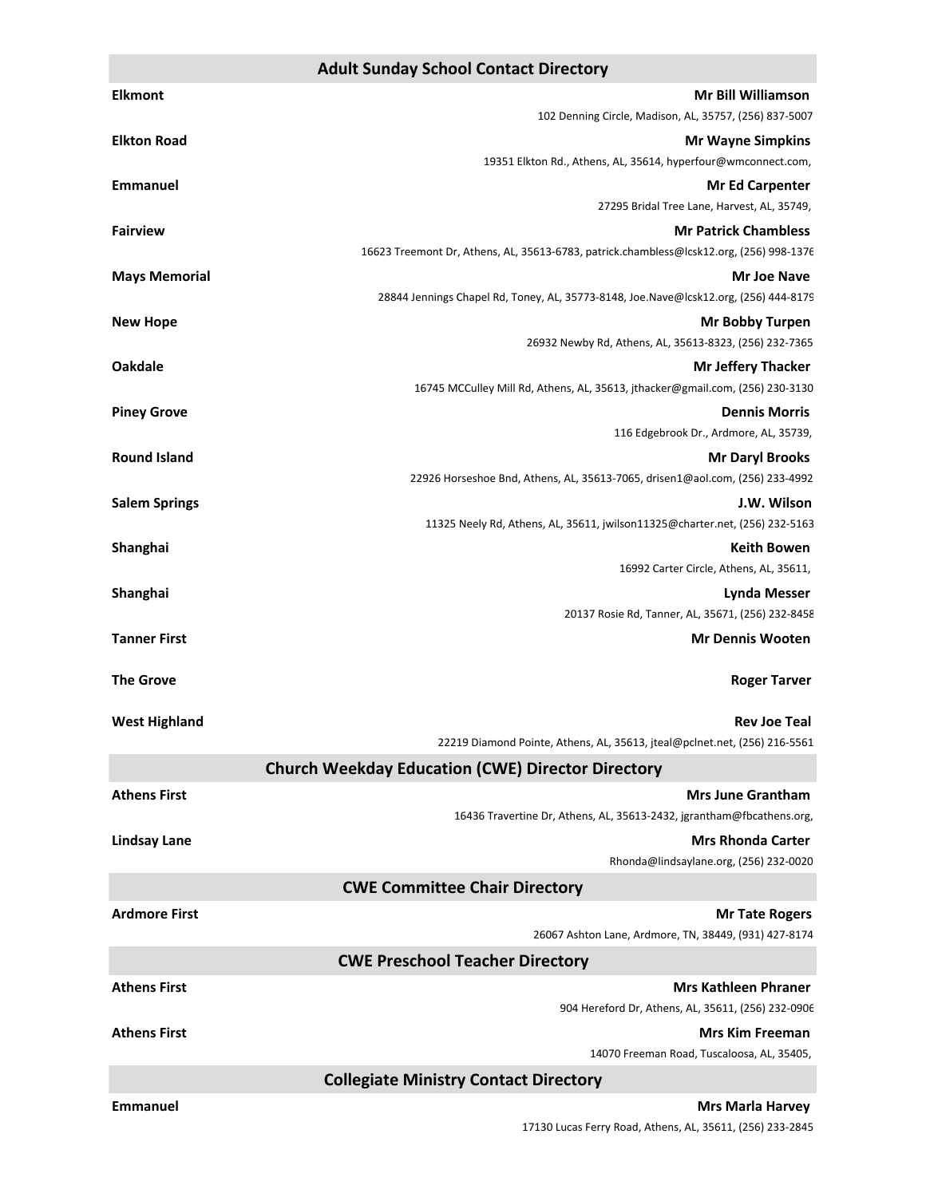## Adult Sunday School Contact Directory

**Elkmont** — **Mr Bill Williamson**
102 Denning Circle, Madison, AL, 35757, (256) 837-5007

**Elkton Road** — **Mr Wayne Simpkins**
19351 Elkton Rd., Athens, AL, 35614, hyperfour@wmconnect.com,

**Emmanuel** — **Mr Ed Carpenter**
27295 Bridal Tree Lane, Harvest, AL, 35749,

**Fairview** — **Mr Patrick Chambless**
16623 Treemont Dr, Athens, AL, 35613-6783, patrick.chambless@lcsk12.org, (256) 998-1376

**Mays Memorial** — **Mr Joe Nave**
28844 Jennings Chapel Rd, Toney, AL, 35773-8148, Joe.Nave@lcsk12.org, (256) 444-8179

**New Hope** — **Mr Bobby Turpen**
26932 Newby Rd, Athens, AL, 35613-8323, (256) 232-7365

**Oakdale** — **Mr Jeffery Thacker**
16745 MCCulley Mill Rd, Athens, AL, 35613, jthacker@gmail.com, (256) 230-3130

**Piney Grove** — **Dennis Morris**
116 Edgebrook Dr., Ardmore, AL, 35739,

**Round Island** — **Mr Daryl Brooks**
22926 Horseshoe Bnd, Athens, AL, 35613-7065, drisen1@aol.com, (256) 233-4992

**Salem Springs** — **J.W. Wilson**
11325 Neely Rd, Athens, AL, 35611, jwilson11325@charter.net, (256) 232-5163

**Shanghai** — **Keith Bowen**
16992 Carter Circle, Athens, AL, 35611,

**Shanghai** — **Lynda Messer**
20137 Rosie Rd, Tanner, AL, 35671, (256) 232-8458

**Tanner First** — **Mr Dennis Wooten**

**The Grove** — **Roger Tarver**

**West Highland** — **Rev Joe Teal**
22219 Diamond Pointe, Athens, AL, 35613, jteal@pclnet.net, (256) 216-5561

## Church Weekday Education (CWE) Director Directory

**Athens First** — **Mrs June Grantham**
16436 Travertine Dr, Athens, AL, 35613-2432, jgrantham@fbcathens.org,

**Lindsay Lane** — **Mrs Rhonda Carter**
Rhonda@lindsaylane.org, (256) 232-0020

## CWE Committee Chair Directory

**Ardmore First** — **Mr Tate Rogers**
26067 Ashton Lane, Ardmore, TN, 38449, (931) 427-8174

## CWE Preschool Teacher Directory

**Athens First** — **Mrs Kathleen Phraner**
904 Hereford Dr, Athens, AL, 35611, (256) 232-0906

**Athens First** — **Mrs Kim Freeman**
14070 Freeman Road, Tuscaloosa, AL, 35405,

## Collegiate Ministry Contact Directory

**Emmanuel** — **Mrs Marla Harvey**
17130 Lucas Ferry Road, Athens, AL, 35611, (256) 233-2845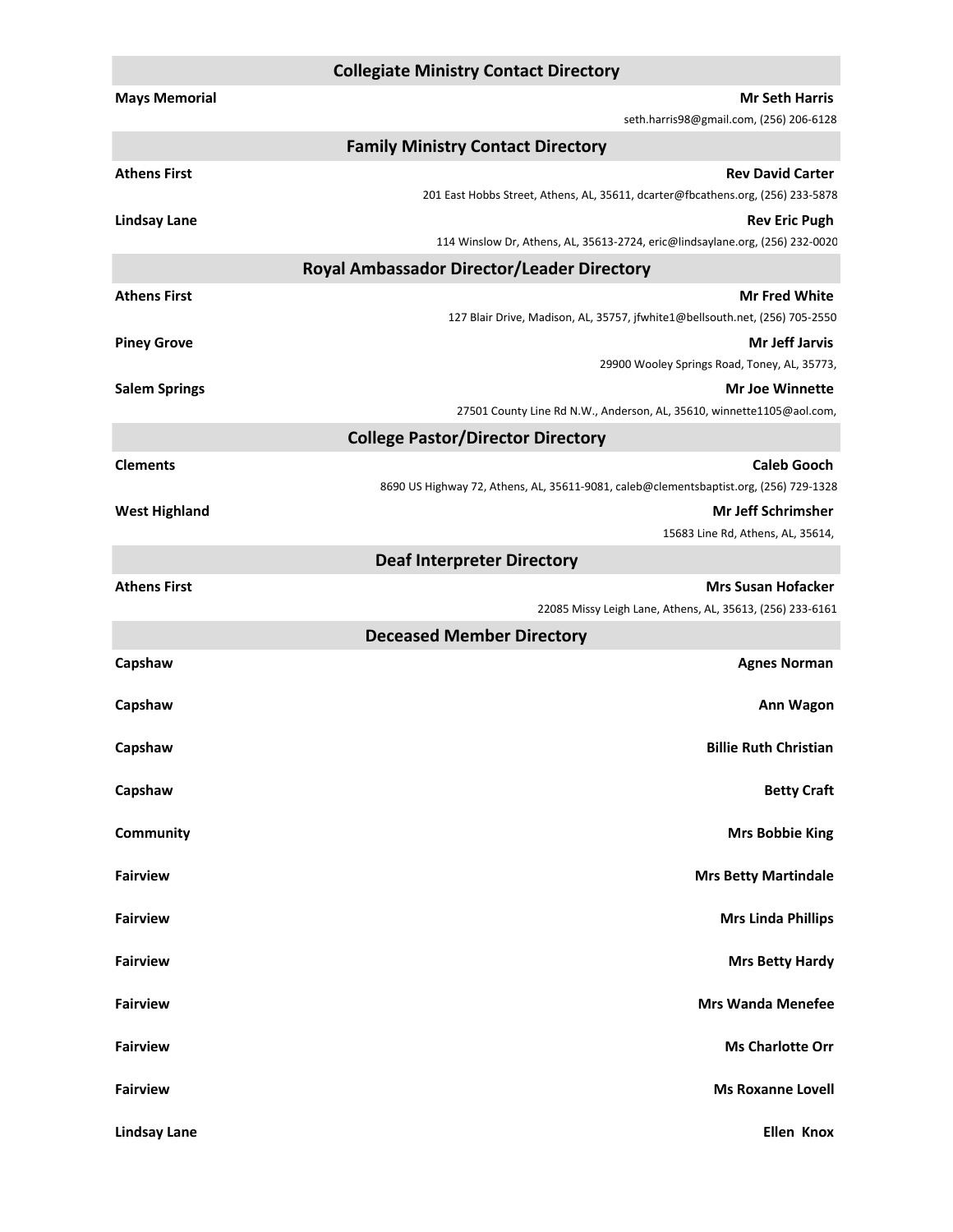## Collegiate Ministry Contact Directory

**Mays Memorial** — **Mr Seth Harris**
seth.harris98@gmail.com, (256) 206-6128

## Family Ministry Contact Directory

**Athens First** — **Rev David Carter**
201 East Hobbs Street, Athens, AL, 35611, dcarter@fbcathens.org, (256) 233-5878

**Lindsay Lane** — **Rev Eric Pugh**
114 Winslow Dr, Athens, AL, 35613-2724, eric@lindsaylane.org, (256) 232-0020

## Royal Ambassador Director/Leader Directory

**Athens First** — **Mr Fred White**
127 Blair Drive, Madison, AL, 35757, jfwhite1@bellsouth.net, (256) 705-2550

**Piney Grove** — **Mr Jeff Jarvis**
29900 Wooley Springs Road, Toney, AL, 35773,

**Salem Springs** — **Mr Joe Winnette**
27501 County Line Rd N.W., Anderson, AL, 35610, winnette1105@aol.com,

## College Pastor/Director Directory

**Clements** — **Caleb Gooch**
8690 US Highway 72, Athens, AL, 35611-9081, caleb@clementsbaptist.org, (256) 729-1328

**West Highland** — **Mr Jeff Schrimsher**
15683 Line Rd, Athens, AL, 35614,

## Deaf Interpreter Directory

**Athens First** — **Mrs Susan Hofacker**
22085 Missy Leigh Lane, Athens, AL, 35613, (256) 233-6161

## Deceased Member Directory

**Capshaw** — **Agnes Norman**

**Capshaw** — **Ann Wagon**

**Capshaw** — **Billie Ruth Christian**

**Capshaw** — **Betty Craft**

**Community** — **Mrs Bobbie King**

**Fairview** — **Mrs Betty Martindale**

**Fairview** — **Mrs Linda Phillips**

**Fairview** — **Mrs Betty Hardy**

**Fairview** — **Mrs Wanda Menefee**

**Fairview** — **Ms Charlotte Orr**

**Fairview** — **Ms Roxanne Lovell**

**Lindsay Lane** — **Ellen Knox**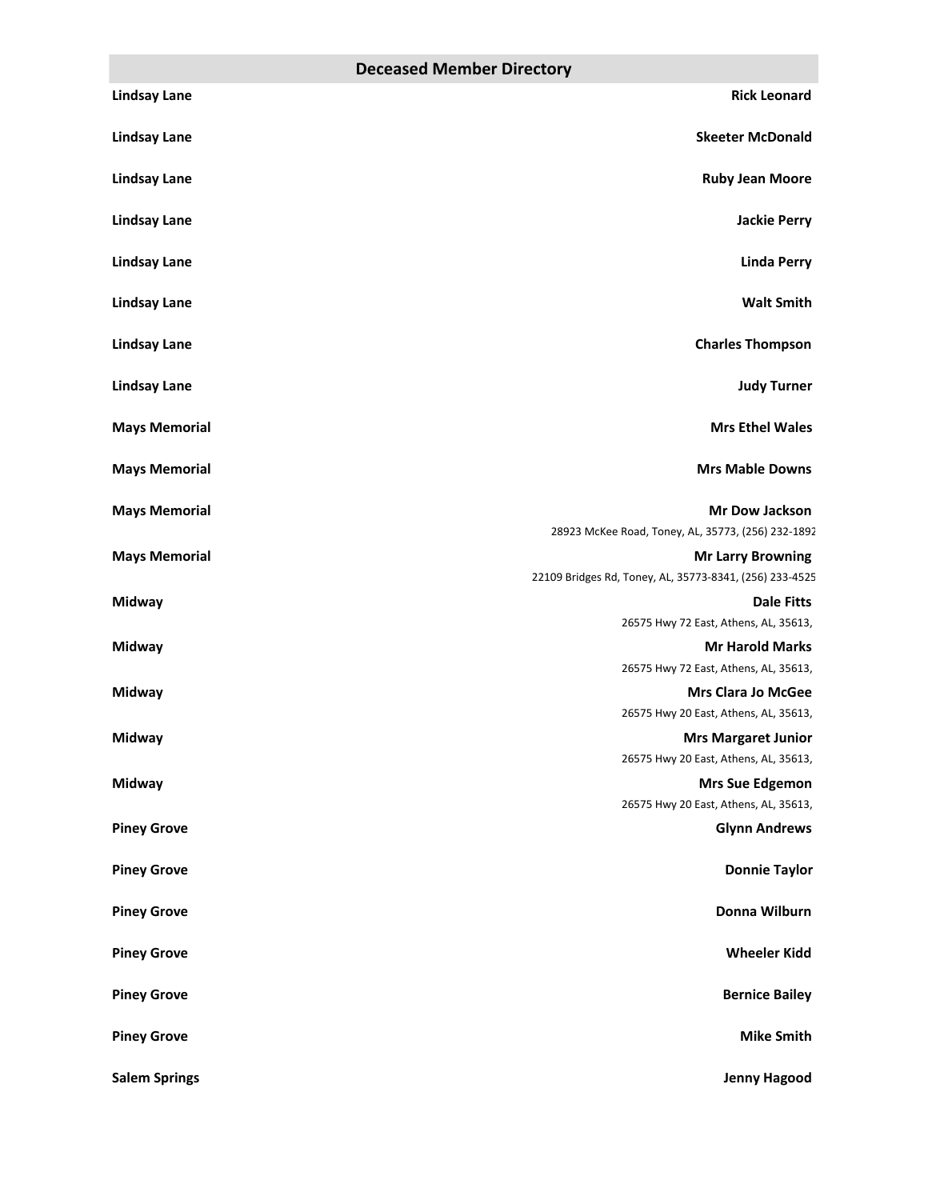## Deceased Member Directory

| Church | Name |
|---|---|
| **Lindsay Lane** | **Rick Leonard** |
| **Lindsay Lane** | **Skeeter McDonald** |
| **Lindsay Lane** | **Ruby Jean Moore** |
| **Lindsay Lane** | **Jackie Perry** |
| **Lindsay Lane** | **Linda Perry** |
| **Lindsay Lane** | **Walt Smith** |
| **Lindsay Lane** | **Charles Thompson** |
| **Lindsay Lane** | **Judy Turner** |
| **Mays Memorial** | **Mrs Ethel Wales** |
| **Mays Memorial** | **Mrs Mable Downs** |
| **Mays Memorial** | **Mr Dow Jackson**<br>28923 McKee Road, Toney, AL, 35773, (256) 232-1892 |
| **Mays Memorial** | **Mr Larry Browning**<br>22109 Bridges Rd, Toney, AL, 35773-8341, (256) 233-4525 |
| **Midway** | **Dale Fitts**<br>26575 Hwy 72 East, Athens, AL, 35613, |
| **Midway** | **Mr Harold Marks**<br>26575 Hwy 72 East, Athens, AL, 35613, |
| **Midway** | **Mrs Clara Jo McGee**<br>26575 Hwy 20 East, Athens, AL, 35613, |
| **Midway** | **Mrs Margaret Junior**<br>26575 Hwy 20 East, Athens, AL, 35613, |
| **Midway** | **Mrs Sue Edgemon**<br>26575 Hwy 20 East, Athens, AL, 35613, |
| **Piney Grove** | **Glynn Andrews** |
| **Piney Grove** | **Donnie Taylor** |
| **Piney Grove** | **Donna Wilburn** |
| **Piney Grove** | **Wheeler Kidd** |
| **Piney Grove** | **Bernice Bailey** |
| **Piney Grove** | **Mike Smith** |
| **Salem Springs** | **Jenny Hagood** |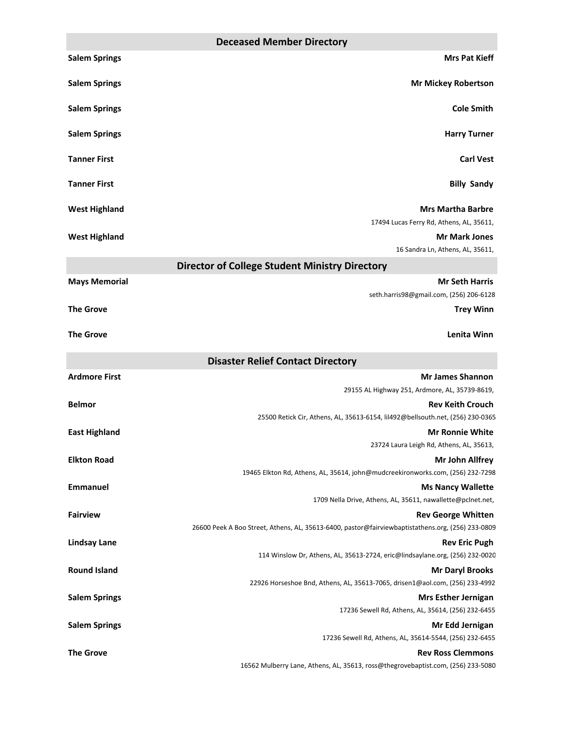## Deceased Member Directory

**Salem Springs** — **Mrs Pat Kieff**

**Salem Springs** — **Mr Mickey Robertson**

**Salem Springs** — **Cole Smith**

**Salem Springs** — **Harry Turner**

**Tanner First** — **Carl Vest**

**Tanner First** — **Billy Sandy**

**West Highland** — **Mrs Martha Barbre**
17494 Lucas Ferry Rd, Athens, AL, 35611,

**West Highland** — **Mr Mark Jones**
16 Sandra Ln, Athens, AL, 35611,

## Director of College Student Ministry Directory

**Mays Memorial** — **Mr Seth Harris**
seth.harris98@gmail.com, (256) 206-6128

**The Grove** — **Trey Winn**

**The Grove** — **Lenita Winn**

## Disaster Relief Contact Directory

**Ardmore First** — **Mr James Shannon**
29155 AL Highway 251, Ardmore, AL, 35739-8619,

**Belmor** — **Rev Keith Crouch**
25500 Retick Cir, Athens, AL, 35613-6154, lil492@bellsouth.net, (256) 230-0365

**East Highland** — **Mr Ronnie White**
23724 Laura Leigh Rd, Athens, AL, 35613,

**Elkton Road** — **Mr John Allfrey**
19465 Elkton Rd, Athens, AL, 35614, john@mudcreekironworks.com, (256) 232-7298

**Emmanuel** — **Ms Nancy Wallette**
1709 Nella Drive, Athens, AL, 35611, nawallette@pclnet.net,

**Fairview** — **Rev George Whitten**
26600 Peek A Boo Street, Athens, AL, 35613-6400, pastor@fairviewbaptistathens.org, (256) 233-0809

**Lindsay Lane** — **Rev Eric Pugh**
114 Winslow Dr, Athens, AL, 35613-2724, eric@lindsaylane.org, (256) 232-0020

**Round Island** — **Mr Daryl Brooks**
22926 Horseshoe Bnd, Athens, AL, 35613-7065, drisen1@aol.com, (256) 233-4992

**Salem Springs** — **Mrs Esther Jernigan**
17236 Sewell Rd, Athens, AL, 35614, (256) 232-6455

**Salem Springs** — **Mr Edd Jernigan**
17236 Sewell Rd, Athens, AL, 35614-5544, (256) 232-6455

**The Grove** — **Rev Ross Clemmons**
16562 Mulberry Lane, Athens, AL, 35613, ross@thegrovebaptist.com, (256) 233-5080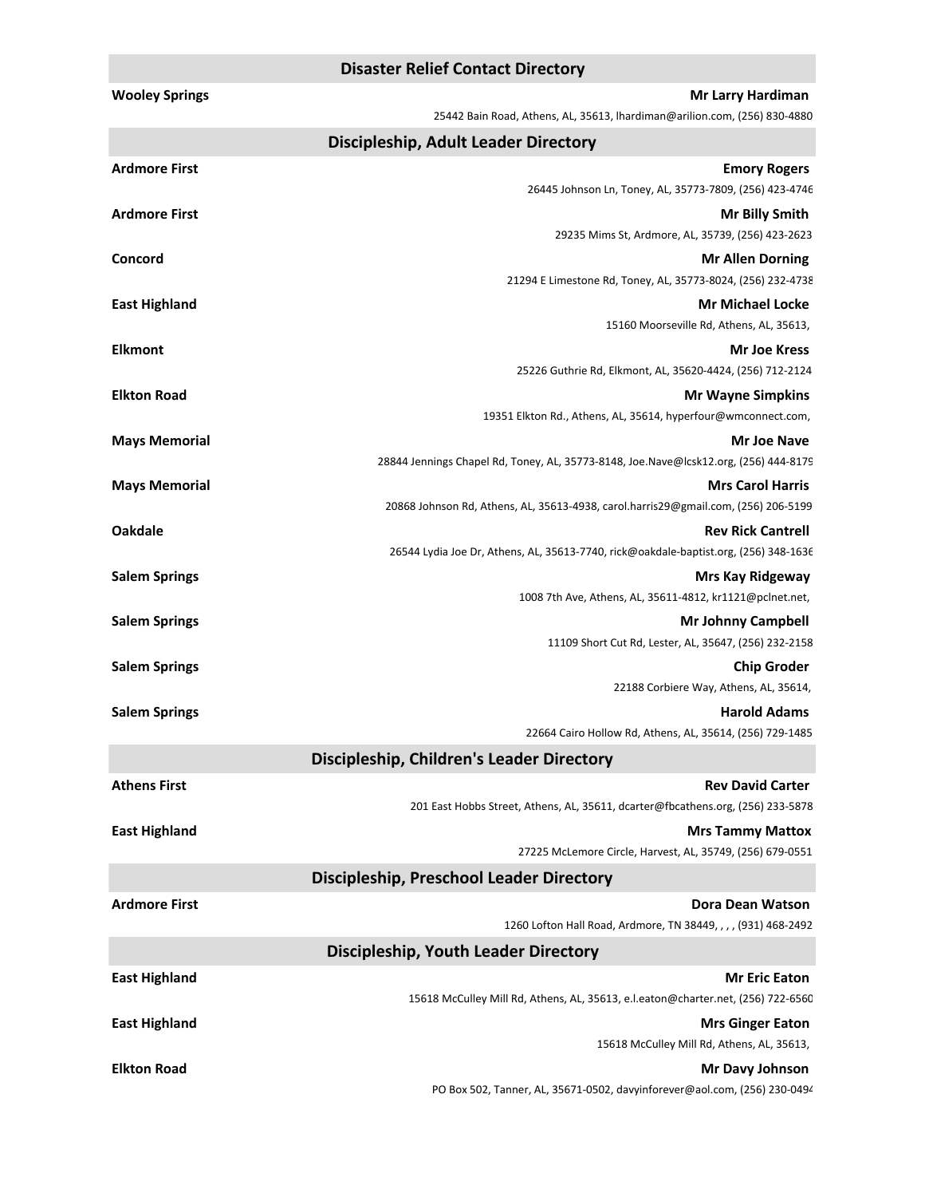## Disaster Relief Contact Directory

**Wooley Springs** — **Mr Larry Hardiman**
25442 Bain Road, Athens, AL, 35613, lhardiman@arilion.com, (256) 830-4880

## Discipleship, Adult Leader Directory

**Ardmore First** — **Emory Rogers**
26445 Johnson Ln, Toney, AL, 35773-7809, (256) 423-4746

**Ardmore First** — **Mr Billy Smith**
29235 Mims St, Ardmore, AL, 35739, (256) 423-2623

**Concord** — **Mr Allen Dorning**
21294 E Limestone Rd, Toney, AL, 35773-8024, (256) 232-4738

**East Highland** — **Mr Michael Locke**
15160 Moorseville Rd, Athens, AL, 35613,

**Elkmont** — **Mr Joe Kress**
25226 Guthrie Rd, Elkmont, AL, 35620-4424, (256) 712-2124

**Elkton Road** — **Mr Wayne Simpkins**
19351 Elkton Rd., Athens, AL, 35614, hyperfour@wmconnect.com,

**Mays Memorial** — **Mr Joe Nave**
28844 Jennings Chapel Rd, Toney, AL, 35773-8148, Joe.Nave@lcsk12.org, (256) 444-8179

**Mays Memorial** — **Mrs Carol Harris**
20868 Johnson Rd, Athens, AL, 35613-4938, carol.harris29@gmail.com, (256) 206-5199

**Oakdale** — **Rev Rick Cantrell**
26544 Lydia Joe Dr, Athens, AL, 35613-7740, rick@oakdale-baptist.org, (256) 348-1636

**Salem Springs** — **Mrs Kay Ridgeway**
1008 7th Ave, Athens, AL, 35611-4812, kr1121@pclnet.net,

**Salem Springs** — **Mr Johnny Campbell**
11109 Short Cut Rd, Lester, AL, 35647, (256) 232-2158

**Salem Springs** — **Chip Groder**
22188 Corbiere Way, Athens, AL, 35614,

**Salem Springs** — **Harold Adams**
22664 Cairo Hollow Rd, Athens, AL, 35614, (256) 729-1485

## Discipleship, Children's Leader Directory

**Athens First** — **Rev David Carter**
201 East Hobbs Street, Athens, AL, 35611, dcarter@fbcathens.org, (256) 233-5878

**East Highland** — **Mrs Tammy Mattox**
27225 McLemore Circle, Harvest, AL, 35749, (256) 679-0551

## Discipleship, Preschool Leader Directory

**Ardmore First** — **Dora Dean Watson**
1260 Lofton Hall Road, Ardmore, TN 38449, , , , (931) 468-2492

## Discipleship, Youth Leader Directory

**East Highland** — **Mr Eric Eaton**
15618 McCulley Mill Rd, Athens, AL, 35613, e.l.eaton@charter.net, (256) 722-6560

**East Highland** — **Mrs Ginger Eaton**
15618 McCulley Mill Rd, Athens, AL, 35613,

**Elkton Road** — **Mr Davy Johnson**
PO Box 502, Tanner, AL, 35671-0502, davyinforever@aol.com, (256) 230-0494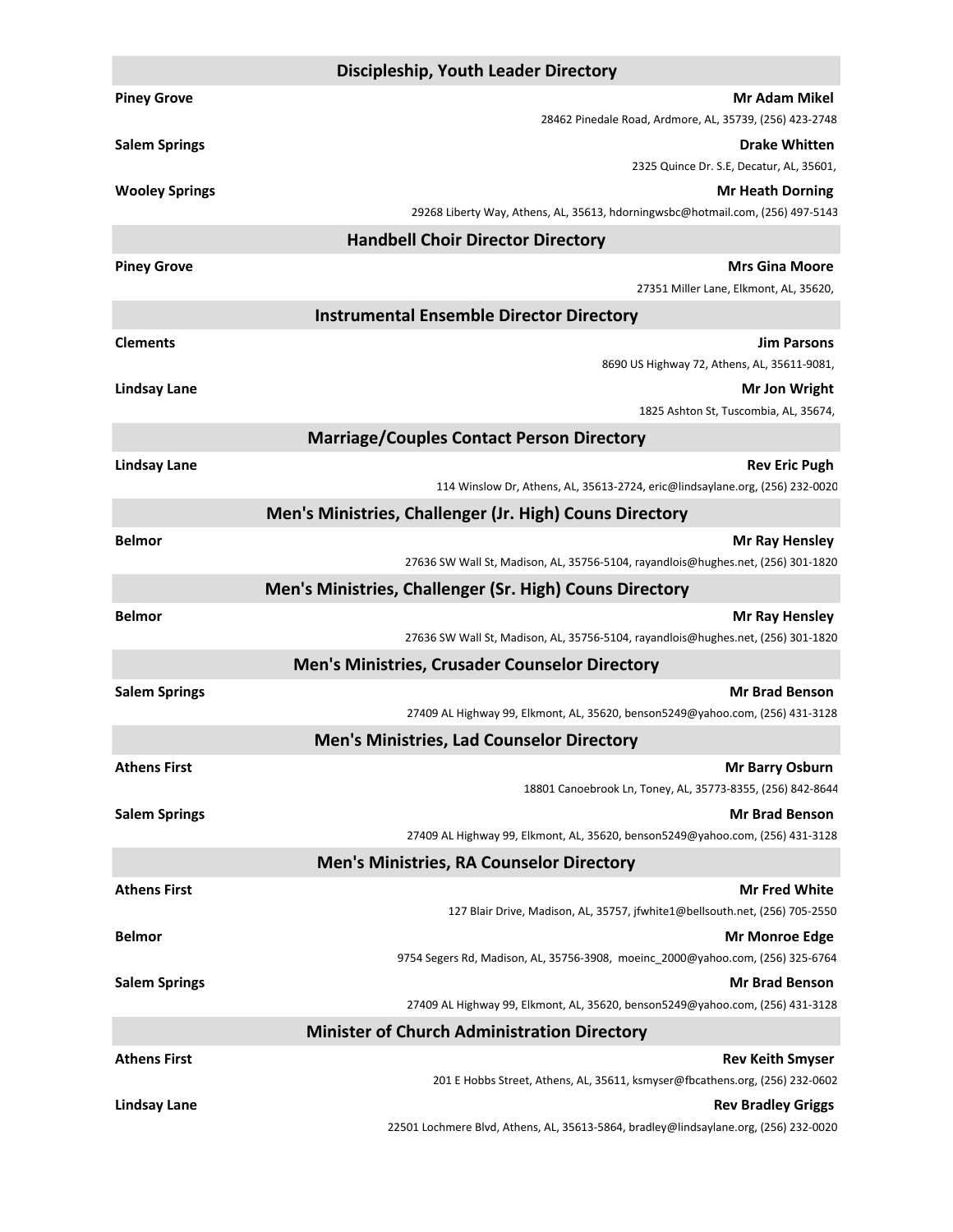## Discipleship, Youth Leader Directory

**Piney Grove** — **Mr Adam Mikel**
28462 Pinedale Road, Ardmore, AL, 35739, (256) 423-2748

**Salem Springs** — **Drake Whitten**
2325 Quince Dr. S.E, Decatur, AL, 35601,

**Wooley Springs** — **Mr Heath Dorning**
29268 Liberty Way, Athens, AL, 35613, hdorningwsbc@hotmail.com, (256) 497-5143

## Handbell Choir Director Directory

**Piney Grove** — **Mrs Gina Moore**
27351 Miller Lane, Elkmont, AL, 35620,

## Instrumental Ensemble Director Directory

**Clements** — **Jim Parsons**
8690 US Highway 72, Athens, AL, 35611-9081,

**Lindsay Lane** — **Mr Jon Wright**
1825 Ashton St, Tuscombia, AL, 35674,

## Marriage/Couples Contact Person Directory

**Lindsay Lane** — **Rev Eric Pugh**
114 Winslow Dr, Athens, AL, 35613-2724, eric@lindsaylane.org, (256) 232-0020

## Men's Ministries, Challenger (Jr. High) Couns Directory

**Belmor** — **Mr Ray Hensley**
27636 SW Wall St, Madison, AL, 35756-5104, rayandlois@hughes.net, (256) 301-1820

## Men's Ministries, Challenger (Sr. High) Couns Directory

**Belmor** — **Mr Ray Hensley**
27636 SW Wall St, Madison, AL, 35756-5104, rayandlois@hughes.net, (256) 301-1820

## Men's Ministries, Crusader Counselor Directory

**Salem Springs** — **Mr Brad Benson**
27409 AL Highway 99, Elkmont, AL, 35620, benson5249@yahoo.com, (256) 431-3128

## Men's Ministries, Lad Counselor Directory

**Athens First** — **Mr Barry Osburn**
18801 Canoebrook Ln, Toney, AL, 35773-8355, (256) 842-8644

**Salem Springs** — **Mr Brad Benson**
27409 AL Highway 99, Elkmont, AL, 35620, benson5249@yahoo.com, (256) 431-3128

## Men's Ministries, RA Counselor Directory

**Athens First** — **Mr Fred White**
127 Blair Drive, Madison, AL, 35757, jfwhite1@bellsouth.net, (256) 705-2550

**Belmor** — **Mr Monroe Edge**
9754 Segers Rd, Madison, AL, 35756-3908, moeinc_2000@yahoo.com, (256) 325-6764

**Salem Springs** — **Mr Brad Benson**
27409 AL Highway 99, Elkmont, AL, 35620, benson5249@yahoo.com, (256) 431-3128

## Minister of Church Administration Directory

**Athens First** — **Rev Keith Smyser**
201 E Hobbs Street, Athens, AL, 35611, ksmyser@fbcathens.org, (256) 232-0602

**Lindsay Lane** — **Rev Bradley Griggs**
22501 Lochmere Blvd, Athens, AL, 35613-5864, bradley@lindsaylane.org, (256) 232-0020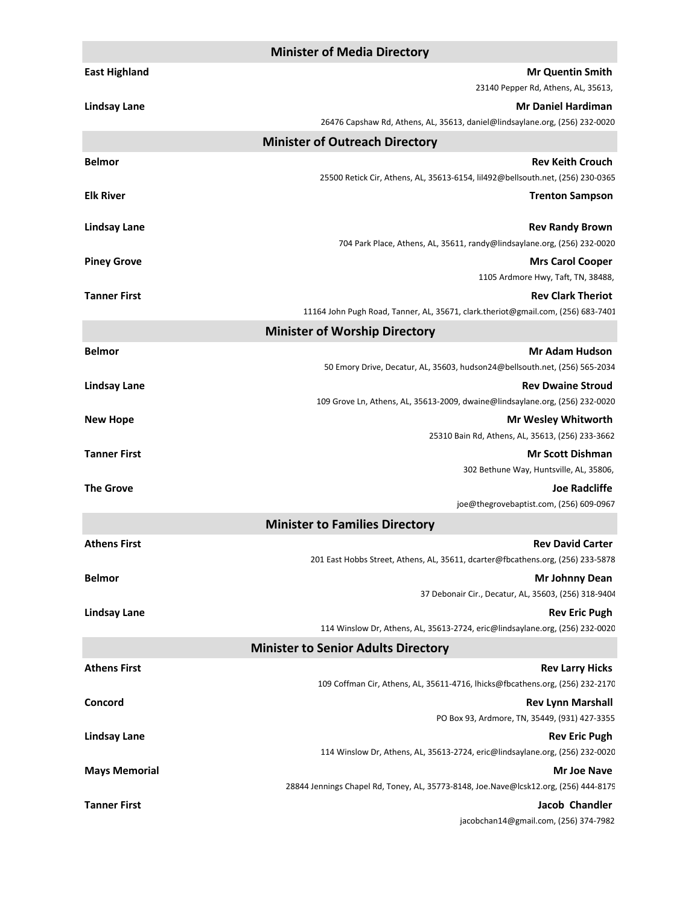## Minister of Media Directory

**East Highland** — **Mr Quentin Smith**
23140 Pepper Rd, Athens, AL, 35613,

**Lindsay Lane** — **Mr Daniel Hardiman**
26476 Capshaw Rd, Athens, AL, 35613, daniel@lindsaylane.org, (256) 232-0020

## Minister of Outreach Directory

**Belmor** — **Rev Keith Crouch**
25500 Retick Cir, Athens, AL, 35613-6154, lil492@bellsouth.net, (256) 230-0365

**Elk River** — **Trenton Sampson**

**Lindsay Lane** — **Rev Randy Brown**
704 Park Place, Athens, AL, 35611, randy@lindsaylane.org, (256) 232-0020

**Piney Grove** — **Mrs Carol Cooper**
1105 Ardmore Hwy, Taft, TN, 38488,

**Tanner First** — **Rev Clark Theriot**
11164 John Pugh Road, Tanner, AL, 35671, clark.theriot@gmail.com, (256) 683-7401

## Minister of Worship Directory

**Belmor** — **Mr Adam Hudson**
50 Emory Drive, Decatur, AL, 35603, hudson24@bellsouth.net, (256) 565-2034

**Lindsay Lane** — **Rev Dwaine Stroud**
109 Grove Ln, Athens, AL, 35613-2009, dwaine@lindsaylane.org, (256) 232-0020

**New Hope** — **Mr Wesley Whitworth**
25310 Bain Rd, Athens, AL, 35613, (256) 233-3662

**Tanner First** — **Mr Scott Dishman**
302 Bethune Way, Huntsville, AL, 35806,

**The Grove** — **Joe Radcliffe**
joe@thegrovebaptist.com, (256) 609-0967

## Minister to Families Directory

**Athens First** — **Rev David Carter**
201 East Hobbs Street, Athens, AL, 35611, dcarter@fbcathens.org, (256) 233-5878

**Belmor** — **Mr Johnny Dean**
37 Debonair Cir., Decatur, AL, 35603, (256) 318-9404

**Lindsay Lane** — **Rev Eric Pugh**
114 Winslow Dr, Athens, AL, 35613-2724, eric@lindsaylane.org, (256) 232-0020

## Minister to Senior Adults Directory

**Athens First** — **Rev Larry Hicks**
109 Coffman Cir, Athens, AL, 35611-4716, lhicks@fbcathens.org, (256) 232-2170

**Concord** — **Rev Lynn Marshall**
PO Box 93, Ardmore, TN, 35449, (931) 427-3355

**Lindsay Lane** — **Rev Eric Pugh**
114 Winslow Dr, Athens, AL, 35613-2724, eric@lindsaylane.org, (256) 232-0020

**Mays Memorial** — **Mr Joe Nave**
28844 Jennings Chapel Rd, Toney, AL, 35773-8148, Joe.Nave@lcsk12.org, (256) 444-8179

**Tanner First** — **Jacob Chandler**
jacobchan14@gmail.com, (256) 374-7982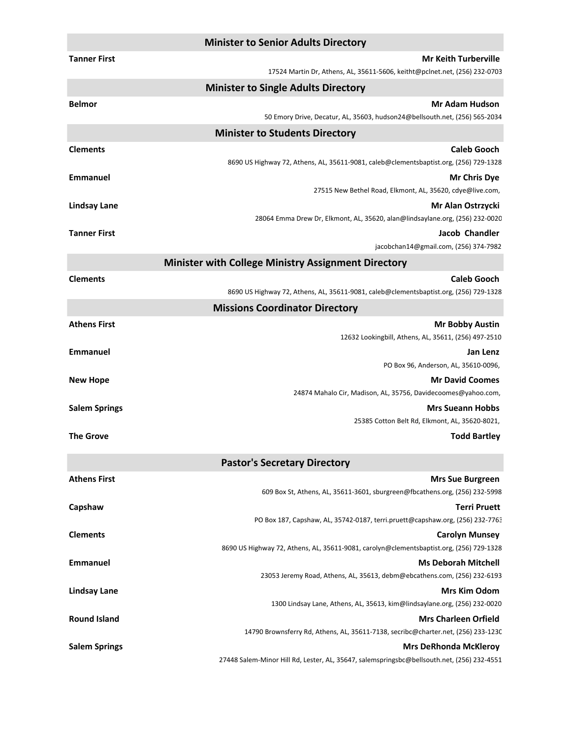## Minister to Senior Adults Directory

**Tanner First** — **Mr Keith Turberville**
17524 Martin Dr, Athens, AL, 35611-5606, keitht@pclnet.net, (256) 232-0703

## Minister to Single Adults Directory

**Belmor** — **Mr Adam Hudson**
50 Emory Drive, Decatur, AL, 35603, hudson24@bellsouth.net, (256) 565-2034

## Minister to Students Directory

**Clements** — **Caleb Gooch**
8690 US Highway 72, Athens, AL, 35611-9081, caleb@clementsbaptist.org, (256) 729-1328

**Emmanuel** — **Mr Chris Dye**
27515 New Bethel Road, Elkmont, AL, 35620, cdye@live.com,

**Lindsay Lane** — **Mr Alan Ostrzycki**
28064 Emma Drew Dr, Elkmont, AL, 35620, alan@lindsaylane.org, (256) 232-0020

**Tanner First** — **Jacob Chandler**
jacobchan14@gmail.com, (256) 374-7982

## Minister with College Ministry Assignment Directory

**Clements** — **Caleb Gooch**
8690 US Highway 72, Athens, AL, 35611-9081, caleb@clementsbaptist.org, (256) 729-1328

## Missions Coordinator Directory

**Athens First** — **Mr Bobby Austin**
12632 Lookingbill, Athens, AL, 35611, (256) 497-2510

**Emmanuel** — **Jan Lenz**
PO Box 96, Anderson, AL, 35610-0096,

**New Hope** — **Mr David Coomes**
24874 Mahalo Cir, Madison, AL, 35756, Davidecoomes@yahoo.com,

**Salem Springs** — **Mrs Sueann Hobbs**
25385 Cotton Belt Rd, Elkmont, AL, 35620-8021,

**The Grove** — **Todd Bartley**

## Pastor's Secretary Directory

**Athens First** — **Mrs Sue Burgreen**
609 Box St, Athens, AL, 35611-3601, sburgreen@fbcathens.org, (256) 232-5998

**Capshaw** — **Terri Pruett**
PO Box 187, Capshaw, AL, 35742-0187, terri.pruett@capshaw.org, (256) 232-7763

**Clements** — **Carolyn Munsey**
8690 US Highway 72, Athens, AL, 35611-9081, carolyn@clementsbaptist.org, (256) 729-1328

**Emmanuel** — **Ms Deborah Mitchell**
23053 Jeremy Road, Athens, AL, 35613, debm@ebcathens.com, (256) 232-6193

**Lindsay Lane** — **Mrs Kim Odom**
1300 Lindsay Lane, Athens, AL, 35613, kim@lindsaylane.org, (256) 232-0020

**Round Island** — **Mrs Charleen Orfield**
14790 Brownsferry Rd, Athens, AL, 35611-7138, secribc@charter.net, (256) 233-1230

**Salem Springs** — **Mrs DeRhonda McKleroy**
27448 Salem-Minor Hill Rd, Lester, AL, 35647, salemspringsbc@bellsouth.net, (256) 232-4551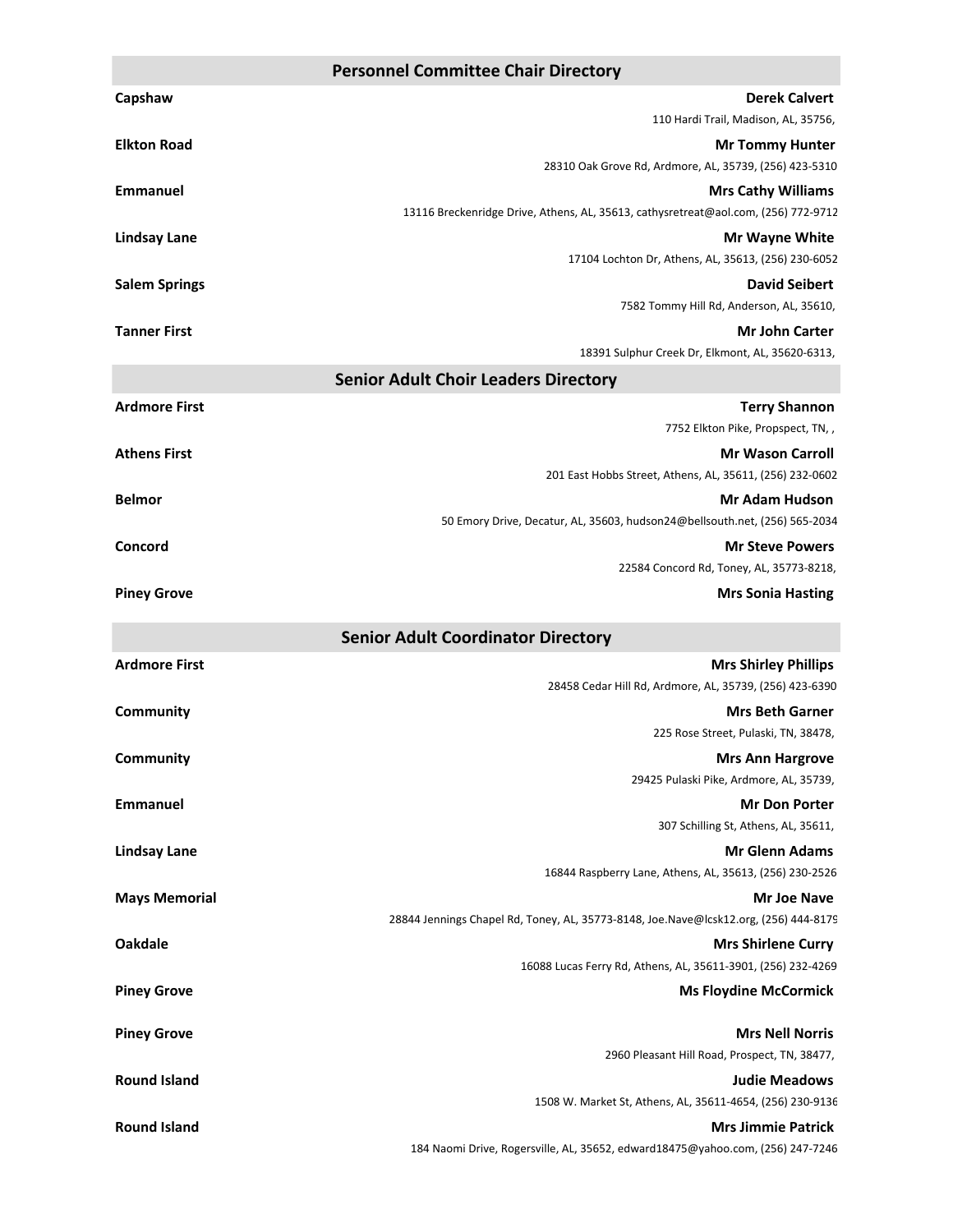## Personnel Committee Chair Directory

**Capshaw** — **Derek Calvert**
110 Hardi Trail, Madison, AL, 35756,

**Elkton Road** — **Mr Tommy Hunter**
28310 Oak Grove Rd, Ardmore, AL, 35739, (256) 423-5310

**Emmanuel** — **Mrs Cathy Williams**
13116 Breckenridge Drive, Athens, AL, 35613, cathysretreat@aol.com, (256) 772-9712

**Lindsay Lane** — **Mr Wayne White**
17104 Lochton Dr, Athens, AL, 35613, (256) 230-6052

**Salem Springs** — **David Seibert**
7582 Tommy Hill Rd, Anderson, AL, 35610,

**Tanner First** — **Mr John Carter**
18391 Sulphur Creek Dr, Elkmont, AL, 35620-6313,

## Senior Adult Choir Leaders Directory

**Ardmore First** — **Terry Shannon**
7752 Elkton Pike, Propspect, TN, ,

**Athens First** — **Mr Wason Carroll**
201 East Hobbs Street, Athens, AL, 35611, (256) 232-0602

**Belmor** — **Mr Adam Hudson**
50 Emory Drive, Decatur, AL, 35603, hudson24@bellsouth.net, (256) 565-2034

**Concord** — **Mr Steve Powers**
22584 Concord Rd, Toney, AL, 35773-8218,

**Piney Grove** — **Mrs Sonia Hasting**

## Senior Adult Coordinator Directory

**Ardmore First** — **Mrs Shirley Phillips**
28458 Cedar Hill Rd, Ardmore, AL, 35739, (256) 423-6390

**Community** — **Mrs Beth Garner**
225 Rose Street, Pulaski, TN, 38478,

**Community** — **Mrs Ann Hargrove**
29425 Pulaski Pike, Ardmore, AL, 35739,

**Emmanuel** — **Mr Don Porter**
307 Schilling St, Athens, AL, 35611,

**Lindsay Lane** — **Mr Glenn Adams**
16844 Raspberry Lane, Athens, AL, 35613, (256) 230-2526

**Mays Memorial** — **Mr Joe Nave**
28844 Jennings Chapel Rd, Toney, AL, 35773-8148, Joe.Nave@lcsk12.org, (256) 444-8179

**Oakdale** — **Mrs Shirlene Curry**
16088 Lucas Ferry Rd, Athens, AL, 35611-3901, (256) 232-4269

**Piney Grove** — **Ms Floydine McCormick**

**Piney Grove** — **Mrs Nell Norris**
2960 Pleasant Hill Road, Prospect, TN, 38477,

**Round Island** — **Judie Meadows**
1508 W. Market St, Athens, AL, 35611-4654, (256) 230-9136

**Round Island** — **Mrs Jimmie Patrick**
184 Naomi Drive, Rogersville, AL, 35652, edward18475@yahoo.com, (256) 247-7246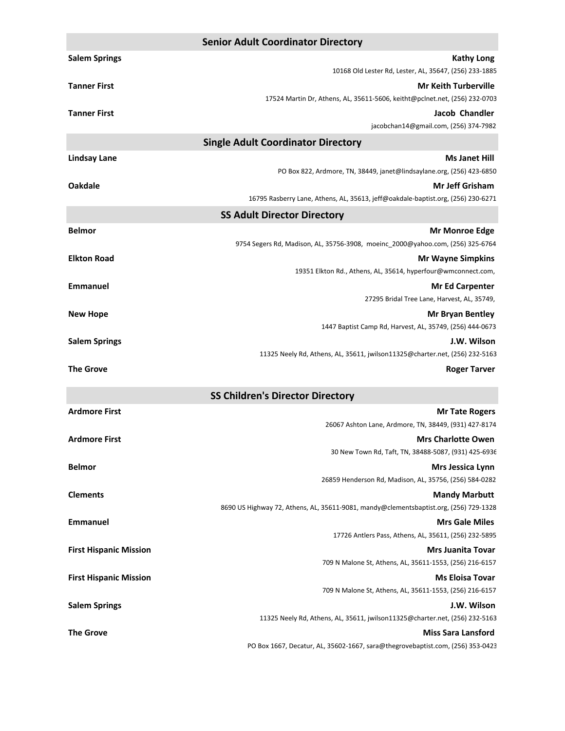## Senior Adult Coordinator Directory

**Salem Springs** — **Kathy Long**
10168 Old Lester Rd, Lester, AL, 35647, (256) 233-1885

**Tanner First** — **Mr Keith Turberville**
17524 Martin Dr, Athens, AL, 35611-5606, keitht@pclnet.net, (256) 232-0703

**Tanner First** — **Jacob Chandler**
jacobchan14@gmail.com, (256) 374-7982

## Single Adult Coordinator Directory

**Lindsay Lane** — **Ms Janet Hill**
PO Box 822, Ardmore, TN, 38449, janet@lindsaylane.org, (256) 423-6850

**Oakdale** — **Mr Jeff Grisham**
16795 Rasberry Lane, Athens, AL, 35613, jeff@oakdale-baptist.org, (256) 230-6271

## SS Adult Director Directory

**Belmor** — **Mr Monroe Edge**
9754 Segers Rd, Madison, AL, 35756-3908, moeinc_2000@yahoo.com, (256) 325-6764

**Elkton Road** — **Mr Wayne Simpkins**
19351 Elkton Rd., Athens, AL, 35614, hyperfour@wmconnect.com,

**Emmanuel** — **Mr Ed Carpenter**
27295 Bridal Tree Lane, Harvest, AL, 35749,

**New Hope** — **Mr Bryan Bentley**
1447 Baptist Camp Rd, Harvest, AL, 35749, (256) 444-0673

**Salem Springs** — **J.W. Wilson**
11325 Neely Rd, Athens, AL, 35611, jwilson11325@charter.net, (256) 232-5163

**The Grove** — **Roger Tarver**

## SS Children's Director Directory

**Ardmore First** — **Mr Tate Rogers**
26067 Ashton Lane, Ardmore, TN, 38449, (931) 427-8174

**Ardmore First** — **Mrs Charlotte Owen**
30 New Town Rd, Taft, TN, 38488-5087, (931) 425-6936

**Belmor** — **Mrs Jessica Lynn**
26859 Henderson Rd, Madison, AL, 35756, (256) 584-0282

**Clements** — **Mandy Marbutt**
8690 US Highway 72, Athens, AL, 35611-9081, mandy@clementsbaptist.org, (256) 729-1328

**Emmanuel** — **Mrs Gale Miles**
17726 Antlers Pass, Athens, AL, 35611, (256) 232-5895

**First Hispanic Mission** — **Mrs Juanita Tovar**
709 N Malone St, Athens, AL, 35611-1553, (256) 216-6157

**First Hispanic Mission** — **Ms Eloisa Tovar**
709 N Malone St, Athens, AL, 35611-1553, (256) 216-6157

**Salem Springs** — **J.W. Wilson**
11325 Neely Rd, Athens, AL, 35611, jwilson11325@charter.net, (256) 232-5163

**The Grove** — **Miss Sara Lansford**
PO Box 1667, Decatur, AL, 35602-1667, sara@thegrovebaptist.com, (256) 353-0423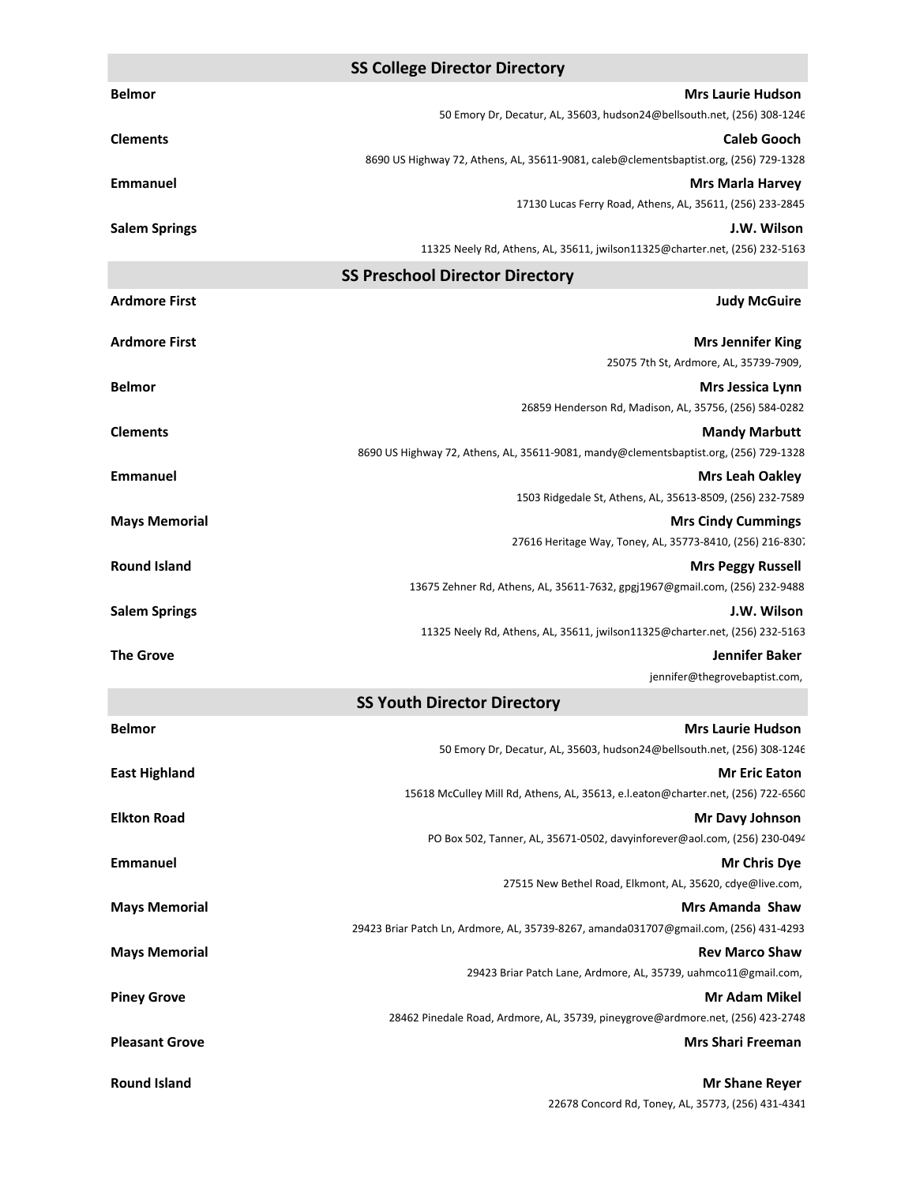## SS College Director Directory

**Belmor** — **Mrs Laurie Hudson**
50 Emory Dr, Decatur, AL, 35603, hudson24@bellsouth.net, (256) 308-1246

**Clements** — **Caleb Gooch**
8690 US Highway 72, Athens, AL, 35611-9081, caleb@clementsbaptist.org, (256) 729-1328

**Emmanuel** — **Mrs Marla Harvey**
17130 Lucas Ferry Road, Athens, AL, 35611, (256) 233-2845

**Salem Springs** — **J.W. Wilson**
11325 Neely Rd, Athens, AL, 35611, jwilson11325@charter.net, (256) 232-5163

## SS Preschool Director Directory

**Ardmore First** — **Judy McGuire**

**Ardmore First** — **Mrs Jennifer King**
25075 7th St, Ardmore, AL, 35739-7909,

**Belmor** — **Mrs Jessica Lynn**
26859 Henderson Rd, Madison, AL, 35756, (256) 584-0282

**Clements** — **Mandy Marbutt**
8690 US Highway 72, Athens, AL, 35611-9081, mandy@clementsbaptist.org, (256) 729-1328

**Emmanuel** — **Mrs Leah Oakley**
1503 Ridgedale St, Athens, AL, 35613-8509, (256) 232-7589

**Mays Memorial** — **Mrs Cindy Cummings**
27616 Heritage Way, Toney, AL, 35773-8410, (256) 216-8307

**Round Island** — **Mrs Peggy Russell**
13675 Zehner Rd, Athens, AL, 35611-7632, gpgj1967@gmail.com, (256) 232-9488

**Salem Springs** — **J.W. Wilson**
11325 Neely Rd, Athens, AL, 35611, jwilson11325@charter.net, (256) 232-5163

**The Grove** — **Jennifer Baker**
jennifer@thegrovebaptist.com,

## SS Youth Director Directory

**Belmor** — **Mrs Laurie Hudson**
50 Emory Dr, Decatur, AL, 35603, hudson24@bellsouth.net, (256) 308-1246

**East Highland** — **Mr Eric Eaton**
15618 McCulley Mill Rd, Athens, AL, 35613, e.l.eaton@charter.net, (256) 722-6560

**Elkton Road** — **Mr Davy Johnson**
PO Box 502, Tanner, AL, 35671-0502, davyinforever@aol.com, (256) 230-0494

**Emmanuel** — **Mr Chris Dye**
27515 New Bethel Road, Elkmont, AL, 35620, cdye@live.com,

**Mays Memorial** — **Mrs Amanda Shaw**
29423 Briar Patch Ln, Ardmore, AL, 35739-8267, amanda031707@gmail.com, (256) 431-4293

**Mays Memorial** — **Rev Marco Shaw**
29423 Briar Patch Lane, Ardmore, AL, 35739, uahmco11@gmail.com,

**Piney Grove** — **Mr Adam Mikel**
28462 Pinedale Road, Ardmore, AL, 35739, pineygrove@ardmore.net, (256) 423-2748

**Pleasant Grove** — **Mrs Shari Freeman**

**Round Island** — **Mr Shane Reyer**
22678 Concord Rd, Toney, AL, 35773, (256) 431-4341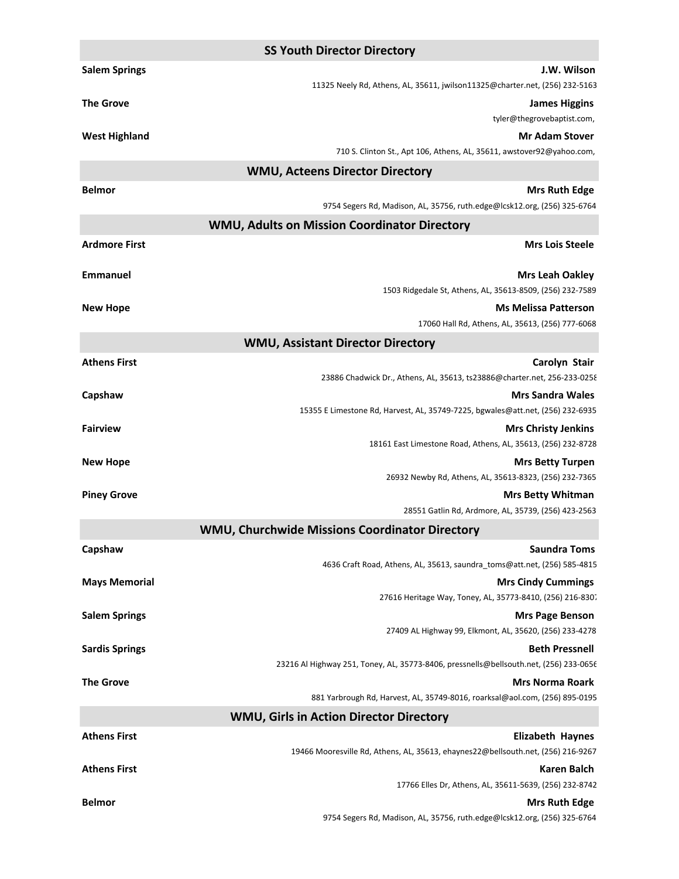## SS Youth Director Directory

**Salem Springs** — **J.W. Wilson**
11325 Neely Rd, Athens, AL, 35611, jwilson11325@charter.net, (256) 232-5163

**The Grove** — **James Higgins**
tyler@thegrovebaptist.com,

**West Highland** — **Mr Adam Stover**
710 S. Clinton St., Apt 106, Athens, AL, 35611, awstover92@yahoo.com,

## WMU, Acteens Director Directory

**Belmor** — **Mrs Ruth Edge**
9754 Segers Rd, Madison, AL, 35756, ruth.edge@lcsk12.org, (256) 325-6764

## WMU, Adults on Mission Coordinator Directory

**Ardmore First** — **Mrs Lois Steele**

**Emmanuel** — **Mrs Leah Oakley**
1503 Ridgedale St, Athens, AL, 35613-8509, (256) 232-7589

**New Hope** — **Ms Melissa Patterson**
17060 Hall Rd, Athens, AL, 35613, (256) 777-6068

## WMU, Assistant Director Directory

**Athens First** — **Carolyn Stair**
23886 Chadwick Dr., Athens, AL, 35613, ts23886@charter.net, 256-233-0258

**Capshaw** — **Mrs Sandra Wales**
15355 E Limestone Rd, Harvest, AL, 35749-7225, bgwales@att.net, (256) 232-6935

**Fairview** — **Mrs Christy Jenkins**
18161 East Limestone Road, Athens, AL, 35613, (256) 232-8728

**New Hope** — **Mrs Betty Turpen**
26932 Newby Rd, Athens, AL, 35613-8323, (256) 232-7365

**Piney Grove** — **Mrs Betty Whitman**
28551 Gatlin Rd, Ardmore, AL, 35739, (256) 423-2563

## WMU, Churchwide Missions Coordinator Directory

**Capshaw** — **Saundra Toms**
4636 Craft Road, Athens, AL, 35613, saundra_toms@att.net, (256) 585-4815

**Mays Memorial** — **Mrs Cindy Cummings**
27616 Heritage Way, Toney, AL, 35773-8410, (256) 216-8307

**Salem Springs** — **Mrs Page Benson**
27409 AL Highway 99, Elkmont, AL, 35620, (256) 233-4278

**Sardis Springs** — **Beth Pressnell**
23216 Al Highway 251, Toney, AL, 35773-8406, pressnells@bellsouth.net, (256) 233-0656

**The Grove** — **Mrs Norma Roark**
881 Yarbrough Rd, Harvest, AL, 35749-8016, roarksal@aol.com, (256) 895-0195

## WMU, Girls in Action Director Directory

**Athens First** — **Elizabeth Haynes**
19466 Mooresville Rd, Athens, AL, 35613, ehaynes22@bellsouth.net, (256) 216-9267

**Athens First** — **Karen Balch**
17766 Elles Dr, Athens, AL, 35611-5639, (256) 232-8742

**Belmor** — **Mrs Ruth Edge**
9754 Segers Rd, Madison, AL, 35756, ruth.edge@lcsk12.org, (256) 325-6764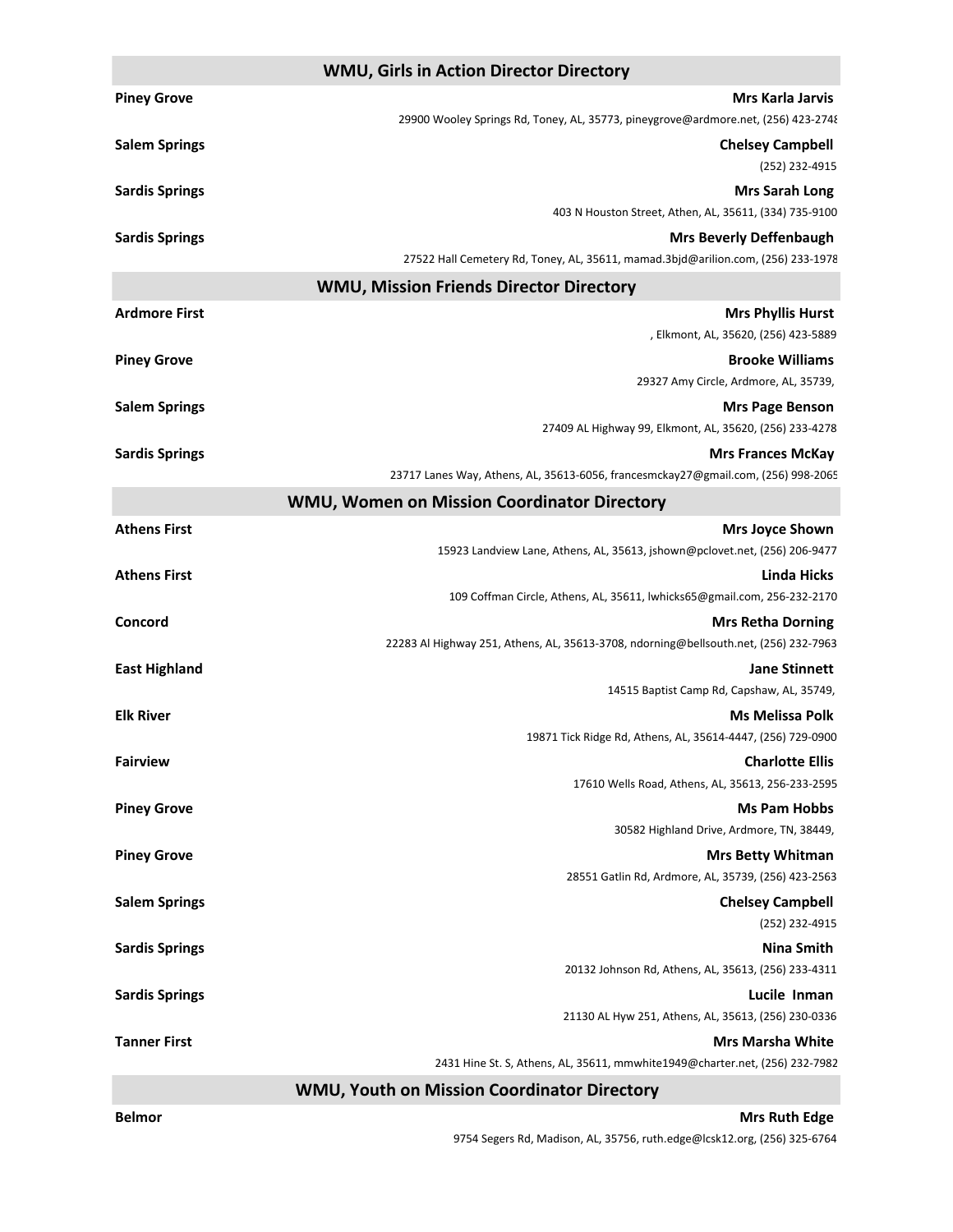## WMU, Girls in Action Director Directory

**Piney Grove** — **Mrs Karla Jarvis**
29900 Wooley Springs Rd, Toney, AL, 35773, pineygrove@ardmore.net, (256) 423-2748

**Salem Springs** — **Chelsey Campbell**
(252) 232-4915

**Sardis Springs** — **Mrs Sarah Long**
403 N Houston Street, Athen, AL, 35611, (334) 735-9100

**Sardis Springs** — **Mrs Beverly Deffenbaugh**
27522 Hall Cemetery Rd, Toney, AL, 35611, mamad.3bjd@arilion.com, (256) 233-1978

## WMU, Mission Friends Director Directory

**Ardmore First** — **Mrs Phyllis Hurst**
, Elkmont, AL, 35620, (256) 423-5889

**Piney Grove** — **Brooke Williams**
29327 Amy Circle, Ardmore, AL, 35739,

**Salem Springs** — **Mrs Page Benson**
27409 AL Highway 99, Elkmont, AL, 35620, (256) 233-4278

**Sardis Springs** — **Mrs Frances McKay**
23717 Lanes Way, Athens, AL, 35613-6056, francesmckay27@gmail.com, (256) 998-2065

## WMU, Women on Mission Coordinator Directory

**Athens First** — **Mrs Joyce Shown**
15923 Landview Lane, Athens, AL, 35613, jshown@pclovet.net, (256) 206-9477

**Athens First** — **Linda Hicks**
109 Coffman Circle, Athens, AL, 35611, lwhicks65@gmail.com, 256-232-2170

**Concord** — **Mrs Retha Dorning**
22283 Al Highway 251, Athens, AL, 35613-3708, ndorning@bellsouth.net, (256) 232-7963

**East Highland** — **Jane Stinnett**
14515 Baptist Camp Rd, Capshaw, AL, 35749,

**Elk River** — **Ms Melissa Polk**
19871 Tick Ridge Rd, Athens, AL, 35614-4447, (256) 729-0900

**Fairview** — **Charlotte Ellis**
17610 Wells Road, Athens, AL, 35613, 256-233-2595

**Piney Grove** — **Ms Pam Hobbs**
30582 Highland Drive, Ardmore, TN, 38449,

**Piney Grove** — **Mrs Betty Whitman**
28551 Gatlin Rd, Ardmore, AL, 35739, (256) 423-2563

**Salem Springs** — **Chelsey Campbell**
(252) 232-4915

**Sardis Springs** — **Nina Smith**
20132 Johnson Rd, Athens, AL, 35613, (256) 233-4311

**Sardis Springs** — **Lucile Inman**
21130 AL Hyw 251, Athens, AL, 35613, (256) 230-0336

**Tanner First** — **Mrs Marsha White**
2431 Hine St. S, Athens, AL, 35611, mmwhite1949@charter.net, (256) 232-7982

## WMU, Youth on Mission Coordinator Directory

**Belmor** — **Mrs Ruth Edge**
9754 Segers Rd, Madison, AL, 35756, ruth.edge@lcsk12.org, (256) 325-6764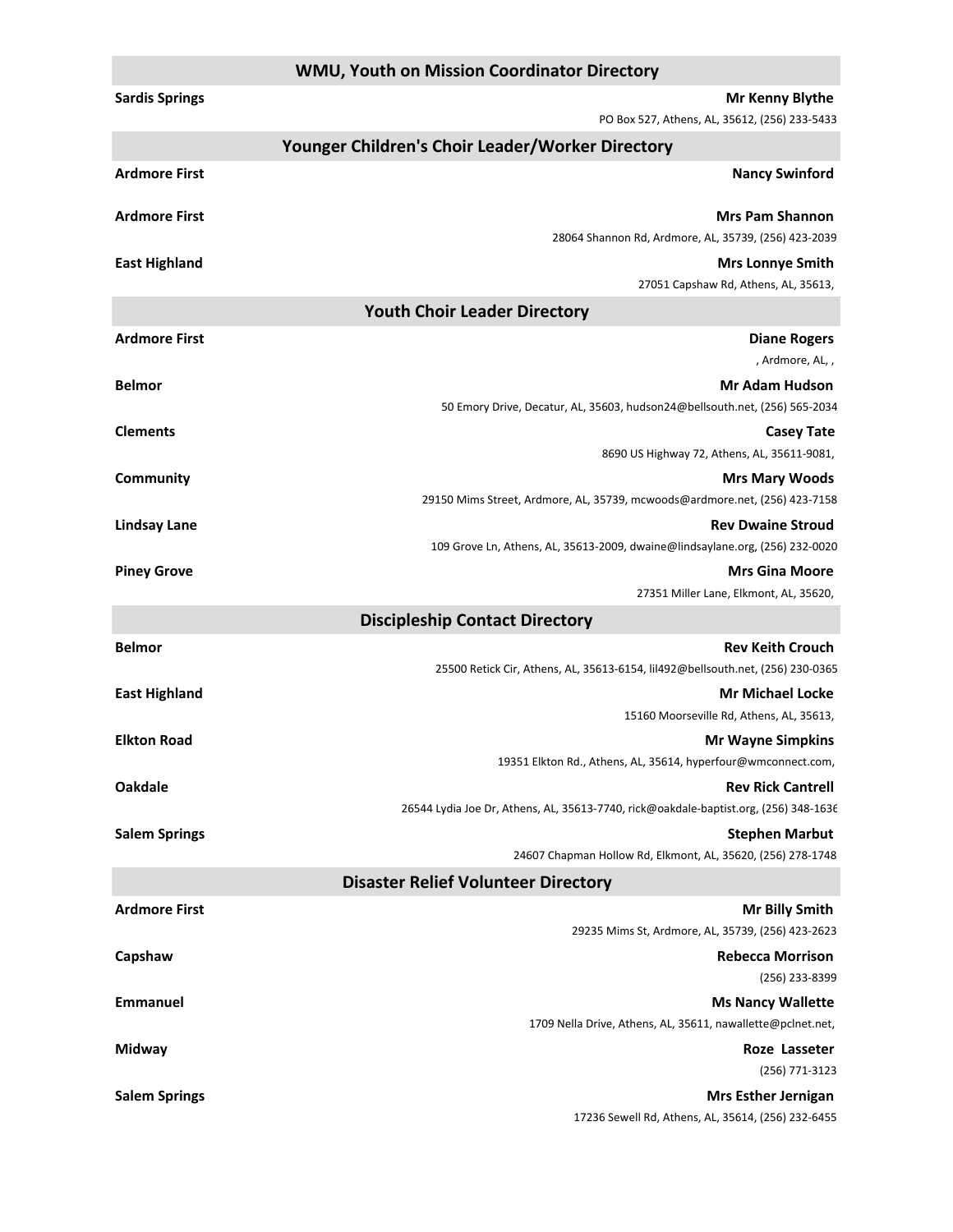## WMU, Youth on Mission Coordinator Directory

**Sardis Springs** — **Mr Kenny Blythe**
PO Box 527, Athens, AL, 35612, (256) 233-5433

## Younger Children's Choir Leader/Worker Directory

**Ardmore First** — **Nancy Swinford**

**Ardmore First** — **Mrs Pam Shannon**
28064 Shannon Rd, Ardmore, AL, 35739, (256) 423-2039

**East Highland** — **Mrs Lonnye Smith**
27051 Capshaw Rd, Athens, AL, 35613,

## Youth Choir Leader Directory

**Ardmore First** — **Diane Rogers**
, Ardmore, AL, ,

**Belmor** — **Mr Adam Hudson**
50 Emory Drive, Decatur, AL, 35603, hudson24@bellsouth.net, (256) 565-2034

**Clements** — **Casey Tate**
8690 US Highway 72, Athens, AL, 35611-9081,

**Community** — **Mrs Mary Woods**
29150 Mims Street, Ardmore, AL, 35739, mcwoods@ardmore.net, (256) 423-7158

**Lindsay Lane** — **Rev Dwaine Stroud**
109 Grove Ln, Athens, AL, 35613-2009, dwaine@lindsaylane.org, (256) 232-0020

**Piney Grove** — **Mrs Gina Moore**
27351 Miller Lane, Elkmont, AL, 35620,

## Discipleship Contact Directory

**Belmor** — **Rev Keith Crouch**
25500 Retick Cir, Athens, AL, 35613-6154, lil492@bellsouth.net, (256) 230-0365

**East Highland** — **Mr Michael Locke**
15160 Moorseville Rd, Athens, AL, 35613,

**Elkton Road** — **Mr Wayne Simpkins**
19351 Elkton Rd., Athens, AL, 35614, hyperfour@wmconnect.com,

**Oakdale** — **Rev Rick Cantrell**
26544 Lydia Joe Dr, Athens, AL, 35613-7740, rick@oakdale-baptist.org, (256) 348-1636

**Salem Springs** — **Stephen Marbut**
24607 Chapman Hollow Rd, Elkmont, AL, 35620, (256) 278-1748

## Disaster Relief Volunteer Directory

**Ardmore First** — **Mr Billy Smith**
29235 Mims St, Ardmore, AL, 35739, (256) 423-2623

**Capshaw** — **Rebecca Morrison**
(256) 233-8399

**Emmanuel** — **Ms Nancy Wallette**
1709 Nella Drive, Athens, AL, 35611, nawallette@pclnet.net,

**Midway** — **Roze Lasseter**
(256) 771-3123

**Salem Springs** — **Mrs Esther Jernigan**
17236 Sewell Rd, Athens, AL, 35614, (256) 232-6455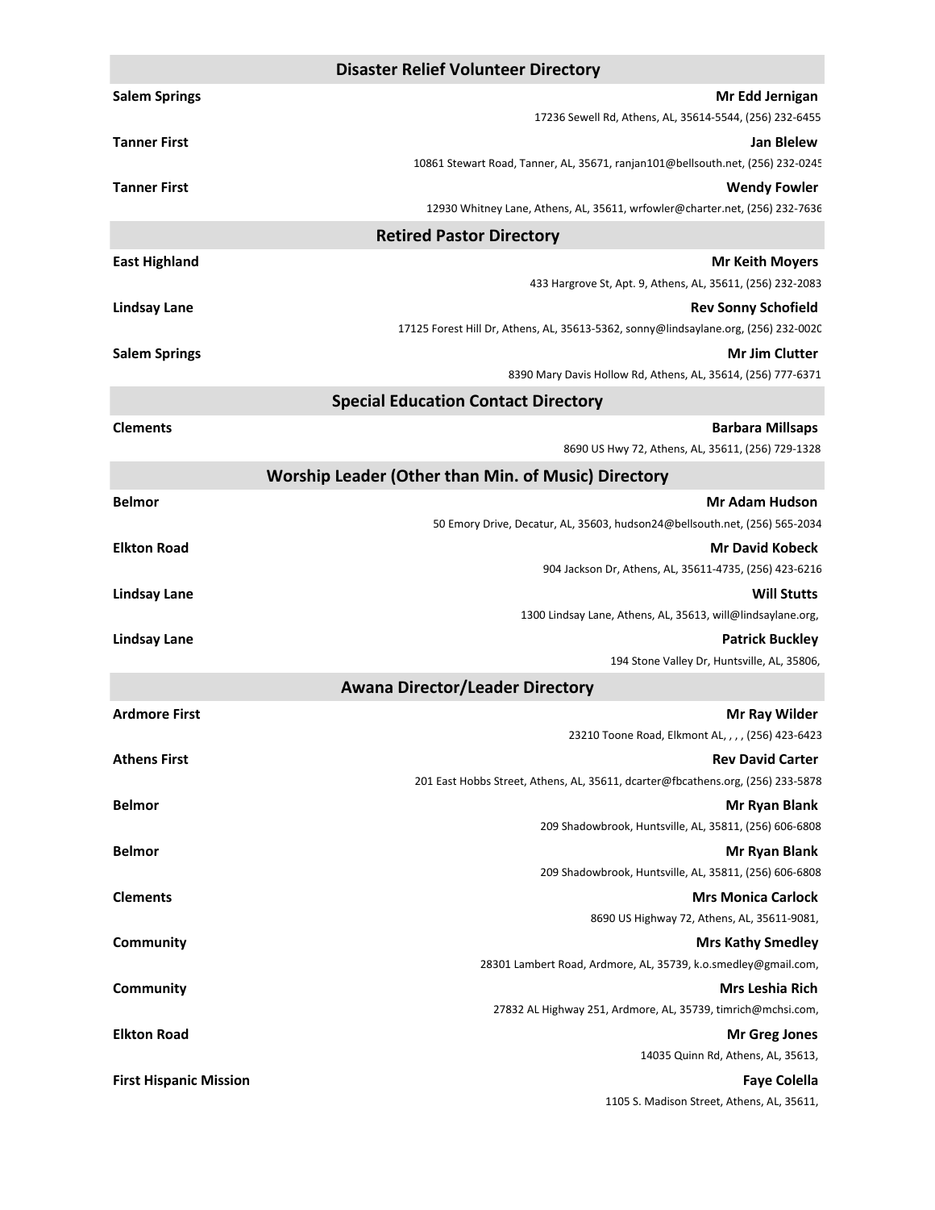## Disaster Relief Volunteer Directory

**Salem Springs** — **Mr Edd Jernigan**
17236 Sewell Rd, Athens, AL, 35614-5544, (256) 232-6455

**Tanner First** — **Jan Blelew**
10861 Stewart Road, Tanner, AL, 35671, ranjan101@bellsouth.net, (256) 232-0245

**Tanner First** — **Wendy Fowler**
12930 Whitney Lane, Athens, AL, 35611, wrfowler@charter.net, (256) 232-7636

## Retired Pastor Directory

**East Highland** — **Mr Keith Moyers**
433 Hargrove St, Apt. 9, Athens, AL, 35611, (256) 232-2083

**Lindsay Lane** — **Rev Sonny Schofield**
17125 Forest Hill Dr, Athens, AL, 35613-5362, sonny@lindsaylane.org, (256) 232-0020

**Salem Springs** — **Mr Jim Clutter**
8390 Mary Davis Hollow Rd, Athens, AL, 35614, (256) 777-6371

## Special Education Contact Directory

**Clements** — **Barbara Millsaps**
8690 US Hwy 72, Athens, AL, 35611, (256) 729-1328

## Worship Leader (Other than Min. of Music) Directory

**Belmor** — **Mr Adam Hudson**
50 Emory Drive, Decatur, AL, 35603, hudson24@bellsouth.net, (256) 565-2034

**Elkton Road** — **Mr David Kobeck**
904 Jackson Dr, Athens, AL, 35611-4735, (256) 423-6216

**Lindsay Lane** — **Will Stutts**
1300 Lindsay Lane, Athens, AL, 35613, will@lindsaylane.org,

**Lindsay Lane** — **Patrick Buckley**
194 Stone Valley Dr, Huntsville, AL, 35806,

## Awana Director/Leader Directory

**Ardmore First** — **Mr Ray Wilder**
23210 Toone Road, Elkmont AL, , , , (256) 423-6423

**Athens First** — **Rev David Carter**
201 East Hobbs Street, Athens, AL, 35611, dcarter@fbcathens.org, (256) 233-5878

**Belmor** — **Mr Ryan Blank**
209 Shadowbrook, Huntsville, AL, 35811, (256) 606-6808

**Belmor** — **Mr Ryan Blank**
209 Shadowbrook, Huntsville, AL, 35811, (256) 606-6808

**Clements** — **Mrs Monica Carlock**
8690 US Highway 72, Athens, AL, 35611-9081,

**Community** — **Mrs Kathy Smedley**
28301 Lambert Road, Ardmore, AL, 35739, k.o.smedley@gmail.com,

**Community** — **Mrs Leshia Rich**
27832 AL Highway 251, Ardmore, AL, 35739, timrich@mchsi.com,

**Elkton Road** — **Mr Greg Jones**
14035 Quinn Rd, Athens, AL, 35613,

**First Hispanic Mission** — **Faye Colella**
1105 S. Madison Street, Athens, AL, 35611,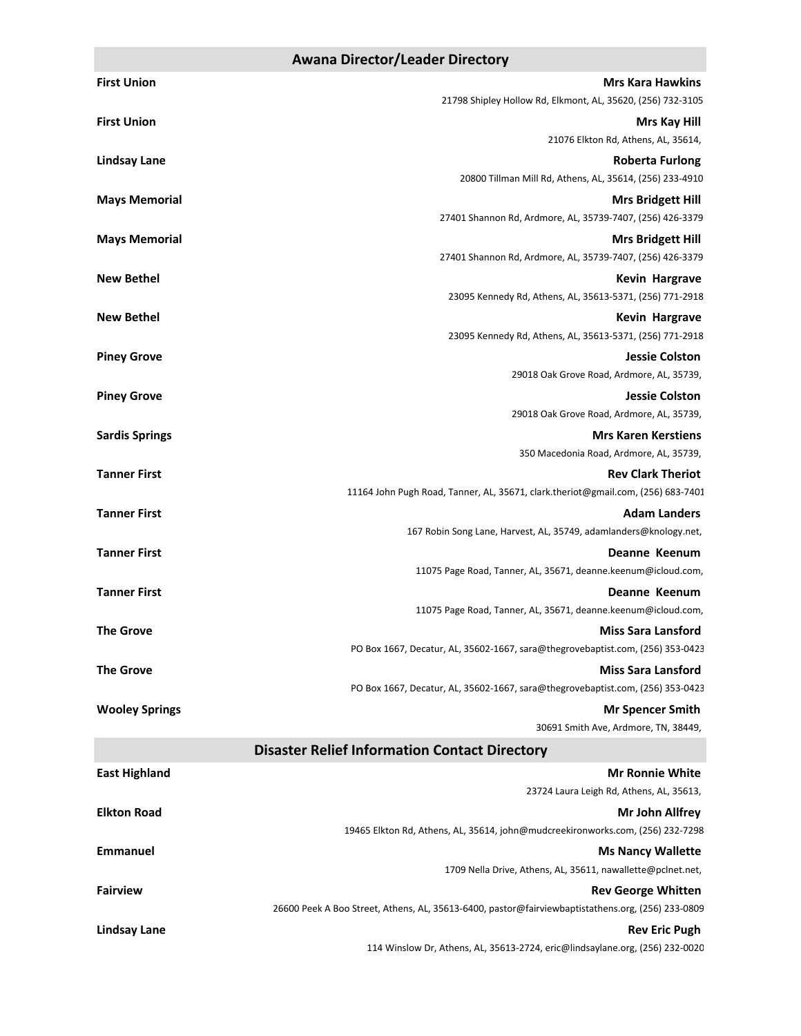## Awana Director/Leader Directory

**First Union** — **Mrs Kara Hawkins**
21798 Shipley Hollow Rd, Elkmont, AL, 35620, (256) 732-3105

**First Union** — **Mrs Kay Hill**
21076 Elkton Rd, Athens, AL, 35614,

**Lindsay Lane** — **Roberta Furlong**
20800 Tillman Mill Rd, Athens, AL, 35614, (256) 233-4910

**Mays Memorial** — **Mrs Bridgett Hill**
27401 Shannon Rd, Ardmore, AL, 35739-7407, (256) 426-3379

**Mays Memorial** — **Mrs Bridgett Hill**
27401 Shannon Rd, Ardmore, AL, 35739-7407, (256) 426-3379

**New Bethel** — **Kevin Hargrave**
23095 Kennedy Rd, Athens, AL, 35613-5371, (256) 771-2918

**New Bethel** — **Kevin Hargrave**
23095 Kennedy Rd, Athens, AL, 35613-5371, (256) 771-2918

**Piney Grove** — **Jessie Colston**
29018 Oak Grove Road, Ardmore, AL, 35739,

**Piney Grove** — **Jessie Colston**
29018 Oak Grove Road, Ardmore, AL, 35739,

**Sardis Springs** — **Mrs Karen Kerstiens**
350 Macedonia Road, Ardmore, AL, 35739,

**Tanner First** — **Rev Clark Theriot**
11164 John Pugh Road, Tanner, AL, 35671, clark.theriot@gmail.com, (256) 683-7401

**Tanner First** — **Adam Landers**
167 Robin Song Lane, Harvest, AL, 35749, adamlanders@knology.net,

**Tanner First** — **Deanne Keenum**
11075 Page Road, Tanner, AL, 35671, deanne.keenum@icloud.com,

**Tanner First** — **Deanne Keenum**
11075 Page Road, Tanner, AL, 35671, deanne.keenum@icloud.com,

**The Grove** — **Miss Sara Lansford**
PO Box 1667, Decatur, AL, 35602-1667, sara@thegrovebaptist.com, (256) 353-0423

**The Grove** — **Miss Sara Lansford**
PO Box 1667, Decatur, AL, 35602-1667, sara@thegrovebaptist.com, (256) 353-0423

**Wooley Springs** — **Mr Spencer Smith**
30691 Smith Ave, Ardmore, TN, 38449,

## Disaster Relief Information Contact Directory

**East Highland** — **Mr Ronnie White**
23724 Laura Leigh Rd, Athens, AL, 35613,

**Elkton Road** — **Mr John Allfrey**
19465 Elkton Rd, Athens, AL, 35614, john@mudcreekironworks.com, (256) 232-7298

**Emmanuel** — **Ms Nancy Wallette**
1709 Nella Drive, Athens, AL, 35611, nawallette@pclnet.net,

**Fairview** — **Rev George Whitten**
26600 Peek A Boo Street, Athens, AL, 35613-6400, pastor@fairviewbaptistathens.org, (256) 233-0809

**Lindsay Lane** — **Rev Eric Pugh**
114 Winslow Dr, Athens, AL, 35613-2724, eric@lindsaylane.org, (256) 232-0020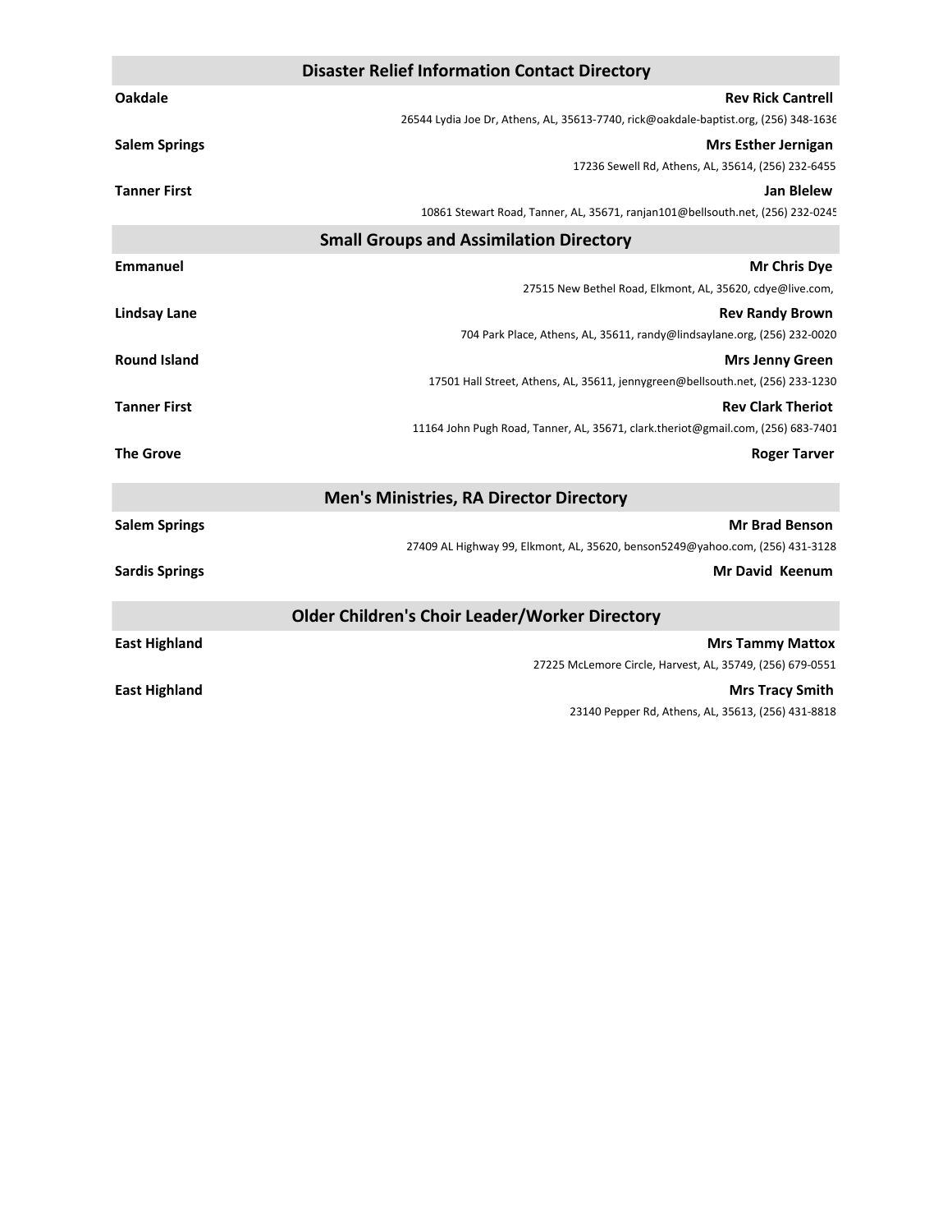## Disaster Relief Information Contact Directory

**Oakdale** — **Rev Rick Cantrell**
26544 Lydia Joe Dr, Athens, AL, 35613-7740, rick@oakdale-baptist.org, (256) 348-1636

**Salem Springs** — **Mrs Esther Jernigan**
17236 Sewell Rd, Athens, AL, 35614, (256) 232-6455

**Tanner First** — **Jan Blelew**
10861 Stewart Road, Tanner, AL, 35671, ranjan101@bellsouth.net, (256) 232-0245

## Small Groups and Assimilation Directory

**Emmanuel** — **Mr Chris Dye**
27515 New Bethel Road, Elkmont, AL, 35620, cdye@live.com,

**Lindsay Lane** — **Rev Randy Brown**
704 Park Place, Athens, AL, 35611, randy@lindsaylane.org, (256) 232-0020

**Round Island** — **Mrs Jenny Green**
17501 Hall Street, Athens, AL, 35611, jennygreen@bellsouth.net, (256) 233-1230

**Tanner First** — **Rev Clark Theriot**
11164 John Pugh Road, Tanner, AL, 35671, clark.theriot@gmail.com, (256) 683-7401

**The Grove** — **Roger Tarver**

## Men's Ministries, RA Director Directory

**Salem Springs** — **Mr Brad Benson**
27409 AL Highway 99, Elkmont, AL, 35620, benson5249@yahoo.com, (256) 431-3128

**Sardis Springs** — **Mr David Keenum**

## Older Children's Choir Leader/Worker Directory

**East Highland** — **Mrs Tammy Mattox**
27225 McLemore Circle, Harvest, AL, 35749, (256) 679-0551

**East Highland** — **Mrs Tracy Smith**
23140 Pepper Rd, Athens, AL, 35613, (256) 431-8818